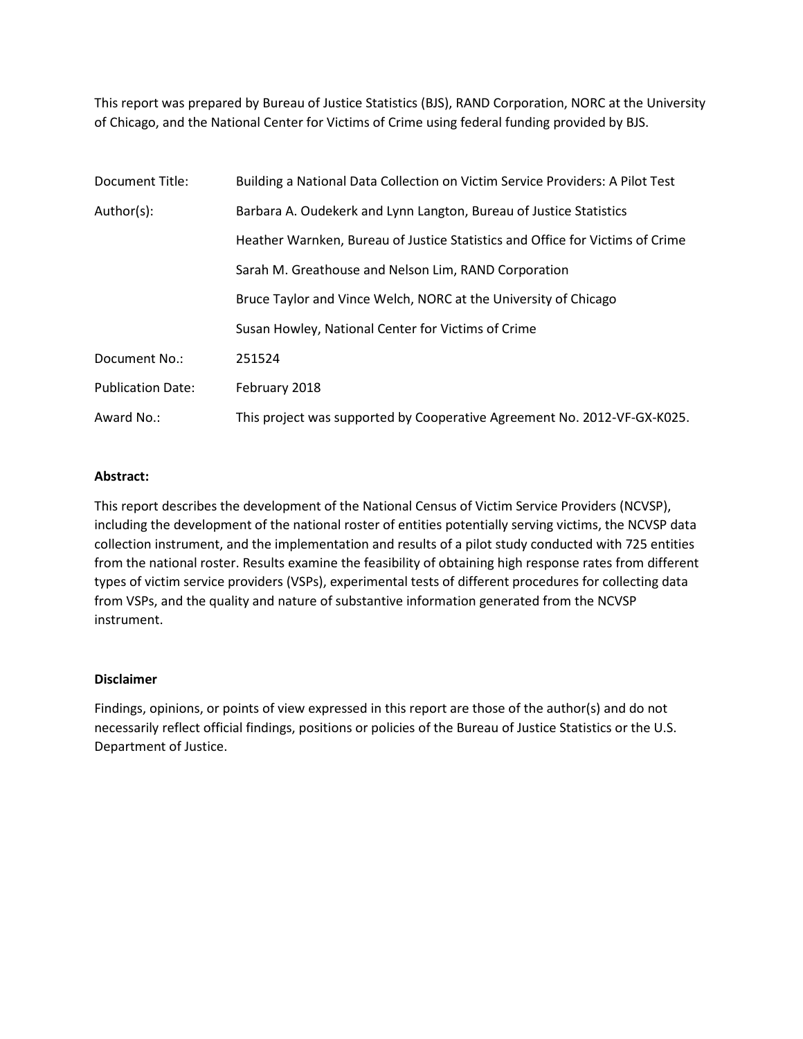This report was prepared by Bureau of Justice Statistics (BJS), RAND Corporation, NORC at the University of Chicago, and the National Center for Victims of Crime using federal funding provided by BJS.

| | |
|---|---|
| Document Title: | Building a National Data Collection on Victim Service Providers: A Pilot Test |
| Author(s): | Barbara A. Oudekerk and Lynn Langton, Bureau of Justice Statistics |
| | Heather Warnken, Bureau of Justice Statistics and Office for Victims of Crime |
| | Sarah M. Greathouse and Nelson Lim, RAND Corporation |
| | Bruce Taylor and Vince Welch, NORC at the University of Chicago |
| | Susan Howley, National Center for Victims of Crime |
| Document No.: | 251524 |
| Publication Date: | February 2018 |
| Award No.: | This project was supported by Cooperative Agreement No. 2012-VF-GX-K025. |

**Abstract:**

This report describes the development of the National Census of Victim Service Providers (NCVSP), including the development of the national roster of entities potentially serving victims, the NCVSP data collection instrument, and the implementation and results of a pilot study conducted with 725 entities from the national roster. Results examine the feasibility of obtaining high response rates from different types of victim service providers (VSPs), experimental tests of different procedures for collecting data from VSPs, and the quality and nature of substantive information generated from the NCVSP instrument.

**Disclaimer**

Findings, opinions, or points of view expressed in this report are those of the author(s) and do not necessarily reflect official findings, positions or policies of the Bureau of Justice Statistics or the U.S. Department of Justice.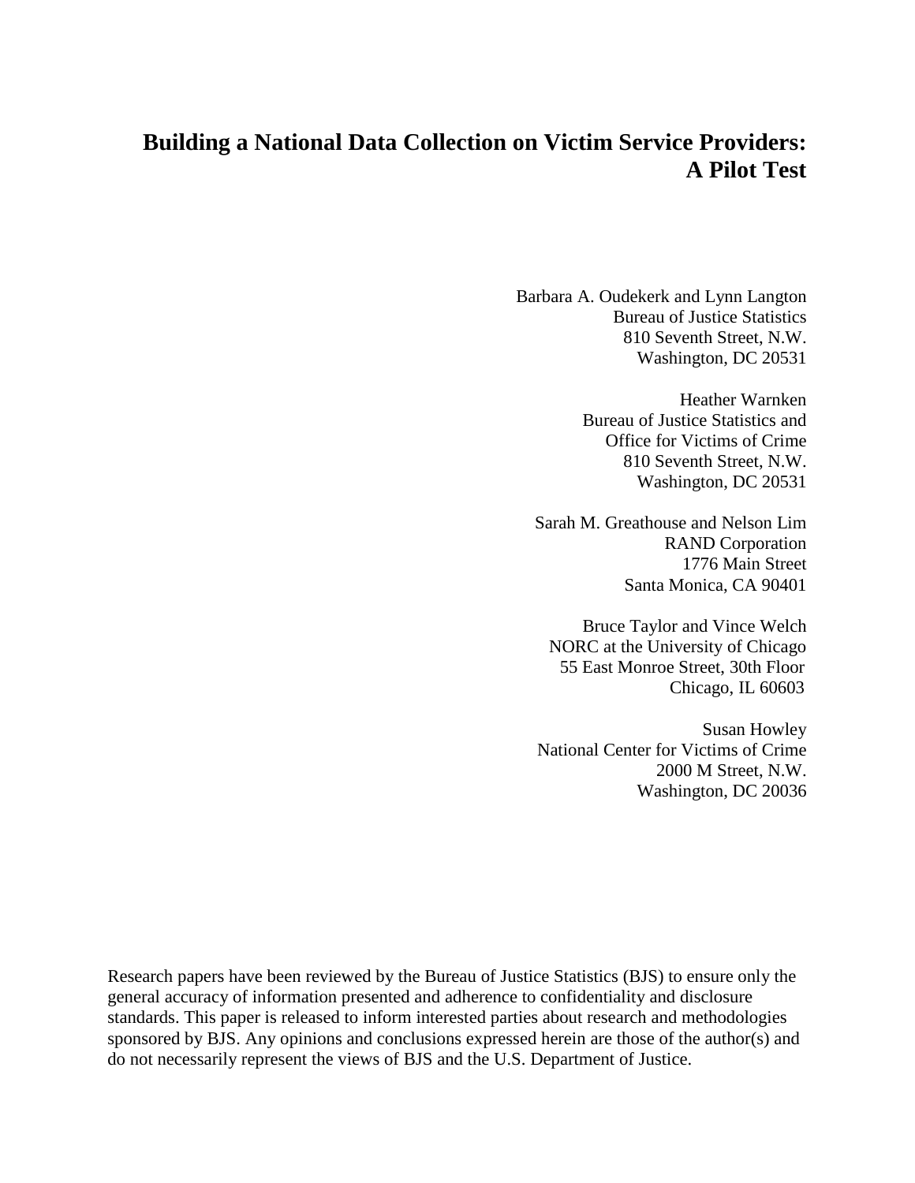# Building a National Data Collection on Victim Service Providers: A Pilot Test

Barbara A. Oudekerk and Lynn Langton
Bureau of Justice Statistics
810 Seventh Street, N.W.
Washington, DC 20531

Heather Warnken
Bureau of Justice Statistics and
Office for Victims of Crime
810 Seventh Street, N.W.
Washington, DC 20531

Sarah M. Greathouse and Nelson Lim
RAND Corporation
1776 Main Street
Santa Monica, CA 90401

Bruce Taylor and Vince Welch
NORC at the University of Chicago
55 East Monroe Street, 30th Floor
Chicago, IL 60603

Susan Howley
National Center for Victims of Crime
2000 M Street, N.W.
Washington, DC 20036

Research papers have been reviewed by the Bureau of Justice Statistics (BJS) to ensure only the general accuracy of information presented and adherence to confidentiality and disclosure standards. This paper is released to inform interested parties about research and methodologies sponsored by BJS. Any opinions and conclusions expressed herein are those of the author(s) and do not necessarily represent the views of BJS and the U.S. Department of Justice.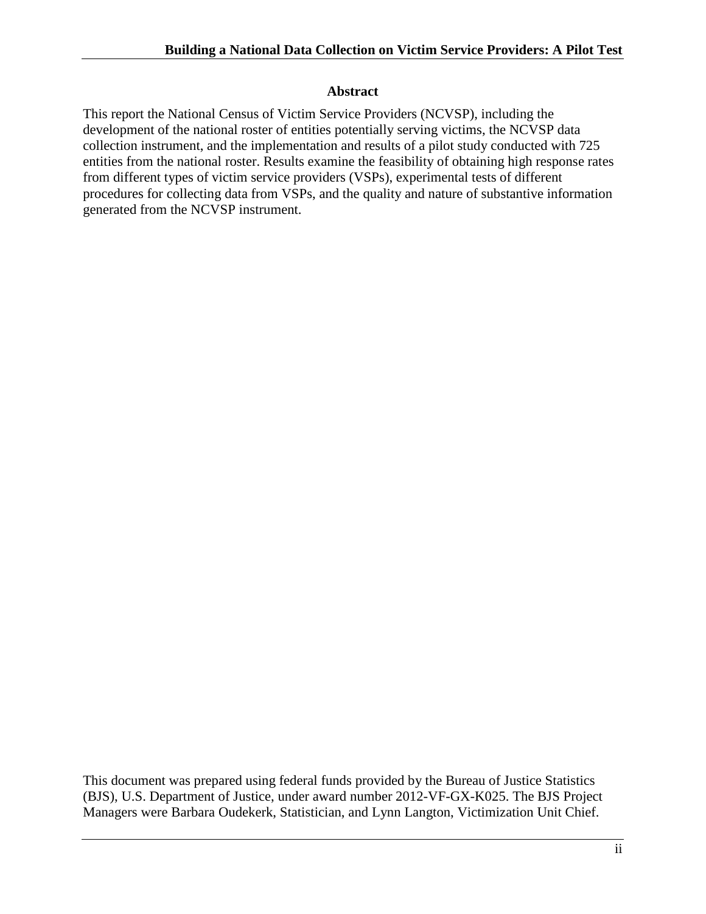## Abstract

This report the National Census of Victim Service Providers (NCVSP), including the development of the national roster of entities potentially serving victims, the NCVSP data collection instrument, and the implementation and results of a pilot study conducted with 725 entities from the national roster. Results examine the feasibility of obtaining high response rates from different types of victim service providers (VSPs), experimental tests of different procedures for collecting data from VSPs, and the quality and nature of substantive information generated from the NCVSP instrument.

This document was prepared using federal funds provided by the Bureau of Justice Statistics (BJS), U.S. Department of Justice, under award number 2012-VF-GX-K025. The BJS Project Managers were Barbara Oudekerk, Statistician, and Lynn Langton, Victimization Unit Chief.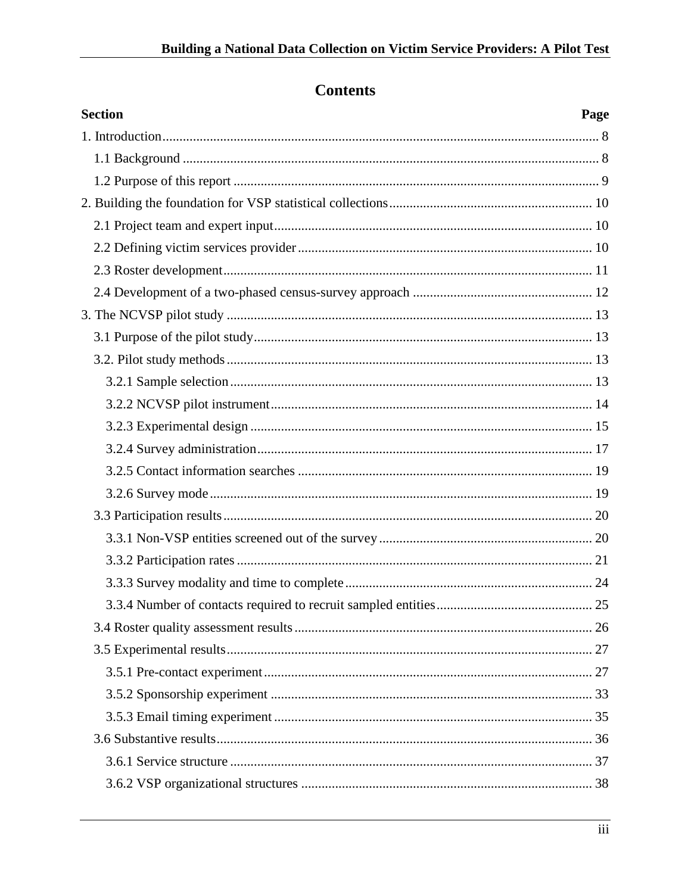# Contents

| Section | Page |
|---|---|
| 1. Introduction | 8 |
| 1.1 Background | 8 |
| 1.2 Purpose of this report | 9 |
| 2. Building the foundation for VSP statistical collections | 10 |
| 2.1 Project team and expert input | 10 |
| 2.2 Defining victim services provider | 10 |
| 2.3 Roster development | 11 |
| 2.4 Development of a two-phased census-survey approach | 12 |
| 3. The NCVSP pilot study | 13 |
| 3.1 Purpose of the pilot study | 13 |
| 3.2. Pilot study methods | 13 |
| 3.2.1 Sample selection | 13 |
| 3.2.2 NCVSP pilot instrument | 14 |
| 3.2.3 Experimental design | 15 |
| 3.2.4 Survey administration | 17 |
| 3.2.5 Contact information searches | 19 |
| 3.2.6 Survey mode | 19 |
| 3.3 Participation results | 20 |
| 3.3.1 Non-VSP entities screened out of the survey | 20 |
| 3.3.2 Participation rates | 21 |
| 3.3.3 Survey modality and time to complete | 24 |
| 3.3.4 Number of contacts required to recruit sampled entities | 25 |
| 3.4 Roster quality assessment results | 26 |
| 3.5 Experimental results | 27 |
| 3.5.1 Pre-contact experiment | 27 |
| 3.5.2 Sponsorship experiment | 33 |
| 3.5.3 Email timing experiment | 35 |
| 3.6 Substantive results | 36 |
| 3.6.1 Service structure | 37 |
| 3.6.2 VSP organizational structures | 38 |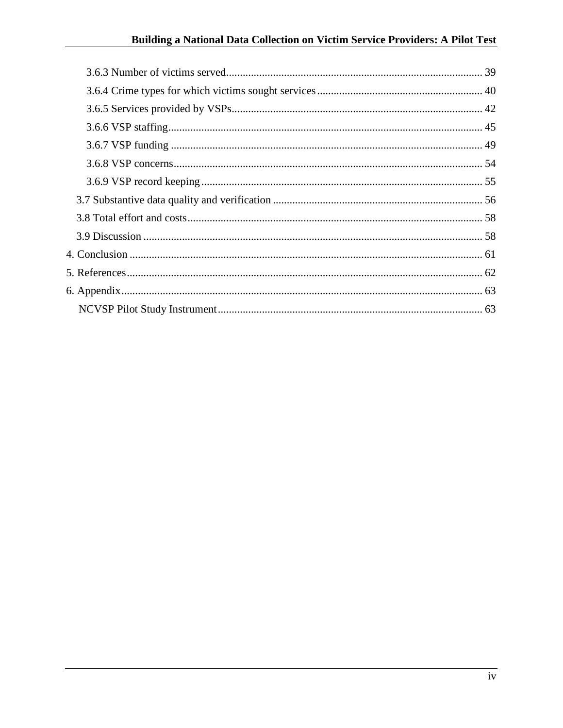3.6.3 Number of victims served ........................................................................................... 39

3.6.4 Crime types for which victims sought services ........................................................... 40

3.6.5 Services provided by VSPs .......................................................................................... 42

3.6.6 VSP staffing ................................................................................................................. 45

3.6.7 VSP funding ................................................................................................................ 49

3.6.8 VSP concerns ............................................................................................................... 54

3.6.9 VSP record keeping ..................................................................................................... 55

3.7 Substantive data quality and verification ........................................................................... 56

3.8 Total effort and costs .......................................................................................................... 58

3.9 Discussion .......................................................................................................................... 58

4. Conclusion ............................................................................................................................... 61

5. References ................................................................................................................................ 62

6. Appendix ................................................................................................................................. 63

NCVSP Pilot Study Instrument ............................................................................................... 63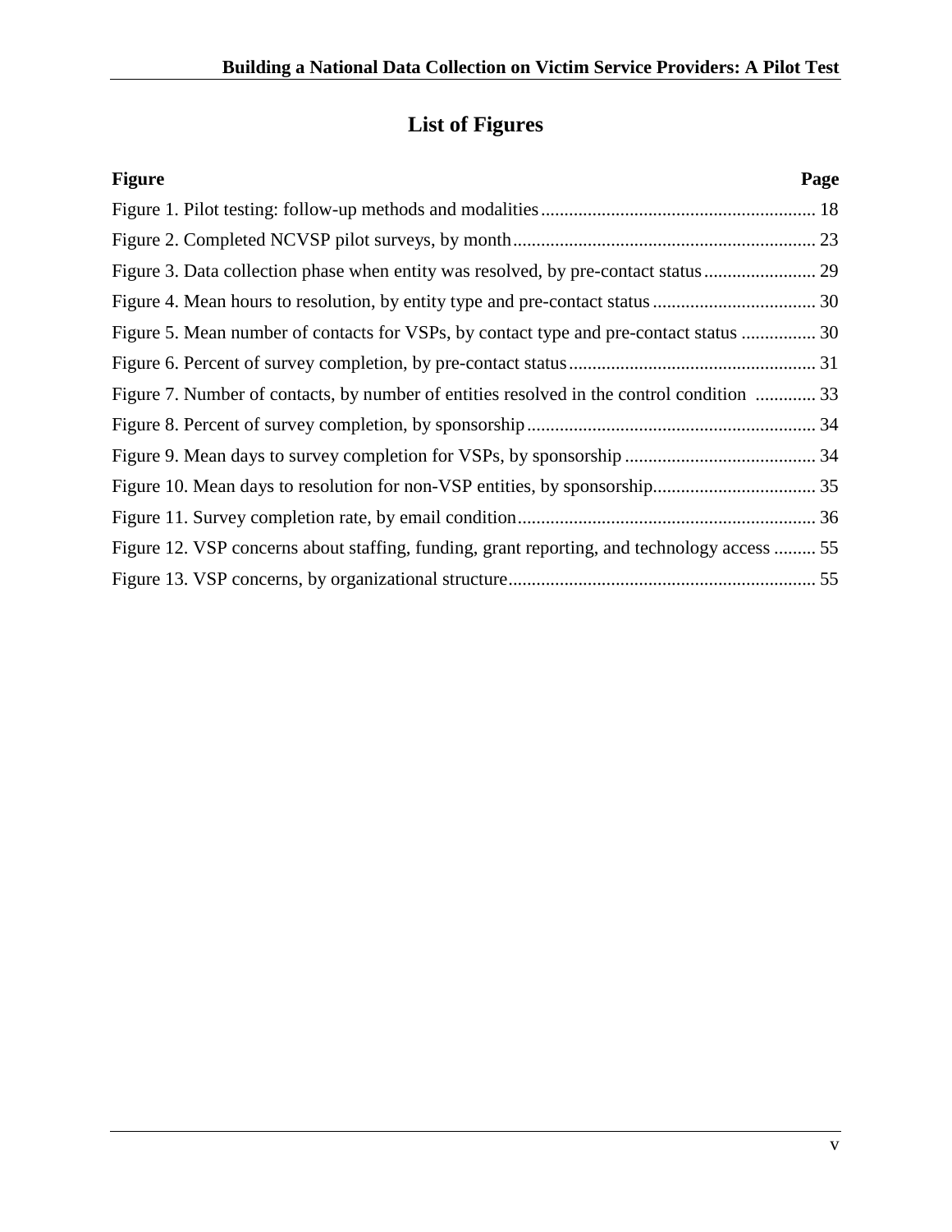# List of Figures

| Figure | Page |
|---|---|
| Figure 1. Pilot testing: follow-up methods and modalities | 18 |
| Figure 2. Completed NCVSP pilot surveys, by month | 23 |
| Figure 3. Data collection phase when entity was resolved, by pre-contact status | 29 |
| Figure 4. Mean hours to resolution, by entity type and pre-contact status | 30 |
| Figure 5. Mean number of contacts for VSPs, by contact type and pre-contact status | 30 |
| Figure 6. Percent of survey completion, by pre-contact status | 31 |
| Figure 7. Number of contacts, by number of entities resolved in the control condition | 33 |
| Figure 8. Percent of survey completion, by sponsorship | 34 |
| Figure 9. Mean days to survey completion for VSPs, by sponsorship | 34 |
| Figure 10. Mean days to resolution for non-VSP entities, by sponsorship | 35 |
| Figure 11. Survey completion rate, by email condition | 36 |
| Figure 12. VSP concerns about staffing, funding, grant reporting, and technology access | 55 |
| Figure 13. VSP concerns, by organizational structure | 55 |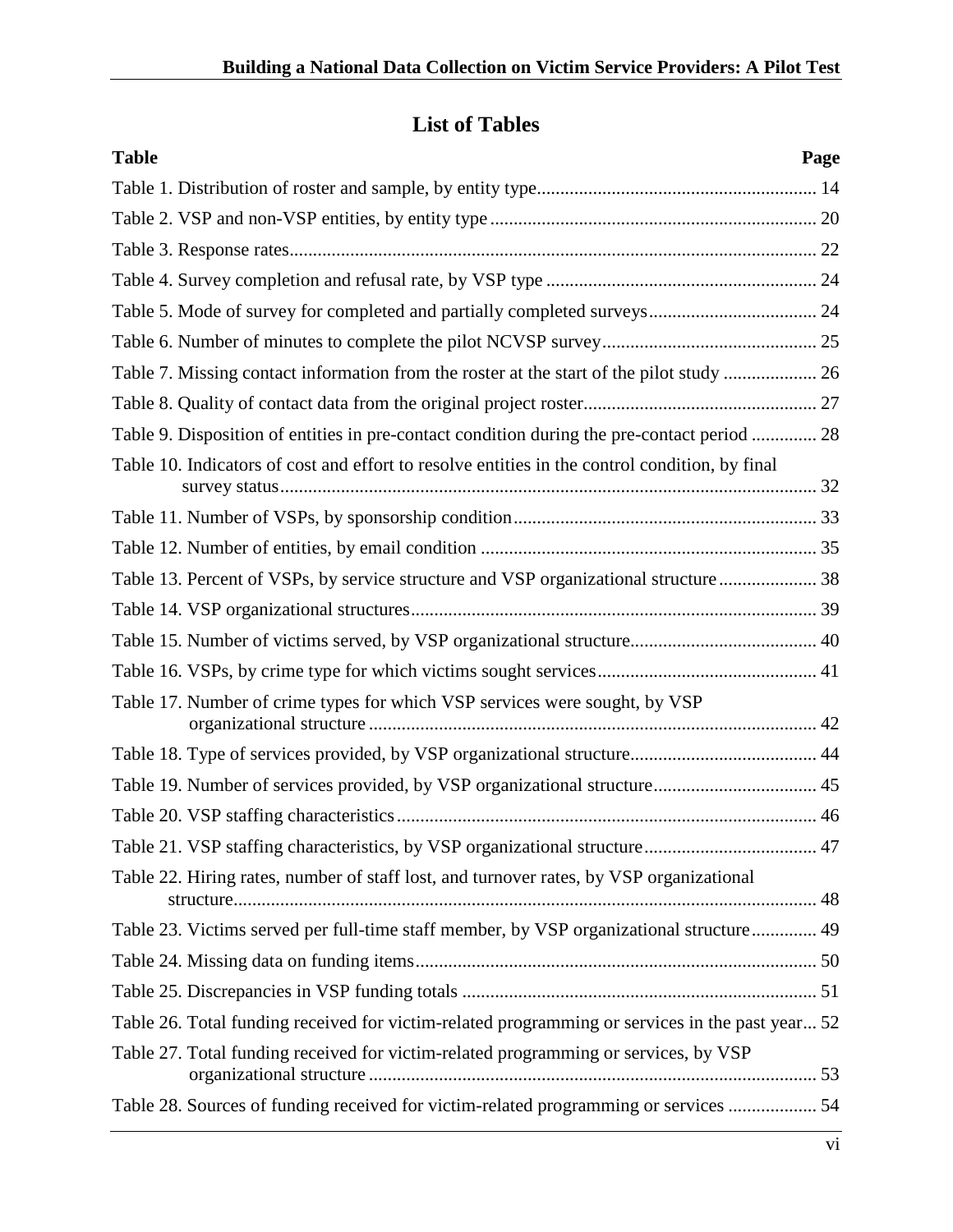## List of Tables

| Table | Page |
|---|---|
| Table 1. Distribution of roster and sample, by entity type | 14 |
| Table 2. VSP and non-VSP entities, by entity type | 20 |
| Table 3. Response rates | 22 |
| Table 4. Survey completion and refusal rate, by VSP type | 24 |
| Table 5. Mode of survey for completed and partially completed surveys | 24 |
| Table 6. Number of minutes to complete the pilot NCVSP survey | 25 |
| Table 7. Missing contact information from the roster at the start of the pilot study | 26 |
| Table 8. Quality of contact data from the original project roster | 27 |
| Table 9. Disposition of entities in pre-contact condition during the pre-contact period | 28 |
| Table 10. Indicators of cost and effort to resolve entities in the control condition, by final survey status | 32 |
| Table 11. Number of VSPs, by sponsorship condition | 33 |
| Table 12. Number of entities, by email condition | 35 |
| Table 13. Percent of VSPs, by service structure and VSP organizational structure | 38 |
| Table 14. VSP organizational structures | 39 |
| Table 15. Number of victims served, by VSP organizational structure | 40 |
| Table 16. VSPs, by crime type for which victims sought services | 41 |
| Table 17. Number of crime types for which VSP services were sought, by VSP organizational structure | 42 |
| Table 18. Type of services provided, by VSP organizational structure | 44 |
| Table 19. Number of services provided, by VSP organizational structure | 45 |
| Table 20. VSP staffing characteristics | 46 |
| Table 21. VSP staffing characteristics, by VSP organizational structure | 47 |
| Table 22. Hiring rates, number of staff lost, and turnover rates, by VSP organizational structure | 48 |
| Table 23. Victims served per full-time staff member, by VSP organizational structure | 49 |
| Table 24. Missing data on funding items | 50 |
| Table 25. Discrepancies in VSP funding totals | 51 |
| Table 26. Total funding received for victim-related programming or services in the past year | 52 |
| Table 27. Total funding received for victim-related programming or services, by VSP organizational structure | 53 |
| Table 28. Sources of funding received for victim-related programming or services | 54 |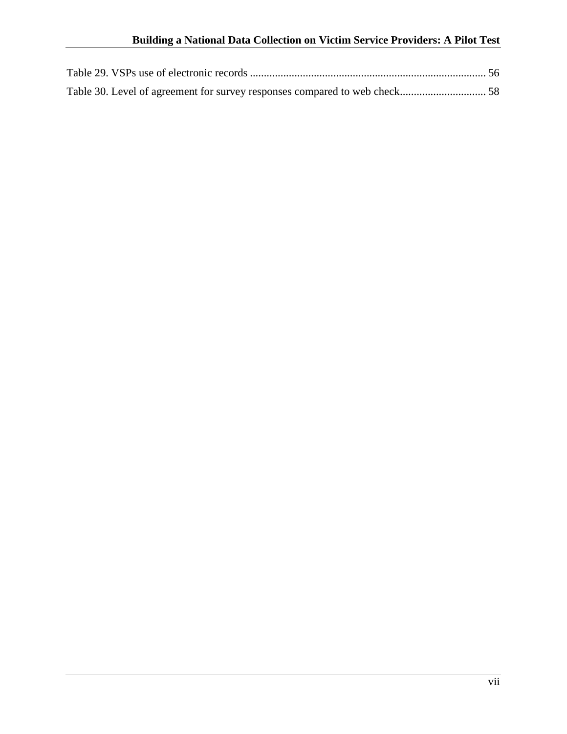Table 29. VSPs use of electronic records ..................................................................................... 56

Table 30. Level of agreement for survey responses compared to web check................................ 58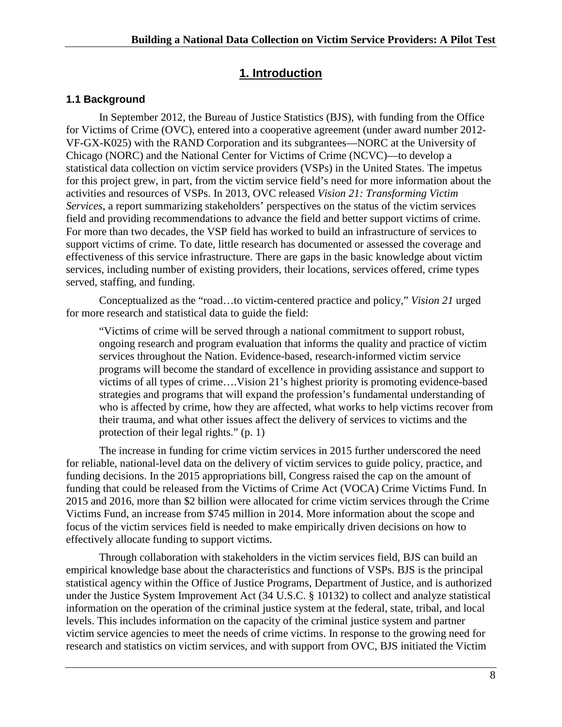# 1. Introduction

## 1.1 Background

In September 2012, the Bureau of Justice Statistics (BJS), with funding from the Office for Victims of Crime (OVC), entered into a cooperative agreement (under award number 2012-VF-GX-K025) with the RAND Corporation and its subgrantees—NORC at the University of Chicago (NORC) and the National Center for Victims of Crime (NCVC)—to develop a statistical data collection on victim service providers (VSPs) in the United States. The impetus for this project grew, in part, from the victim service field's need for more information about the activities and resources of VSPs. In 2013, OVC released *Vision 21: Transforming Victim Services*, a report summarizing stakeholders' perspectives on the status of the victim services field and providing recommendations to advance the field and better support victims of crime. For more than two decades, the VSP field has worked to build an infrastructure of services to support victims of crime. To date, little research has documented or assessed the coverage and effectiveness of this service infrastructure. There are gaps in the basic knowledge about victim services, including number of existing providers, their locations, services offered, crime types served, staffing, and funding.

Conceptualized as the "road…to victim-centered practice and policy," *Vision 21* urged for more research and statistical data to guide the field:

> "Victims of crime will be served through a national commitment to support robust, ongoing research and program evaluation that informs the quality and practice of victim services throughout the Nation. Evidence-based, research-informed victim service programs will become the standard of excellence in providing assistance and support to victims of all types of crime….Vision 21's highest priority is promoting evidence-based strategies and programs that will expand the profession's fundamental understanding of who is affected by crime, how they are affected, what works to help victims recover from their trauma, and what other issues affect the delivery of services to victims and the protection of their legal rights." (p. 1)

The increase in funding for crime victim services in 2015 further underscored the need for reliable, national-level data on the delivery of victim services to guide policy, practice, and funding decisions. In the 2015 appropriations bill, Congress raised the cap on the amount of funding that could be released from the Victims of Crime Act (VOCA) Crime Victims Fund. In 2015 and 2016, more than $2 billion were allocated for crime victim services through the Crime Victims Fund, an increase from $745 million in 2014. More information about the scope and focus of the victim services field is needed to make empirically driven decisions on how to effectively allocate funding to support victims.

Through collaboration with stakeholders in the victim services field, BJS can build an empirical knowledge base about the characteristics and functions of VSPs. BJS is the principal statistical agency within the Office of Justice Programs, Department of Justice, and is authorized under the Justice System Improvement Act (34 U.S.C. § 10132) to collect and analyze statistical information on the operation of the criminal justice system at the federal, state, tribal, and local levels. This includes information on the capacity of the criminal justice system and partner victim service agencies to meet the needs of crime victims. In response to the growing need for research and statistics on victim services, and with support from OVC, BJS initiated the Victim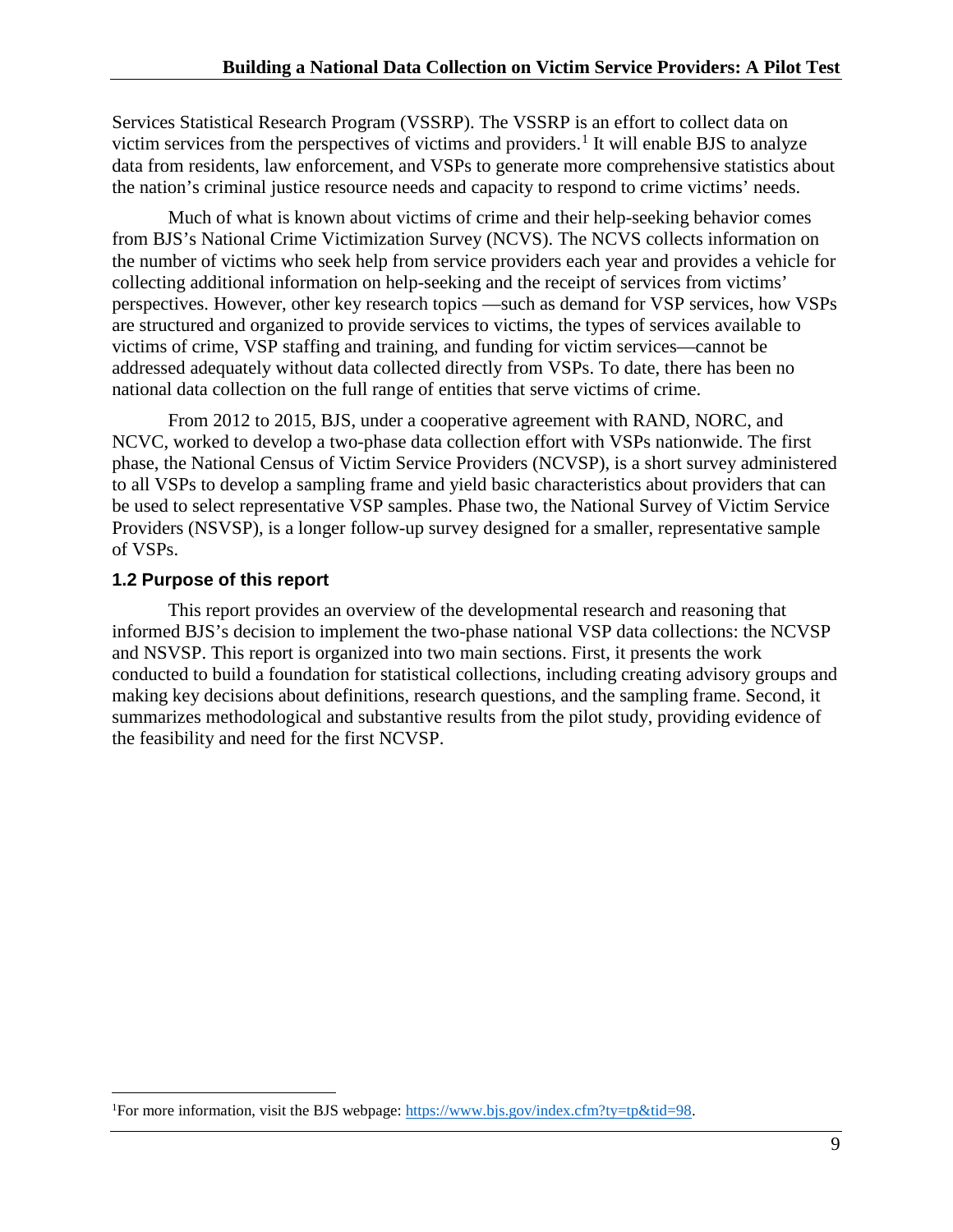Services Statistical Research Program (VSSRP). The VSSRP is an effort to collect data on victim services from the perspectives of victims and providers.[1] It will enable BJS to analyze data from residents, law enforcement, and VSPs to generate more comprehensive statistics about the nation's criminal justice resource needs and capacity to respond to crime victims' needs.

Much of what is known about victims of crime and their help-seeking behavior comes from BJS's National Crime Victimization Survey (NCVS). The NCVS collects information on the number of victims who seek help from service providers each year and provides a vehicle for collecting additional information on help-seeking and the receipt of services from victims' perspectives. However, other key research topics —such as demand for VSP services, how VSPs are structured and organized to provide services to victims, the types of services available to victims of crime, VSP staffing and training, and funding for victim services—cannot be addressed adequately without data collected directly from VSPs. To date, there has been no national data collection on the full range of entities that serve victims of crime.

From 2012 to 2015, BJS, under a cooperative agreement with RAND, NORC, and NCVC, worked to develop a two-phase data collection effort with VSPs nationwide. The first phase, the National Census of Victim Service Providers (NCVSP), is a short survey administered to all VSPs to develop a sampling frame and yield basic characteristics about providers that can be used to select representative VSP samples. Phase two, the National Survey of Victim Service Providers (NSVSP), is a longer follow-up survey designed for a smaller, representative sample of VSPs.

### 1.2 Purpose of this report

This report provides an overview of the developmental research and reasoning that informed BJS's decision to implement the two-phase national VSP data collections: the NCVSP and NSVSP. This report is organized into two main sections. First, it presents the work conducted to build a foundation for statistical collections, including creating advisory groups and making key decisions about definitions, research questions, and the sampling frame. Second, it summarizes methodological and substantive results from the pilot study, providing evidence of the feasibility and need for the first NCVSP.

---

[1] For more information, visit the BJS webpage: https://www.bjs.gov/index.cfm?ty=tp&tid=98.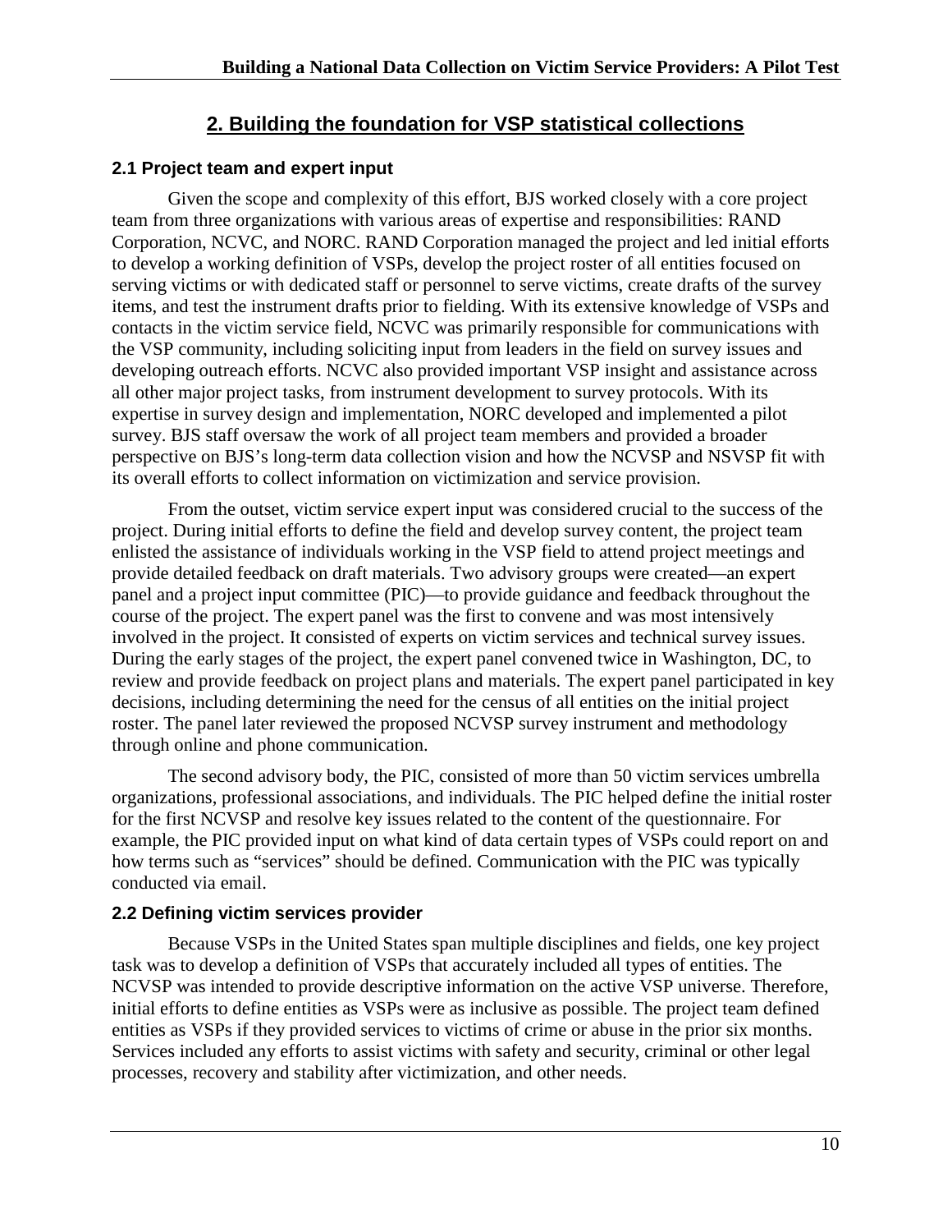# 2. Building the foundation for VSP statistical collections

## 2.1 Project team and expert input

Given the scope and complexity of this effort, BJS worked closely with a core project team from three organizations with various areas of expertise and responsibilities: RAND Corporation, NCVC, and NORC. RAND Corporation managed the project and led initial efforts to develop a working definition of VSPs, develop the project roster of all entities focused on serving victims or with dedicated staff or personnel to serve victims, create drafts of the survey items, and test the instrument drafts prior to fielding. With its extensive knowledge of VSPs and contacts in the victim service field, NCVC was primarily responsible for communications with the VSP community, including soliciting input from leaders in the field on survey issues and developing outreach efforts. NCVC also provided important VSP insight and assistance across all other major project tasks, from instrument development to survey protocols. With its expertise in survey design and implementation, NORC developed and implemented a pilot survey. BJS staff oversaw the work of all project team members and provided a broader perspective on BJS's long-term data collection vision and how the NCVSP and NSVSP fit with its overall efforts to collect information on victimization and service provision.

From the outset, victim service expert input was considered crucial to the success of the project. During initial efforts to define the field and develop survey content, the project team enlisted the assistance of individuals working in the VSP field to attend project meetings and provide detailed feedback on draft materials. Two advisory groups were created—an expert panel and a project input committee (PIC)—to provide guidance and feedback throughout the course of the project. The expert panel was the first to convene and was most intensively involved in the project. It consisted of experts on victim services and technical survey issues. During the early stages of the project, the expert panel convened twice in Washington, DC, to review and provide feedback on project plans and materials. The expert panel participated in key decisions, including determining the need for the census of all entities on the initial project roster. The panel later reviewed the proposed NCVSP survey instrument and methodology through online and phone communication.

The second advisory body, the PIC, consisted of more than 50 victim services umbrella organizations, professional associations, and individuals. The PIC helped define the initial roster for the first NCVSP and resolve key issues related to the content of the questionnaire. For example, the PIC provided input on what kind of data certain types of VSPs could report on and how terms such as "services" should be defined. Communication with the PIC was typically conducted via email.

## 2.2 Defining victim services provider

Because VSPs in the United States span multiple disciplines and fields, one key project task was to develop a definition of VSPs that accurately included all types of entities. The NCVSP was intended to provide descriptive information on the active VSP universe. Therefore, initial efforts to define entities as VSPs were as inclusive as possible. The project team defined entities as VSPs if they provided services to victims of crime or abuse in the prior six months. Services included any efforts to assist victims with safety and security, criminal or other legal processes, recovery and stability after victimization, and other needs.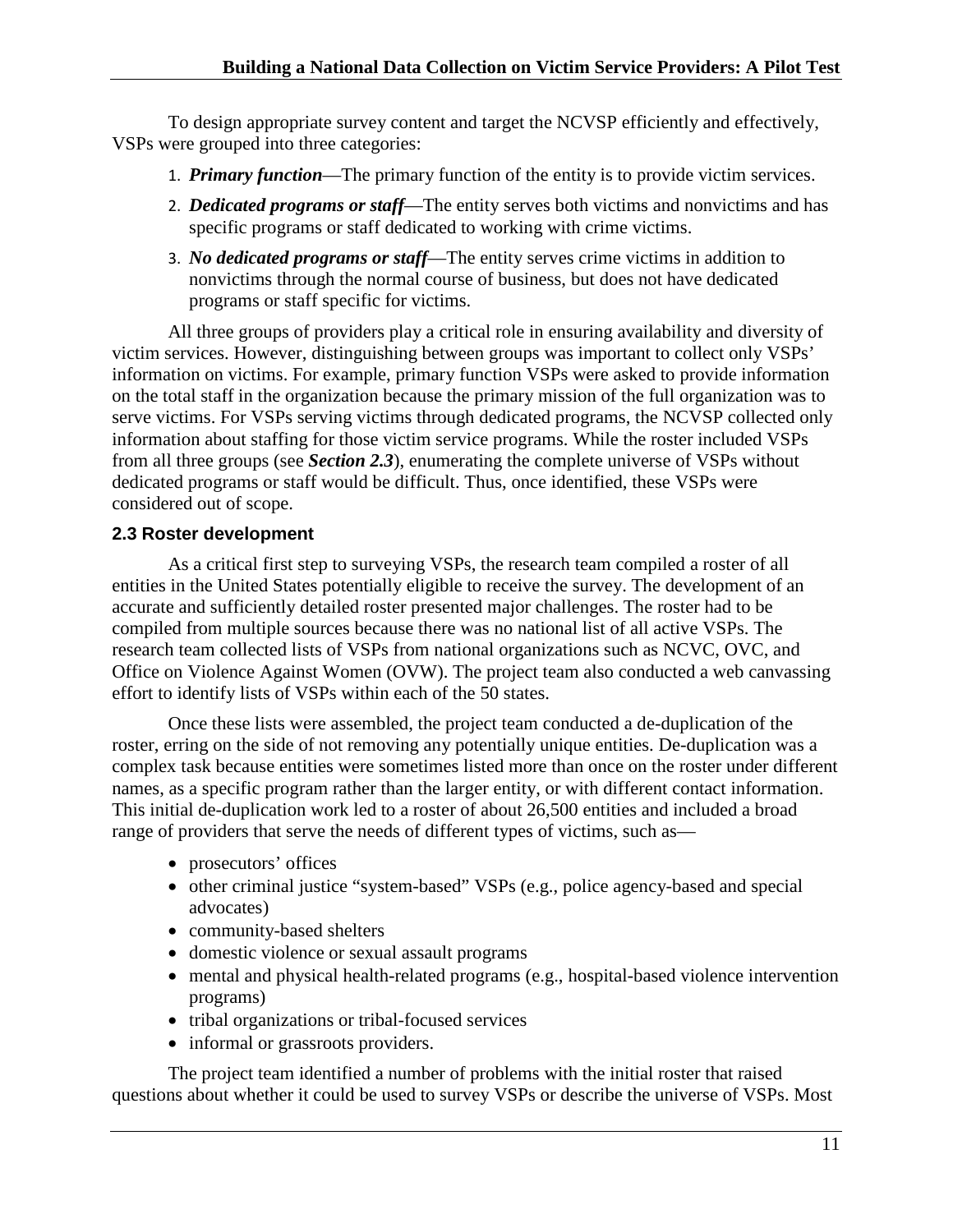To design appropriate survey content and target the NCVSP efficiently and effectively, VSPs were grouped into three categories:

1. ***Primary function***—The primary function of the entity is to provide victim services.
2. ***Dedicated programs or staff***—The entity serves both victims and nonvictims and has specific programs or staff dedicated to working with crime victims.
3. ***No dedicated programs or staff***—The entity serves crime victims in addition to nonvictims through the normal course of business, but does not have dedicated programs or staff specific for victims.

All three groups of providers play a critical role in ensuring availability and diversity of victim services. However, distinguishing between groups was important to collect only VSPs' information on victims. For example, primary function VSPs were asked to provide information on the total staff in the organization because the primary mission of the full organization was to serve victims. For VSPs serving victims through dedicated programs, the NCVSP collected only information about staffing for those victim service programs. While the roster included VSPs from all three groups (see ***Section 2.3***), enumerating the complete universe of VSPs without dedicated programs or staff would be difficult. Thus, once identified, these VSPs were considered out of scope.

### 2.3 Roster development

As a critical first step to surveying VSPs, the research team compiled a roster of all entities in the United States potentially eligible to receive the survey. The development of an accurate and sufficiently detailed roster presented major challenges. The roster had to be compiled from multiple sources because there was no national list of all active VSPs. The research team collected lists of VSPs from national organizations such as NCVC, OVC, and Office on Violence Against Women (OVW). The project team also conducted a web canvassing effort to identify lists of VSPs within each of the 50 states.

Once these lists were assembled, the project team conducted a de-duplication of the roster, erring on the side of not removing any potentially unique entities. De-duplication was a complex task because entities were sometimes listed more than once on the roster under different names, as a specific program rather than the larger entity, or with different contact information. This initial de-duplication work led to a roster of about 26,500 entities and included a broad range of providers that serve the needs of different types of victims, such as—

- prosecutors' offices
- other criminal justice "system-based" VSPs (e.g., police agency-based and special advocates)
- community-based shelters
- domestic violence or sexual assault programs
- mental and physical health-related programs (e.g., hospital-based violence intervention programs)
- tribal organizations or tribal-focused services
- informal or grassroots providers.

The project team identified a number of problems with the initial roster that raised questions about whether it could be used to survey VSPs or describe the universe of VSPs. Most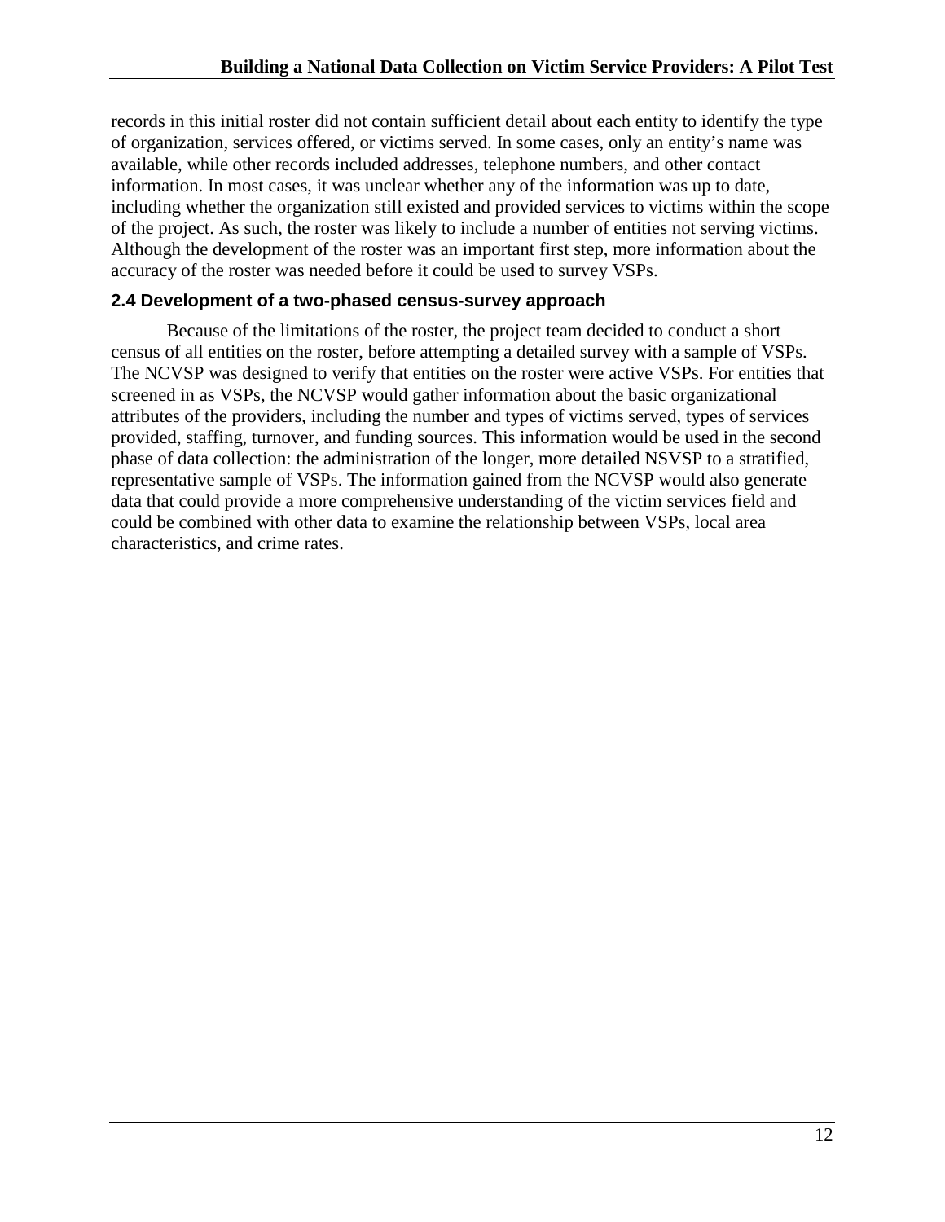records in this initial roster did not contain sufficient detail about each entity to identify the type of organization, services offered, or victims served. In some cases, only an entity's name was available, while other records included addresses, telephone numbers, and other contact information. In most cases, it was unclear whether any of the information was up to date, including whether the organization still existed and provided services to victims within the scope of the project. As such, the roster was likely to include a number of entities not serving victims. Although the development of the roster was an important first step, more information about the accuracy of the roster was needed before it could be used to survey VSPs.

### 2.4 Development of a two-phased census-survey approach

Because of the limitations of the roster, the project team decided to conduct a short census of all entities on the roster, before attempting a detailed survey with a sample of VSPs. The NCVSP was designed to verify that entities on the roster were active VSPs. For entities that screened in as VSPs, the NCVSP would gather information about the basic organizational attributes of the providers, including the number and types of victims served, types of services provided, staffing, turnover, and funding sources. This information would be used in the second phase of data collection: the administration of the longer, more detailed NSVSP to a stratified, representative sample of VSPs. The information gained from the NCVSP would also generate data that could provide a more comprehensive understanding of the victim services field and could be combined with other data to examine the relationship between VSPs, local area characteristics, and crime rates.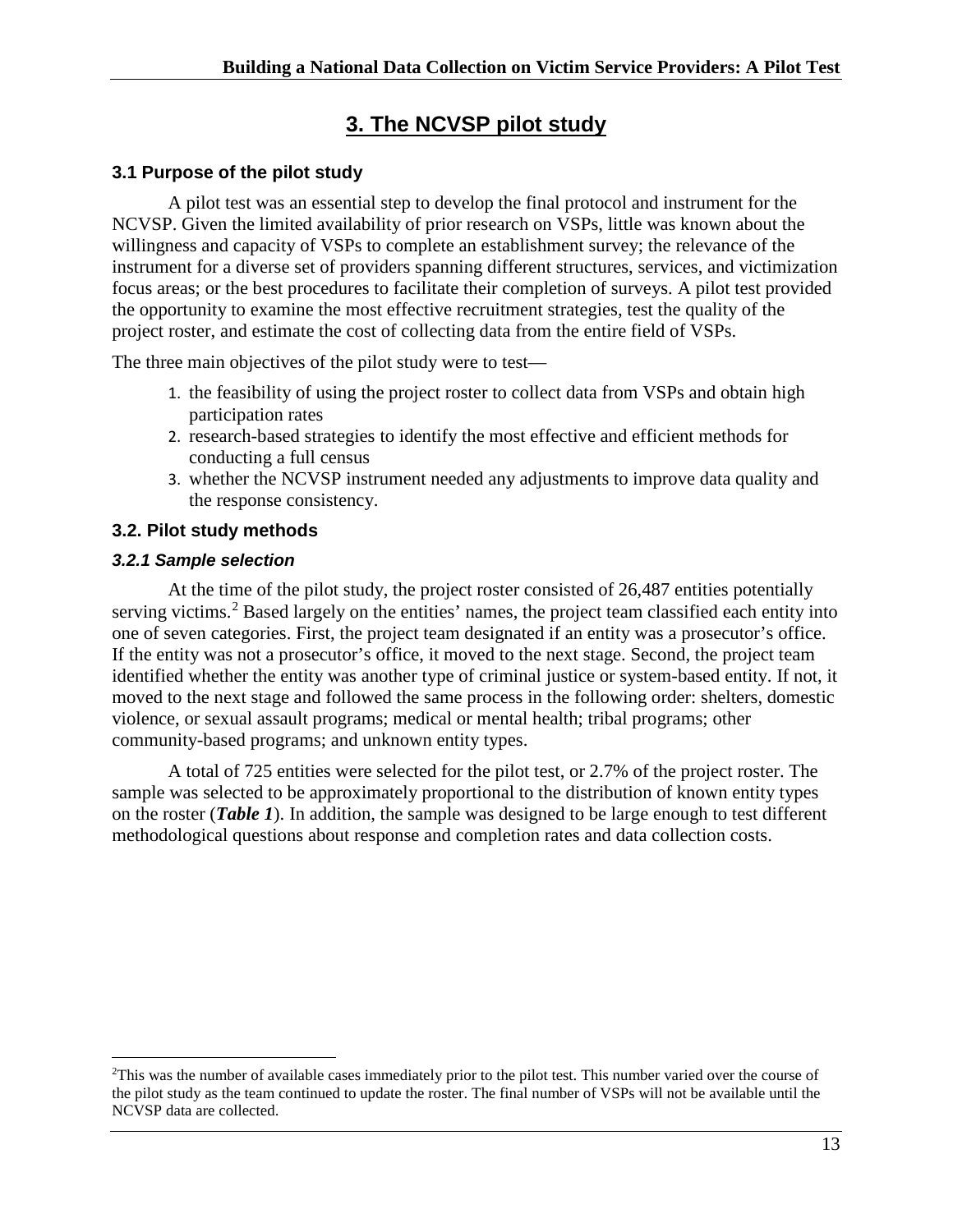# 3. The NCVSP pilot study

## 3.1 Purpose of the pilot study

A pilot test was an essential step to develop the final protocol and instrument for the NCVSP. Given the limited availability of prior research on VSPs, little was known about the willingness and capacity of VSPs to complete an establishment survey; the relevance of the instrument for a diverse set of providers spanning different structures, services, and victimization focus areas; or the best procedures to facilitate their completion of surveys. A pilot test provided the opportunity to examine the most effective recruitment strategies, test the quality of the project roster, and estimate the cost of collecting data from the entire field of VSPs.

The three main objectives of the pilot study were to test—

1. the feasibility of using the project roster to collect data from VSPs and obtain high participation rates
2. research-based strategies to identify the most effective and efficient methods for conducting a full census
3. whether the NCVSP instrument needed any adjustments to improve data quality and the response consistency.

## 3.2. Pilot study methods

### *3.2.1 Sample selection*

At the time of the pilot study, the project roster consisted of 26,487 entities potentially serving victims.[2] Based largely on the entities' names, the project team classified each entity into one of seven categories. First, the project team designated if an entity was a prosecutor's office. If the entity was not a prosecutor's office, it moved to the next stage. Second, the project team identified whether the entity was another type of criminal justice or system-based entity. If not, it moved to the next stage and followed the same process in the following order: shelters, domestic violence, or sexual assault programs; medical or mental health; tribal programs; other community-based programs; and unknown entity types.

A total of 725 entities were selected for the pilot test, or 2.7% of the project roster. The sample was selected to be approximately proportional to the distribution of known entity types on the roster (***Table 1***). In addition, the sample was designed to be large enough to test different methodological questions about response and completion rates and data collection costs.

[2]This was the number of available cases immediately prior to the pilot test. This number varied over the course of the pilot study as the team continued to update the roster. The final number of VSPs will not be available until the NCVSP data are collected.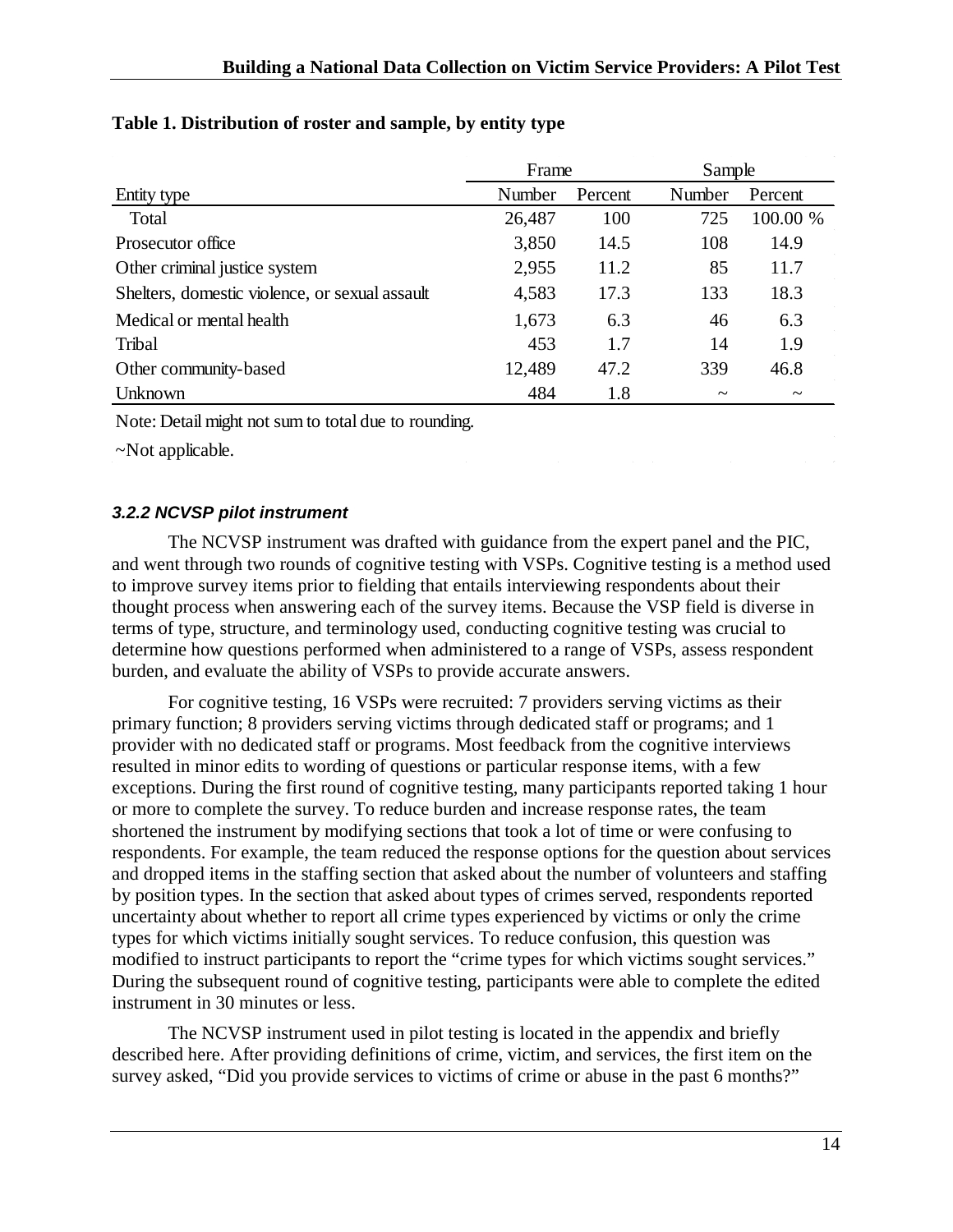**Table 1. Distribution of roster and sample, by entity type**

| | Frame | | Sample | |
|---|---|---|---|---|
| Entity type | Number | Percent | Number | Percent |
| Total | 26,487 | 100 | 725 | 100.00 % |
| Prosecutor office | 3,850 | 14.5 | 108 | 14.9 |
| Other criminal justice system | 2,955 | 11.2 | 85 | 11.7 |
| Shelters, domestic violence, or sexual assault | 4,583 | 17.3 | 133 | 18.3 |
| Medical or mental health | 1,673 | 6.3 | 46 | 6.3 |
| Tribal | 453 | 1.7 | 14 | 1.9 |
| Other community-based | 12,489 | 47.2 | 339 | 46.8 |
| Unknown | 484 | 1.8 | ~ | ~ |

Note: Detail might not sum to total due to rounding.

~Not applicable.

#### *3.2.2 NCVSP pilot instrument*

The NCVSP instrument was drafted with guidance from the expert panel and the PIC, and went through two rounds of cognitive testing with VSPs. Cognitive testing is a method used to improve survey items prior to fielding that entails interviewing respondents about their thought process when answering each of the survey items. Because the VSP field is diverse in terms of type, structure, and terminology used, conducting cognitive testing was crucial to determine how questions performed when administered to a range of VSPs, assess respondent burden, and evaluate the ability of VSPs to provide accurate answers.

For cognitive testing, 16 VSPs were recruited: 7 providers serving victims as their primary function; 8 providers serving victims through dedicated staff or programs; and 1 provider with no dedicated staff or programs. Most feedback from the cognitive interviews resulted in minor edits to wording of questions or particular response items, with a few exceptions. During the first round of cognitive testing, many participants reported taking 1 hour or more to complete the survey. To reduce burden and increase response rates, the team shortened the instrument by modifying sections that took a lot of time or were confusing to respondents. For example, the team reduced the response options for the question about services and dropped items in the staffing section that asked about the number of volunteers and staffing by position types. In the section that asked about types of crimes served, respondents reported uncertainty about whether to report all crime types experienced by victims or only the crime types for which victims initially sought services. To reduce confusion, this question was modified to instruct participants to report the "crime types for which victims sought services." During the subsequent round of cognitive testing, participants were able to complete the edited instrument in 30 minutes or less.

The NCVSP instrument used in pilot testing is located in the appendix and briefly described here. After providing definitions of crime, victim, and services, the first item on the survey asked, "Did you provide services to victims of crime or abuse in the past 6 months?"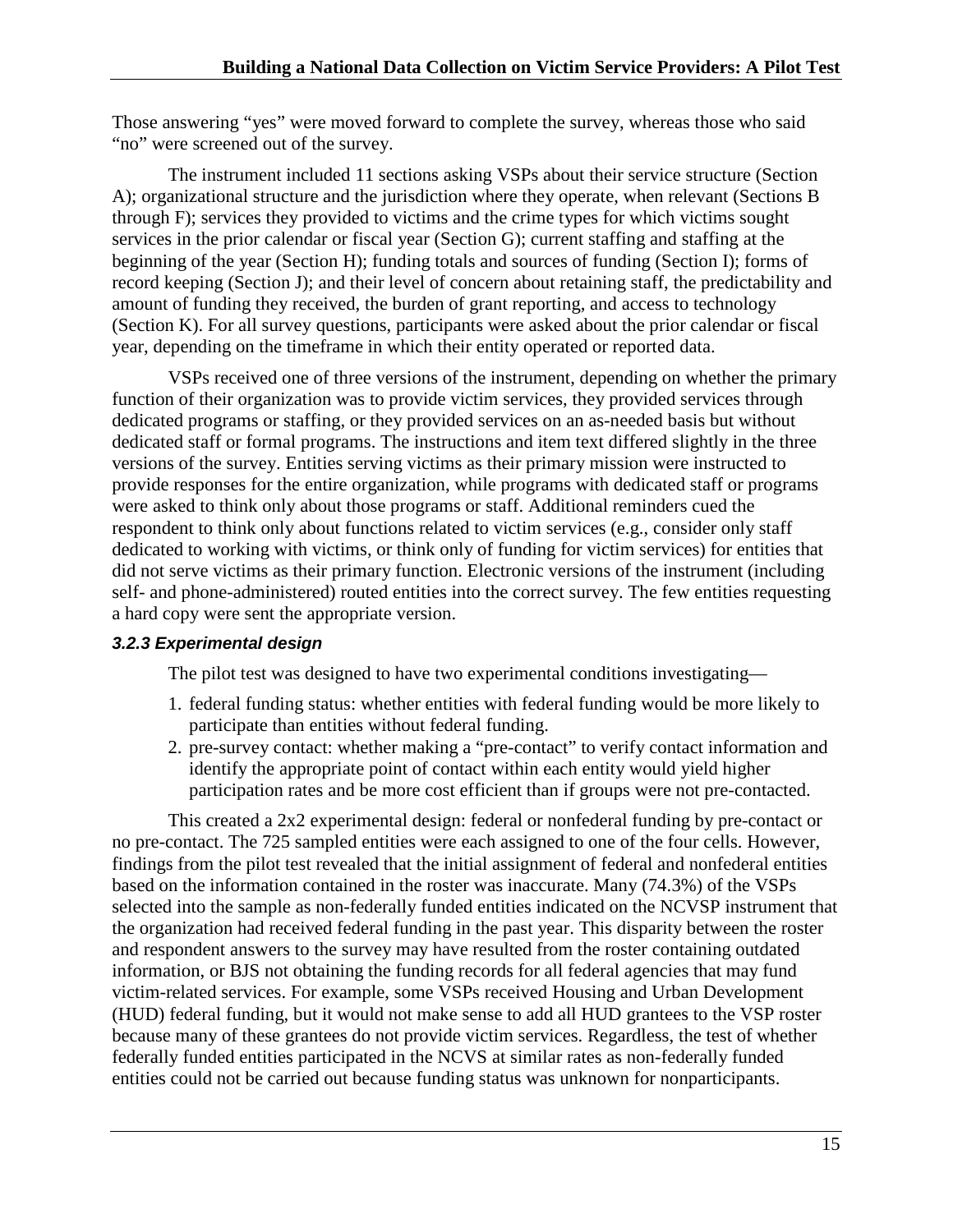Those answering "yes" were moved forward to complete the survey, whereas those who said "no" were screened out of the survey.

The instrument included 11 sections asking VSPs about their service structure (Section A); organizational structure and the jurisdiction where they operate, when relevant (Sections B through F); services they provided to victims and the crime types for which victims sought services in the prior calendar or fiscal year (Section G); current staffing and staffing at the beginning of the year (Section H); funding totals and sources of funding (Section I); forms of record keeping (Section J); and their level of concern about retaining staff, the predictability and amount of funding they received, the burden of grant reporting, and access to technology (Section K). For all survey questions, participants were asked about the prior calendar or fiscal year, depending on the timeframe in which their entity operated or reported data.

VSPs received one of three versions of the instrument, depending on whether the primary function of their organization was to provide victim services, they provided services through dedicated programs or staffing, or they provided services on an as-needed basis but without dedicated staff or formal programs. The instructions and item text differed slightly in the three versions of the survey. Entities serving victims as their primary mission were instructed to provide responses for the entire organization, while programs with dedicated staff or programs were asked to think only about those programs or staff. Additional reminders cued the respondent to think only about functions related to victim services (e.g., consider only staff dedicated to working with victims, or think only of funding for victim services) for entities that did not serve victims as their primary function. Electronic versions of the instrument (including self- and phone-administered) routed entities into the correct survey. The few entities requesting a hard copy were sent the appropriate version.

#### *3.2.3 Experimental design*

The pilot test was designed to have two experimental conditions investigating—

1. federal funding status: whether entities with federal funding would be more likely to participate than entities without federal funding.
2. pre-survey contact: whether making a "pre-contact" to verify contact information and identify the appropriate point of contact within each entity would yield higher participation rates and be more cost efficient than if groups were not pre-contacted.

This created a 2x2 experimental design: federal or nonfederal funding by pre-contact or no pre-contact. The 725 sampled entities were each assigned to one of the four cells. However, findings from the pilot test revealed that the initial assignment of federal and nonfederal entities based on the information contained in the roster was inaccurate. Many (74.3%) of the VSPs selected into the sample as non-federally funded entities indicated on the NCVSP instrument that the organization had received federal funding in the past year. This disparity between the roster and respondent answers to the survey may have resulted from the roster containing outdated information, or BJS not obtaining the funding records for all federal agencies that may fund victim-related services. For example, some VSPs received Housing and Urban Development (HUD) federal funding, but it would not make sense to add all HUD grantees to the VSP roster because many of these grantees do not provide victim services. Regardless, the test of whether federally funded entities participated in the NCVS at similar rates as non-federally funded entities could not be carried out because funding status was unknown for nonparticipants.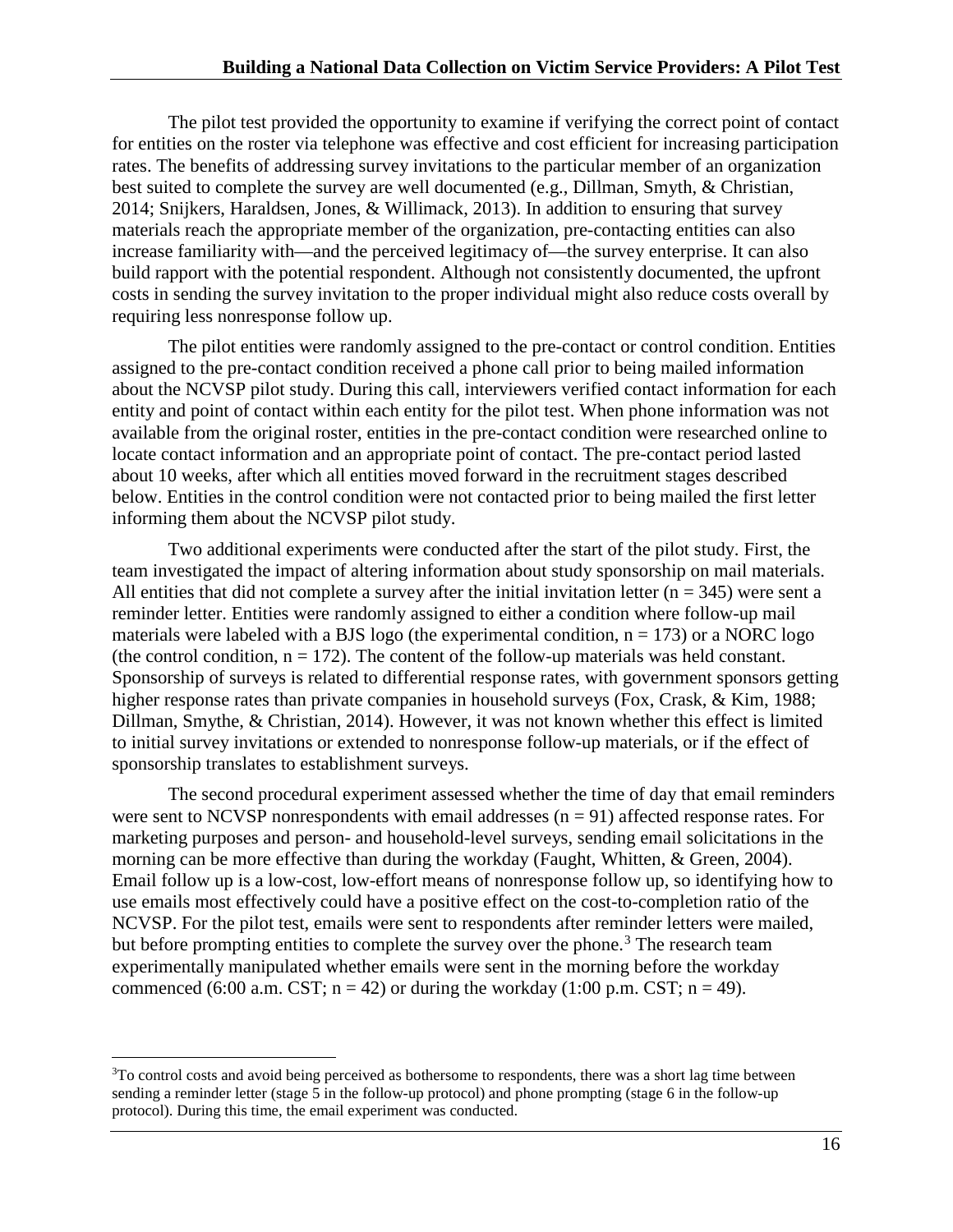The pilot test provided the opportunity to examine if verifying the correct point of contact for entities on the roster via telephone was effective and cost efficient for increasing participation rates. The benefits of addressing survey invitations to the particular member of an organization best suited to complete the survey are well documented (e.g., Dillman, Smyth, & Christian, 2014; Snijkers, Haraldsen, Jones, & Willimack, 2013). In addition to ensuring that survey materials reach the appropriate member of the organization, pre-contacting entities can also increase familiarity with—and the perceived legitimacy of—the survey enterprise. It can also build rapport with the potential respondent. Although not consistently documented, the upfront costs in sending the survey invitation to the proper individual might also reduce costs overall by requiring less nonresponse follow up.

The pilot entities were randomly assigned to the pre-contact or control condition. Entities assigned to the pre-contact condition received a phone call prior to being mailed information about the NCVSP pilot study. During this call, interviewers verified contact information for each entity and point of contact within each entity for the pilot test. When phone information was not available from the original roster, entities in the pre-contact condition were researched online to locate contact information and an appropriate point of contact. The pre-contact period lasted about 10 weeks, after which all entities moved forward in the recruitment stages described below. Entities in the control condition were not contacted prior to being mailed the first letter informing them about the NCVSP pilot study.

Two additional experiments were conducted after the start of the pilot study. First, the team investigated the impact of altering information about study sponsorship on mail materials. All entities that did not complete a survey after the initial invitation letter (n = 345) were sent a reminder letter. Entities were randomly assigned to either a condition where follow-up mail materials were labeled with a BJS logo (the experimental condition, n = 173) or a NORC logo (the control condition, n = 172). The content of the follow-up materials was held constant. Sponsorship of surveys is related to differential response rates, with government sponsors getting higher response rates than private companies in household surveys (Fox, Crask, & Kim, 1988; Dillman, Smythe, & Christian, 2014). However, it was not known whether this effect is limited to initial survey invitations or extended to nonresponse follow-up materials, or if the effect of sponsorship translates to establishment surveys.

The second procedural experiment assessed whether the time of day that email reminders were sent to NCVSP nonrespondents with email addresses (n = 91) affected response rates. For marketing purposes and person- and household-level surveys, sending email solicitations in the morning can be more effective than during the workday (Faught, Whitten, & Green, 2004). Email follow up is a low-cost, low-effort means of nonresponse follow up, so identifying how to use emails most effectively could have a positive effect on the cost-to-completion ratio of the NCVSP. For the pilot test, emails were sent to respondents after reminder letters were mailed, but before prompting entities to complete the survey over the phone.[3] The research team experimentally manipulated whether emails were sent in the morning before the workday commenced (6:00 a.m. CST; n = 42) or during the workday (1:00 p.m. CST; n = 49).

[3]To control costs and avoid being perceived as bothersome to respondents, there was a short lag time between sending a reminder letter (stage 5 in the follow-up protocol) and phone prompting (stage 6 in the follow-up protocol). During this time, the email experiment was conducted.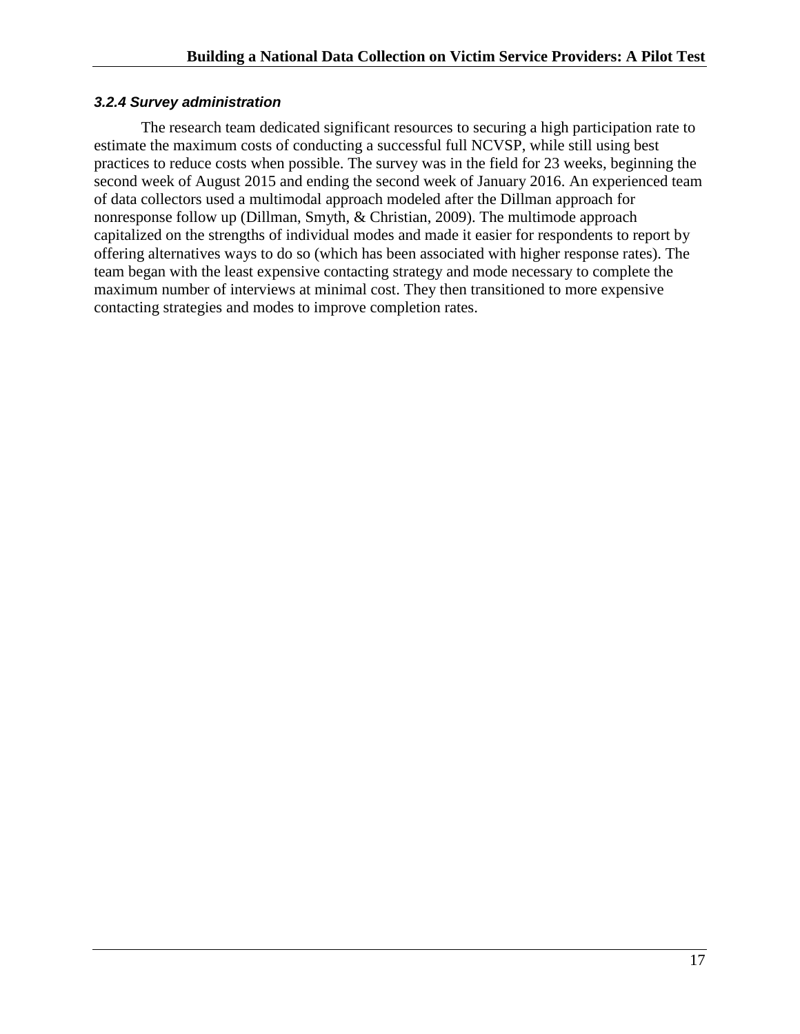### *3.2.4 Survey administration*

The research team dedicated significant resources to securing a high participation rate to estimate the maximum costs of conducting a successful full NCVSP, while still using best practices to reduce costs when possible. The survey was in the field for 23 weeks, beginning the second week of August 2015 and ending the second week of January 2016. An experienced team of data collectors used a multimodal approach modeled after the Dillman approach for nonresponse follow up (Dillman, Smyth, & Christian, 2009). The multimode approach capitalized on the strengths of individual modes and made it easier for respondents to report by offering alternatives ways to do so (which has been associated with higher response rates). The team began with the least expensive contacting strategy and mode necessary to complete the maximum number of interviews at minimal cost. They then transitioned to more expensive contacting strategies and modes to improve completion rates.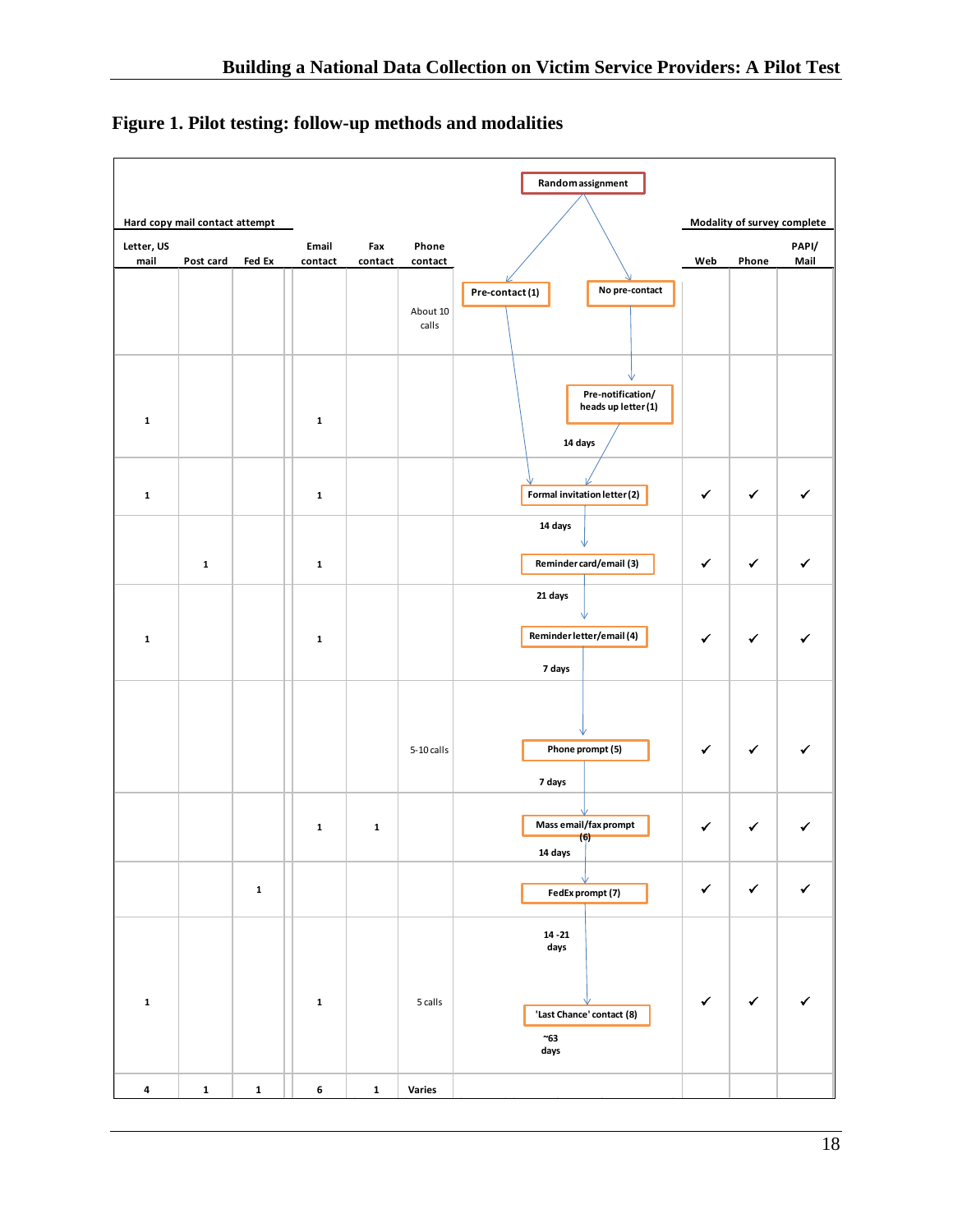## Figure 1. Pilot testing: follow-up methods and modalities

| Letter, US mail | Post card | Fed Ex | Email contact | Fax contact | Phone contact | Step | Web | Phone | PAPI/ Mail |
|---|---|---|---|---|---|---|---|---|---|
| | | | | | About 10 calls | Random assignment → Pre-contact (1) / No pre-contact | | | |
| 1 | | | 1 | | | Pre-notification/ heads up letter (1) (No pre-contact group); 14 days | | | |
| 1 | | | 1 | | | Formal invitation letter (2); 14 days | ✓ | ✓ | ✓ |
| | 1 | | 1 | | | Reminder card/email (3); 21 days | ✓ | ✓ | ✓ |
| 1 | | | 1 | | | Reminder letter/email (4); 7 days | ✓ | ✓ | ✓ |
| | | | | | 5-10 calls | Phone prompt (5); 7 days | ✓ | ✓ | ✓ |
| | | | 1 | 1 | | Mass email/fax prompt (6); 14 days | ✓ | ✓ | ✓ |
| | | 1 | | | | FedEx prompt (7); 14 -21 days | ✓ | ✓ | ✓ |
| 1 | | | 1 | | 5 calls | 'Last Chance' contact (8); ~63 days | ✓ | ✓ | ✓ |
| 4 | 1 | 1 | 6 | 1 | Varies | | | | |

Column groups: Hard copy mail contact attempt (Letter, US mail; Post card; Fed Ex); Modality of survey complete (Web; Phone; PAPI/Mail).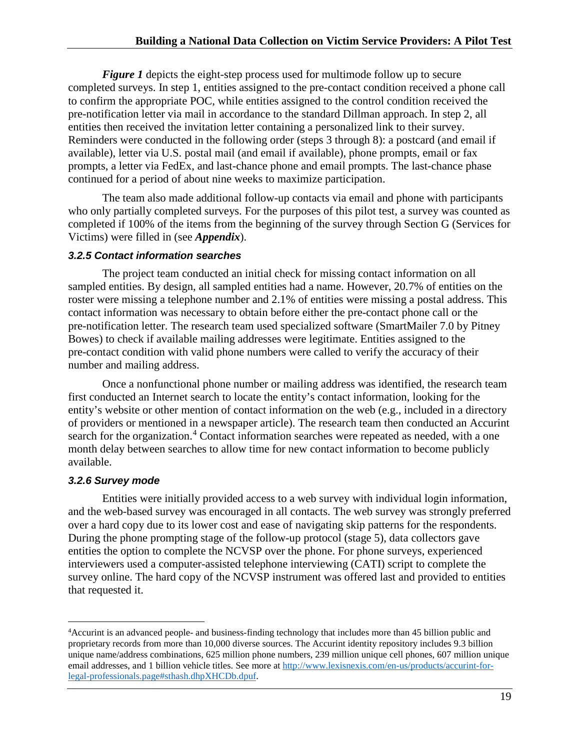***Figure 1*** depicts the eight-step process used for multimode follow up to secure completed surveys. In step 1, entities assigned to the pre-contact condition received a phone call to confirm the appropriate POC, while entities assigned to the control condition received the pre-notification letter via mail in accordance to the standard Dillman approach. In step 2, all entities then received the invitation letter containing a personalized link to their survey. Reminders were conducted in the following order (steps 3 through 8): a postcard (and email if available), letter via U.S. postal mail (and email if available), phone prompts, email or fax prompts, a letter via FedEx, and last-chance phone and email prompts. The last-chance phase continued for a period of about nine weeks to maximize participation.

The team also made additional follow-up contacts via email and phone with participants who only partially completed surveys. For the purposes of this pilot test, a survey was counted as completed if 100% of the items from the beginning of the survey through Section G (Services for Victims) were filled in (see ***Appendix***).

### *3.2.5 Contact information searches*

The project team conducted an initial check for missing contact information on all sampled entities. By design, all sampled entities had a name. However, 20.7% of entities on the roster were missing a telephone number and 2.1% of entities were missing a postal address. This contact information was necessary to obtain before either the pre-contact phone call or the pre-notification letter. The research team used specialized software (SmartMailer 7.0 by Pitney Bowes) to check if available mailing addresses were legitimate. Entities assigned to the pre-contact condition with valid phone numbers were called to verify the accuracy of their number and mailing address.

Once a nonfunctional phone number or mailing address was identified, the research team first conducted an Internet search to locate the entity's contact information, looking for the entity's website or other mention of contact information on the web (e.g., included in a directory of providers or mentioned in a newspaper article). The research team then conducted an Accurint search for the organization.[4] Contact information searches were repeated as needed, with a one month delay between searches to allow time for new contact information to become publicly available.

### *3.2.6 Survey mode*

Entities were initially provided access to a web survey with individual login information, and the web-based survey was encouraged in all contacts. The web survey was strongly preferred over a hard copy due to its lower cost and ease of navigating skip patterns for the respondents. During the phone prompting stage of the follow-up protocol (stage 5), data collectors gave entities the option to complete the NCVSP over the phone. For phone surveys, experienced interviewers used a computer-assisted telephone interviewing (CATI) script to complete the survey online. The hard copy of the NCVSP instrument was offered last and provided to entities that requested it.

---

[4]Accurint is an advanced people- and business-finding technology that includes more than 45 billion public and proprietary records from more than 10,000 diverse sources. The Accurint identity repository includes 9.3 billion unique name/address combinations, 625 million phone numbers, 239 million unique cell phones, 607 million unique email addresses, and 1 billion vehicle titles. See more at [http://www.lexisnexis.com/en-us/products/accurint-for-legal-professionals.page#sthash.dhpXHCDb.dpuf](http://www.lexisnexis.com/en-us/products/accurint-for-legal-professionals.page#sthash.dhpXHCDb.dpuf).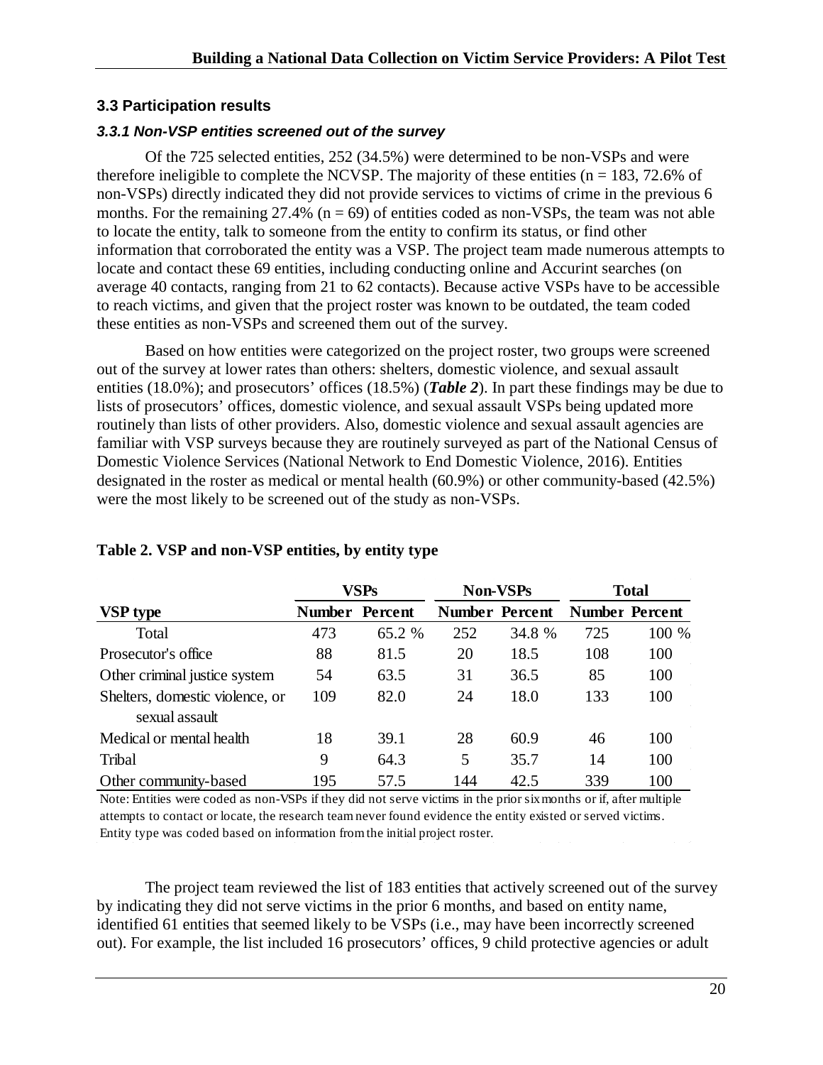### 3.3 Participation results

#### *3.3.1 Non-VSP entities screened out of the survey*

Of the 725 selected entities, 252 (34.5%) were determined to be non-VSPs and were therefore ineligible to complete the NCVSP. The majority of these entities (n = 183, 72.6% of non-VSPs) directly indicated they did not provide services to victims of crime in the previous 6 months. For the remaining 27.4% (n = 69) of entities coded as non-VSPs, the team was not able to locate the entity, talk to someone from the entity to confirm its status, or find other information that corroborated the entity was a VSP. The project team made numerous attempts to locate and contact these 69 entities, including conducting online and Accurint searches (on average 40 contacts, ranging from 21 to 62 contacts). Because active VSPs have to be accessible to reach victims, and given that the project roster was known to be outdated, the team coded these entities as non-VSPs and screened them out of the survey.

Based on how entities were categorized on the project roster, two groups were screened out of the survey at lower rates than others: shelters, domestic violence, and sexual assault entities (18.0%); and prosecutors' offices (18.5%) (***Table 2***). In part these findings may be due to lists of prosecutors' offices, domestic violence, and sexual assault VSPs being updated more routinely than lists of other providers. Also, domestic violence and sexual assault agencies are familiar with VSP surveys because they are routinely surveyed as part of the National Census of Domestic Violence Services (National Network to End Domestic Violence, 2016). Entities designated in the roster as medical or mental health (60.9%) or other community-based (42.5%) were the most likely to be screened out of the study as non-VSPs.

**Table 2. VSP and non-VSP entities, by entity type**

| | VSPs | | Non-VSPs | | Total | |
|---|---|---|---|---|---|---|
| **VSP type** | **Number** | **Percent** | **Number** | **Percent** | **Number** | **Percent** |
| Total | 473 | 65.2 % | 252 | 34.8 % | 725 | 100 % |
| Prosecutor's office | 88 | 81.5 | 20 | 18.5 | 108 | 100 |
| Other criminal justice system | 54 | 63.5 | 31 | 36.5 | 85 | 100 |
| Shelters, domestic violence, or sexual assault | 109 | 82.0 | 24 | 18.0 | 133 | 100 |
| Medical or mental health | 18 | 39.1 | 28 | 60.9 | 46 | 100 |
| Tribal | 9 | 64.3 | 5 | 35.7 | 14 | 100 |
| Other community-based | 195 | 57.5 | 144 | 42.5 | 339 | 100 |

Note: Entities were coded as non-VSPs if they did not serve victims in the prior six months or if, after multiple attempts to contact or locate, the research team never found evidence the entity existed or served victims. Entity type was coded based on information from the initial project roster.

The project team reviewed the list of 183 entities that actively screened out of the survey by indicating they did not serve victims in the prior 6 months, and based on entity name, identified 61 entities that seemed likely to be VSPs (i.e., may have been incorrectly screened out). For example, the list included 16 prosecutors' offices, 9 child protective agencies or adult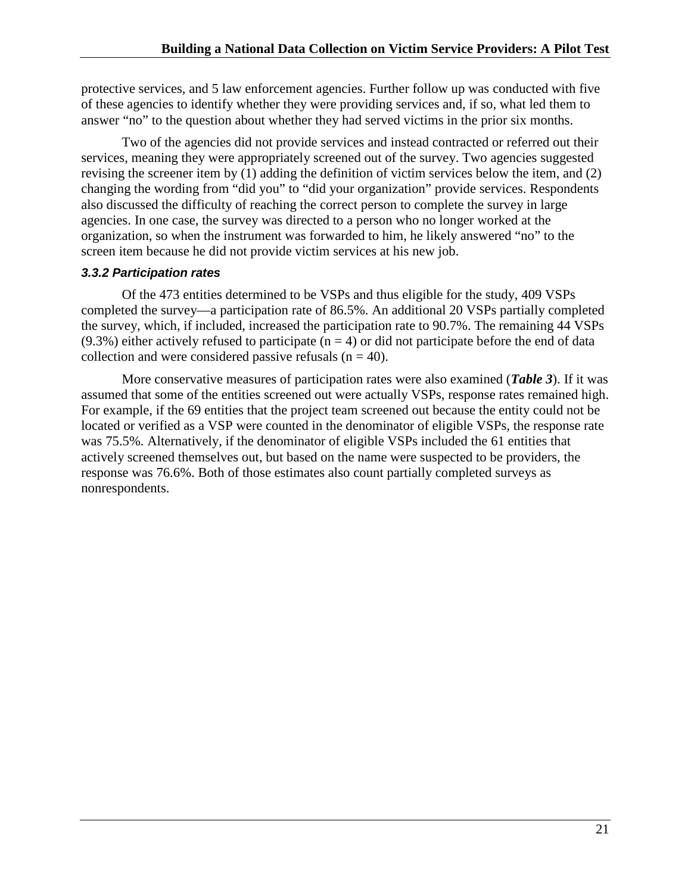protective services, and 5 law enforcement agencies. Further follow up was conducted with five of these agencies to identify whether they were providing services and, if so, what led them to answer "no" to the question about whether they had served victims in the prior six months.

Two of the agencies did not provide services and instead contracted or referred out their services, meaning they were appropriately screened out of the survey. Two agencies suggested revising the screener item by (1) adding the definition of victim services below the item, and (2) changing the wording from "did you" to "did your organization" provide services. Respondents also discussed the difficulty of reaching the correct person to complete the survey in large agencies. In one case, the survey was directed to a person who no longer worked at the organization, so when the instrument was forwarded to him, he likely answered "no" to the screen item because he did not provide victim services at his new job.

#### *3.3.2 Participation rates*

Of the 473 entities determined to be VSPs and thus eligible for the study, 409 VSPs completed the survey—a participation rate of 86.5%. An additional 20 VSPs partially completed the survey, which, if included, increased the participation rate to 90.7%. The remaining 44 VSPs (9.3%) either actively refused to participate (n = 4) or did not participate before the end of data collection and were considered passive refusals (n = 40).

More conservative measures of participation rates were also examined (***Table 3***). If it was assumed that some of the entities screened out were actually VSPs, response rates remained high. For example, if the 69 entities that the project team screened out because the entity could not be located or verified as a VSP were counted in the denominator of eligible VSPs, the response rate was 75.5%. Alternatively, if the denominator of eligible VSPs included the 61 entities that actively screened themselves out, but based on the name were suspected to be providers, the response was 76.6%. Both of those estimates also count partially completed surveys as nonrespondents.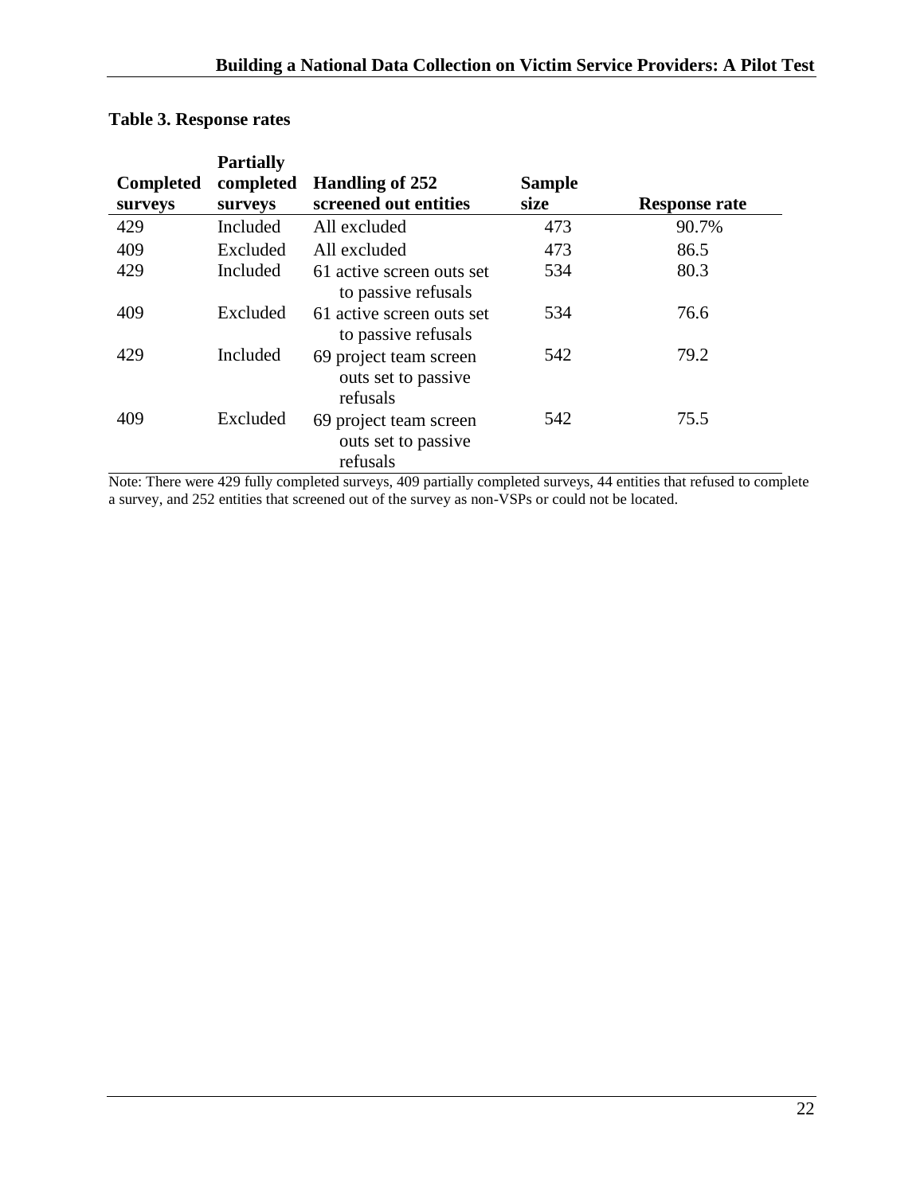**Table 3. Response rates**

| Completed surveys | Partially completed surveys | Handling of 252 screened out entities | Sample size | Response rate |
|---|---|---|---|---|
| 429 | Included | All excluded | 473 | 90.7% |
| 409 | Excluded | All excluded | 473 | 86.5 |
| 429 | Included | 61 active screen outs set to passive refusals | 534 | 80.3 |
| 409 | Excluded | 61 active screen outs set to passive refusals | 534 | 76.6 |
| 429 | Included | 69 project team screen outs set to passive refusals | 542 | 79.2 |
| 409 | Excluded | 69 project team screen outs set to passive refusals | 542 | 75.5 |

Note: There were 429 fully completed surveys, 409 partially completed surveys, 44 entities that refused to complete a survey, and 252 entities that screened out of the survey as non-VSPs or could not be located.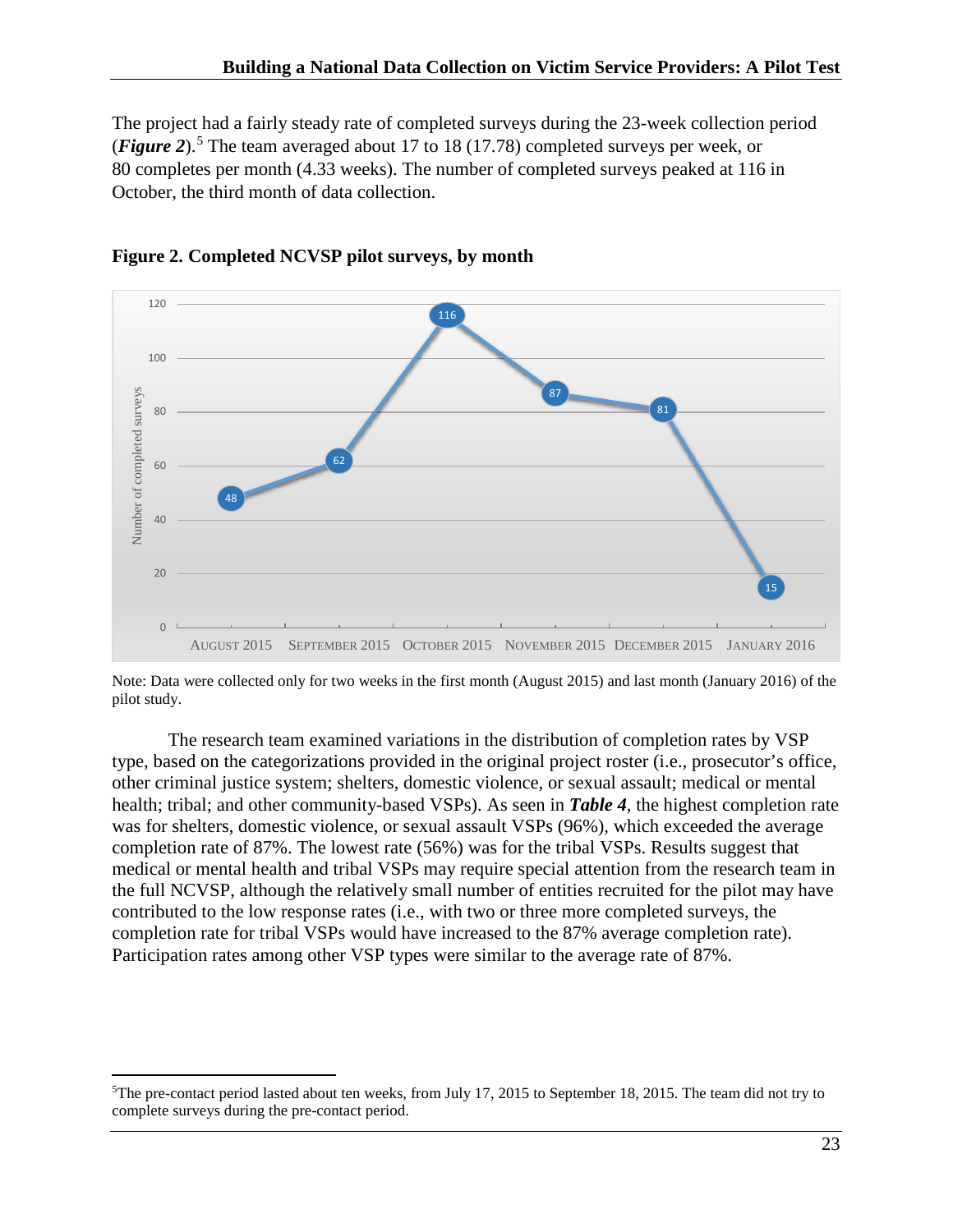The project had a fairly steady rate of completed surveys during the 23-week collection period (***Figure 2***).[5] The team averaged about 17 to 18 (17.78) completed surveys per week, or 80 completes per month (4.33 weeks). The number of completed surveys peaked at 116 in October, the third month of data collection.

**Figure 2. Completed NCVSP pilot surveys, by month**

| Month | Number of completed surveys |
|---|---|
| August 2015 | 48 |
| September 2015 | 62 |
| October 2015 | 116 |
| November 2015 | 87 |
| December 2015 | 81 |
| January 2016 | 15 |

Note: Data were collected only for two weeks in the first month (August 2015) and last month (January 2016) of the pilot study.

The research team examined variations in the distribution of completion rates by VSP type, based on the categorizations provided in the original project roster (i.e., prosecutor's office, other criminal justice system; shelters, domestic violence, or sexual assault; medical or mental health; tribal; and other community-based VSPs). As seen in ***Table 4***, the highest completion rate was for shelters, domestic violence, or sexual assault VSPs (96%), which exceeded the average completion rate of 87%. The lowest rate (56%) was for the tribal VSPs. Results suggest that medical or mental health and tribal VSPs may require special attention from the research team in the full NCVSP, although the relatively small number of entities recruited for the pilot may have contributed to the low response rates (i.e., with two or three more completed surveys, the completion rate for tribal VSPs would have increased to the 87% average completion rate). Participation rates among other VSP types were similar to the average rate of 87%.

[5] The pre-contact period lasted about ten weeks, from July 17, 2015 to September 18, 2015. The team did not try to complete surveys during the pre-contact period.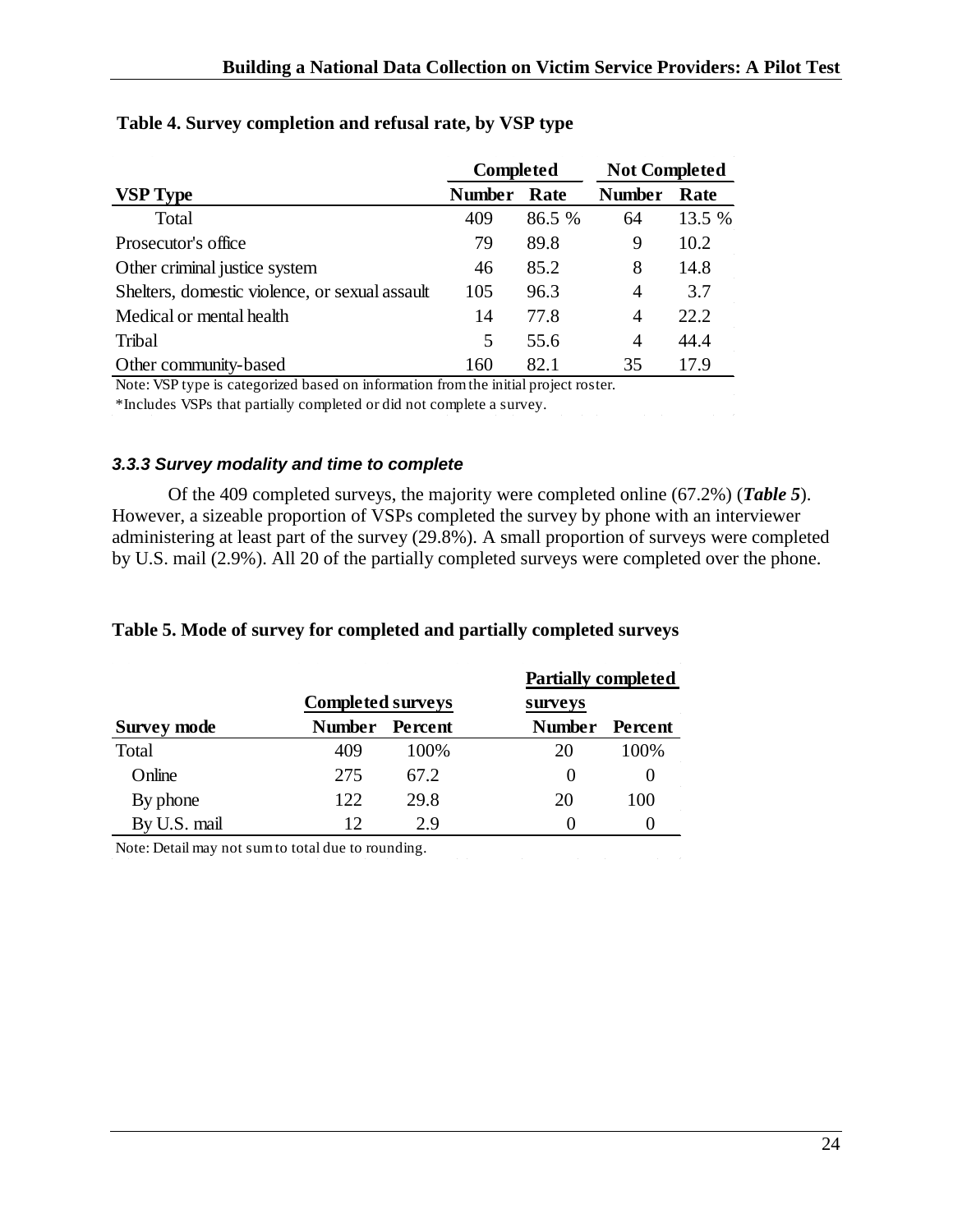**Table 4. Survey completion and refusal rate, by VSP type**

| | Completed | | Not Completed | |
|---|---|---|---|---|
| **VSP Type** | **Number** | **Rate** | **Number** | **Rate** |
| Total | 409 | 86.5 % | 64 | 13.5 % |
| Prosecutor's office | 79 | 89.8 | 9 | 10.2 |
| Other criminal justice system | 46 | 85.2 | 8 | 14.8 |
| Shelters, domestic violence, or sexual assault | 105 | 96.3 | 4 | 3.7 |
| Medical or mental health | 14 | 77.8 | 4 | 22.2 |
| Tribal | 5 | 55.6 | 4 | 44.4 |
| Other community-based | 160 | 82.1 | 35 | 17.9 |

Note: VSP type is categorized based on information from the initial project roster.

*Includes VSPs that partially completed or did not complete a survey.

### 3.3.3 Survey modality and time to complete

Of the 409 completed surveys, the majority were completed online (67.2%) (***Table 5***). However, a sizeable proportion of VSPs completed the survey by phone with an interviewer administering at least part of the survey (29.8%). A small proportion of surveys were completed by U.S. mail (2.9%). All 20 of the partially completed surveys were completed over the phone.

**Table 5. Mode of survey for completed and partially completed surveys**

| | Completed surveys | | Partially completed surveys | |
|---|---|---|---|---|
| **Survey mode** | **Number** | **Percent** | **Number** | **Percent** |
| Total | 409 | 100% | 20 | 100% |
| Online | 275 | 67.2 | 0 | 0 |
| By phone | 122 | 29.8 | 20 | 100 |
| By U.S. mail | 12 | 2.9 | 0 | 0 |

Note: Detail may not sum to total due to rounding.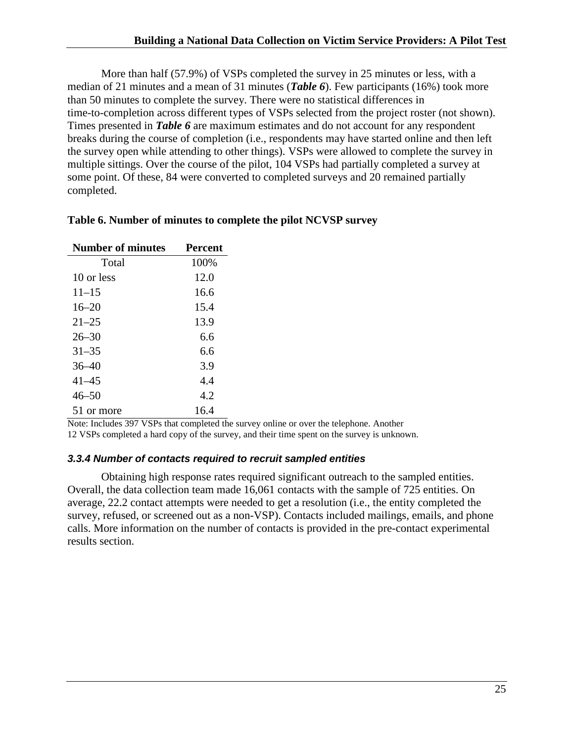More than half (57.9%) of VSPs completed the survey in 25 minutes or less, with a median of 21 minutes and a mean of 31 minutes (***Table 6***). Few participants (16%) took more than 50 minutes to complete the survey. There were no statistical differences in time-to-completion across different types of VSPs selected from the project roster (not shown). Times presented in ***Table 6*** are maximum estimates and do not account for any respondent breaks during the course of completion (i.e., respondents may have started online and then left the survey open while attending to other things). VSPs were allowed to complete the survey in multiple sittings. Over the course of the pilot, 104 VSPs had partially completed a survey at some point. Of these, 84 were converted to completed surveys and 20 remained partially completed.

**Table 6. Number of minutes to complete the pilot NCVSP survey**

| Number of minutes | Percent |
|---|---|
| Total | 100% |
| 10 or less | 12.0 |
| 11–15 | 16.6 |
| 16–20 | 15.4 |
| 21–25 | 13.9 |
| 26–30 | 6.6 |
| 31–35 | 6.6 |
| 36–40 | 3.9 |
| 41–45 | 4.4 |
| 46–50 | 4.2 |
| 51 or more | 16.4 |

Note: Includes 397 VSPs that completed the survey online or over the telephone. Another 12 VSPs completed a hard copy of the survey, and their time spent on the survey is unknown.

### *3.3.4 Number of contacts required to recruit sampled entities*

Obtaining high response rates required significant outreach to the sampled entities. Overall, the data collection team made 16,061 contacts with the sample of 725 entities. On average, 22.2 contact attempts were needed to get a resolution (i.e., the entity completed the survey, refused, or screened out as a non-VSP). Contacts included mailings, emails, and phone calls. More information on the number of contacts is provided in the pre-contact experimental results section.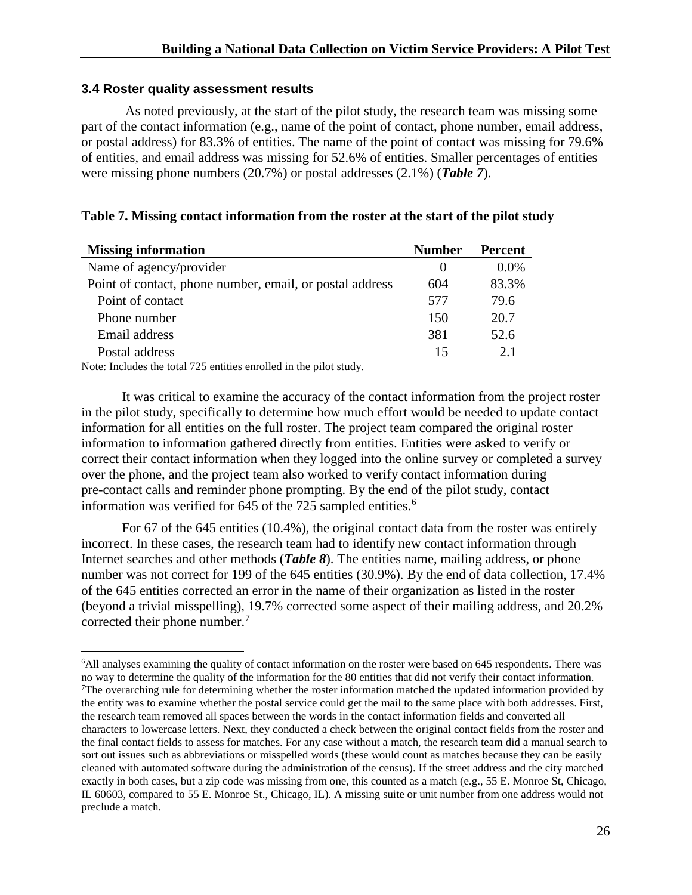### 3.4 Roster quality assessment results

As noted previously, at the start of the pilot study, the research team was missing some part of the contact information (e.g., name of the point of contact, phone number, email address, or postal address) for 83.3% of entities. The name of the point of contact was missing for 79.6% of entities, and email address was missing for 52.6% of entities. Smaller percentages of entities were missing phone numbers (20.7%) or postal addresses (2.1%) (***Table 7***).

**Table 7. Missing contact information from the roster at the start of the pilot study**

| Missing information | Number | Percent |
|---|---|---|
| Name of agency/provider | 0 | 0.0% |
| Point of contact, phone number, email, or postal address | 604 | 83.3% |
| Point of contact | 577 | 79.6 |
| Phone number | 150 | 20.7 |
| Email address | 381 | 52.6 |
| Postal address | 15 | 2.1 |

Note: Includes the total 725 entities enrolled in the pilot study.

It was critical to examine the accuracy of the contact information from the project roster in the pilot study, specifically to determine how much effort would be needed to update contact information for all entities on the full roster. The project team compared the original roster information to information gathered directly from entities. Entities were asked to verify or correct their contact information when they logged into the online survey or completed a survey over the phone, and the project team also worked to verify contact information during pre-contact calls and reminder phone prompting. By the end of the pilot study, contact information was verified for 645 of the 725 sampled entities.[6]

For 67 of the 645 entities (10.4%), the original contact data from the roster was entirely incorrect. In these cases, the research team had to identify new contact information through Internet searches and other methods (***Table 8***). The entities name, mailing address, or phone number was not correct for 199 of the 645 entities (30.9%). By the end of data collection, 17.4% of the 645 entities corrected an error in the name of their organization as listed in the roster (beyond a trivial misspelling), 19.7% corrected some aspect of their mailing address, and 20.2% corrected their phone number.[7]

---

[6]All analyses examining the quality of contact information on the roster were based on 645 respondents. There was no way to determine the quality of the information for the 80 entities that did not verify their contact information.

[7]The overarching rule for determining whether the roster information matched the updated information provided by the entity was to examine whether the postal service could get the mail to the same place with both addresses. First, the research team removed all spaces between the words in the contact information fields and converted all characters to lowercase letters. Next, they conducted a check between the original contact fields from the roster and the final contact fields to assess for matches. For any case without a match, the research team did a manual search to sort out issues such as abbreviations or misspelled words (these would count as matches because they can be easily cleaned with automated software during the administration of the census). If the street address and the city matched exactly in both cases, but a zip code was missing from one, this counted as a match (e.g., 55 E. Monroe St, Chicago, IL 60603, compared to 55 E. Monroe St., Chicago, IL). A missing suite or unit number from one address would not preclude a match.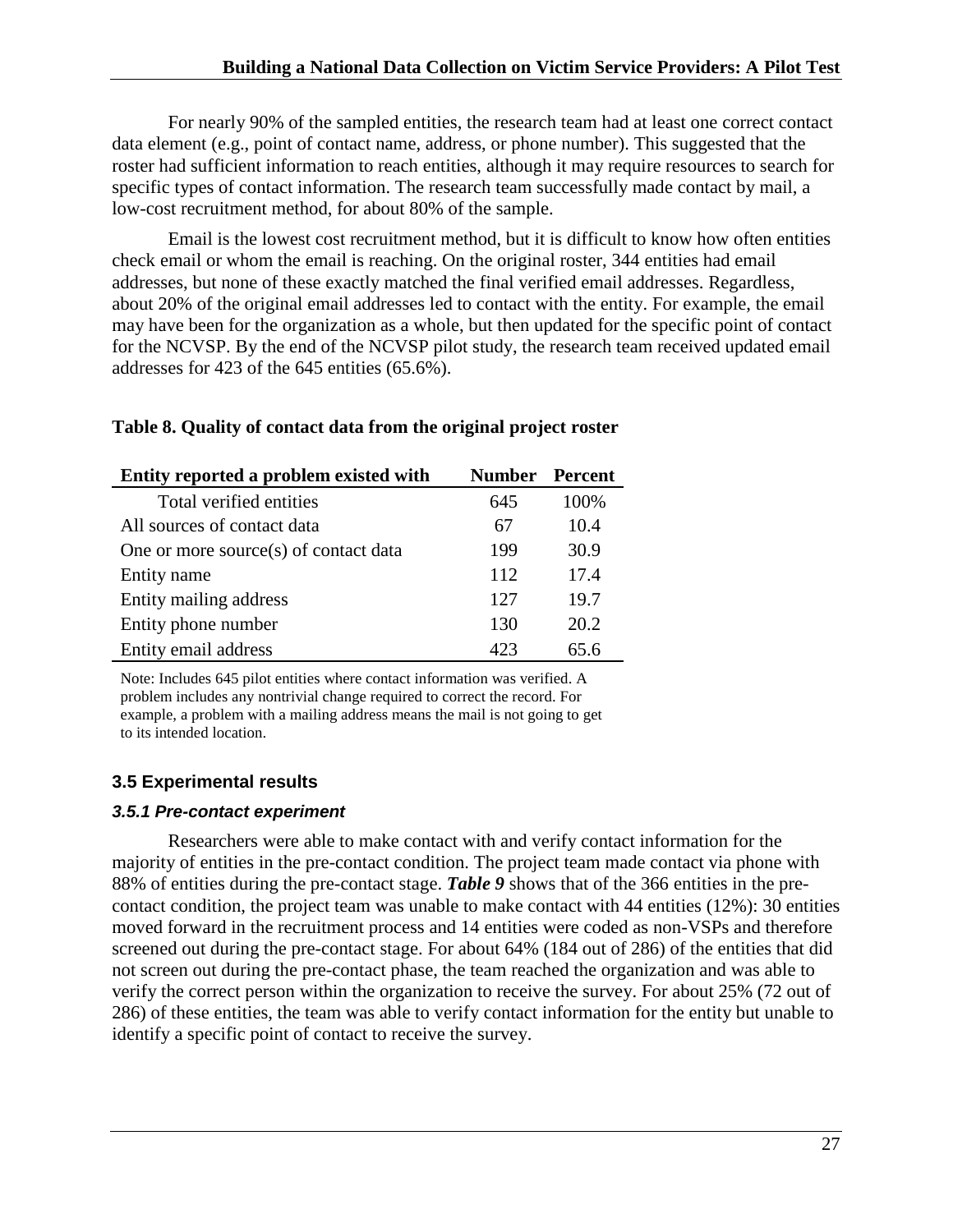For nearly 90% of the sampled entities, the research team had at least one correct contact data element (e.g., point of contact name, address, or phone number). This suggested that the roster had sufficient information to reach entities, although it may require resources to search for specific types of contact information. The research team successfully made contact by mail, a low-cost recruitment method, for about 80% of the sample.

Email is the lowest cost recruitment method, but it is difficult to know how often entities check email or whom the email is reaching. On the original roster, 344 entities had email addresses, but none of these exactly matched the final verified email addresses. Regardless, about 20% of the original email addresses led to contact with the entity. For example, the email may have been for the organization as a whole, but then updated for the specific point of contact for the NCVSP. By the end of the NCVSP pilot study, the research team received updated email addresses for 423 of the 645 entities (65.6%).

**Table 8. Quality of contact data from the original project roster**

| Entity reported a problem existed with | Number | Percent |
|---|---|---|
| Total verified entities | 645 | 100% |
| All sources of contact data | 67 | 10.4 |
| One or more source(s) of contact data | 199 | 30.9 |
| Entity name | 112 | 17.4 |
| Entity mailing address | 127 | 19.7 |
| Entity phone number | 130 | 20.2 |
| Entity email address | 423 | 65.6 |

Note: Includes 645 pilot entities where contact information was verified. A problem includes any nontrivial change required to correct the record. For example, a problem with a mailing address means the mail is not going to get to its intended location.

## 3.5 Experimental results

### *3.5.1 Pre-contact experiment*

Researchers were able to make contact with and verify contact information for the majority of entities in the pre-contact condition. The project team made contact via phone with 88% of entities during the pre-contact stage. ***Table 9*** shows that of the 366 entities in the pre-contact condition, the project team was unable to make contact with 44 entities (12%): 30 entities moved forward in the recruitment process and 14 entities were coded as non-VSPs and therefore screened out during the pre-contact stage. For about 64% (184 out of 286) of the entities that did not screen out during the pre-contact phase, the team reached the organization and was able to verify the correct person within the organization to receive the survey. For about 25% (72 out of 286) of these entities, the team was able to verify contact information for the entity but unable to identify a specific point of contact to receive the survey.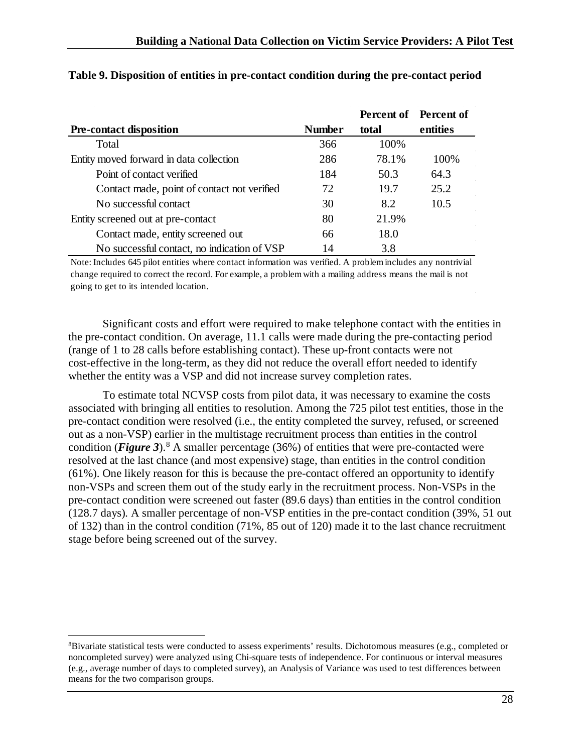**Table 9. Disposition of entities in pre-contact condition during the pre-contact period**

| Pre-contact disposition | Number | Percent of total | Percent of entities |
|---|---|---|---|
| Total | 366 | 100% | |
| Entity moved forward in data collection | 286 | 78.1% | 100% |
| Point of contact verified | 184 | 50.3 | 64.3 |
| Contact made, point of contact not verified | 72 | 19.7 | 25.2 |
| No successful contact | 30 | 8.2 | 10.5 |
| Entity screened out at pre-contact | 80 | 21.9% | |
| Contact made, entity screened out | 66 | 18.0 | |
| No successful contact, no indication of VSP | 14 | 3.8 | |

Note: Includes 645 pilot entities where contact information was verified. A problem includes any nontrivial change required to correct the record. For example, a problem with a mailing address means the mail is not going to get to its intended location.

Significant costs and effort were required to make telephone contact with the entities in the pre-contact condition. On average, 11.1 calls were made during the pre-contacting period (range of 1 to 28 calls before establishing contact). These up-front contacts were not cost-effective in the long-term, as they did not reduce the overall effort needed to identify whether the entity was a VSP and did not increase survey completion rates.

To estimate total NCVSP costs from pilot data, it was necessary to examine the costs associated with bringing all entities to resolution. Among the 725 pilot test entities, those in the pre-contact condition were resolved (i.e., the entity completed the survey, refused, or screened out as a non-VSP) earlier in the multistage recruitment process than entities in the control condition (***Figure 3***).[8] A smaller percentage (36%) of entities that were pre-contacted were resolved at the last chance (and most expensive) stage, than entities in the control condition (61%). One likely reason for this is because the pre-contact offered an opportunity to identify non-VSPs and screen them out of the study early in the recruitment process. Non-VSPs in the pre-contact condition were screened out faster (89.6 days) than entities in the control condition (128.7 days). A smaller percentage of non-VSP entities in the pre-contact condition (39%, 51 out of 132) than in the control condition (71%, 85 out of 120) made it to the last chance recruitment stage before being screened out of the survey.

[8]Bivariate statistical tests were conducted to assess experiments' results. Dichotomous measures (e.g., completed or noncompleted survey) were analyzed using Chi-square tests of independence. For continuous or interval measures (e.g., average number of days to completed survey), an Analysis of Variance was used to test differences between means for the two comparison groups.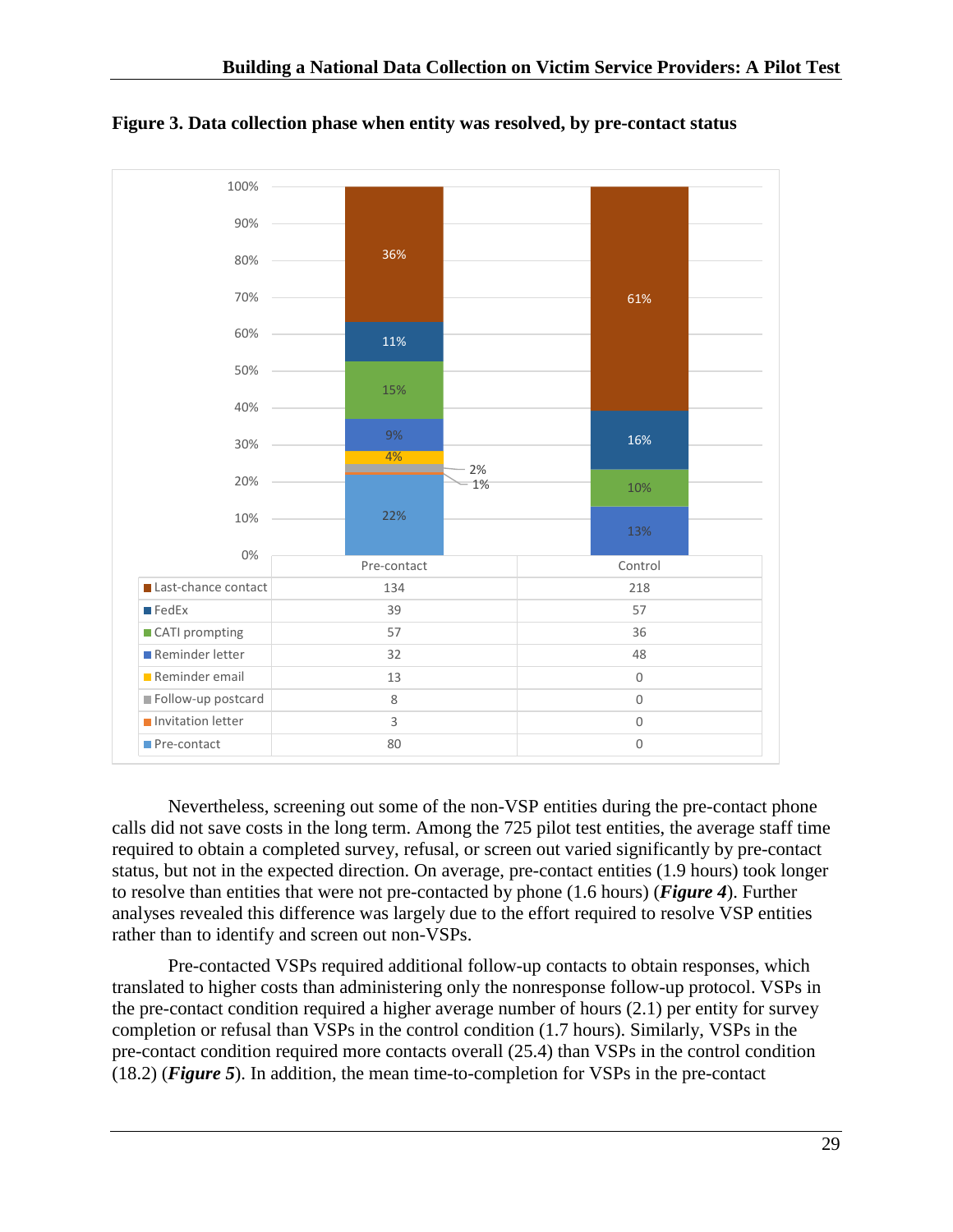**Figure 3. Data collection phase when entity was resolved, by pre-contact status**

| | Pre-contact | Control |
|---|---|---|
| Last-chance contact | 134 | 218 |
| FedEx | 39 | 57 |
| CATI prompting | 57 | 36 |
| Reminder letter | 32 | 48 |
| Reminder email | 13 | 0 |
| Follow-up postcard | 8 | 0 |
| Invitation letter | 3 | 0 |
| Pre-contact | 80 | 0 |

Nevertheless, screening out some of the non-VSP entities during the pre-contact phone calls did not save costs in the long term. Among the 725 pilot test entities, the average staff time required to obtain a completed survey, refusal, or screen out varied significantly by pre-contact status, but not in the expected direction. On average, pre-contact entities (1.9 hours) took longer to resolve than entities that were not pre-contacted by phone (1.6 hours) (***Figure 4***). Further analyses revealed this difference was largely due to the effort required to resolve VSP entities rather than to identify and screen out non-VSPs.

Pre-contacted VSPs required additional follow-up contacts to obtain responses, which translated to higher costs than administering only the nonresponse follow-up protocol. VSPs in the pre-contact condition required a higher average number of hours (2.1) per entity for survey completion or refusal than VSPs in the control condition (1.7 hours). Similarly, VSPs in the pre-contact condition required more contacts overall (25.4) than VSPs in the control condition (18.2) (***Figure 5***). In addition, the mean time-to-completion for VSPs in the pre-contact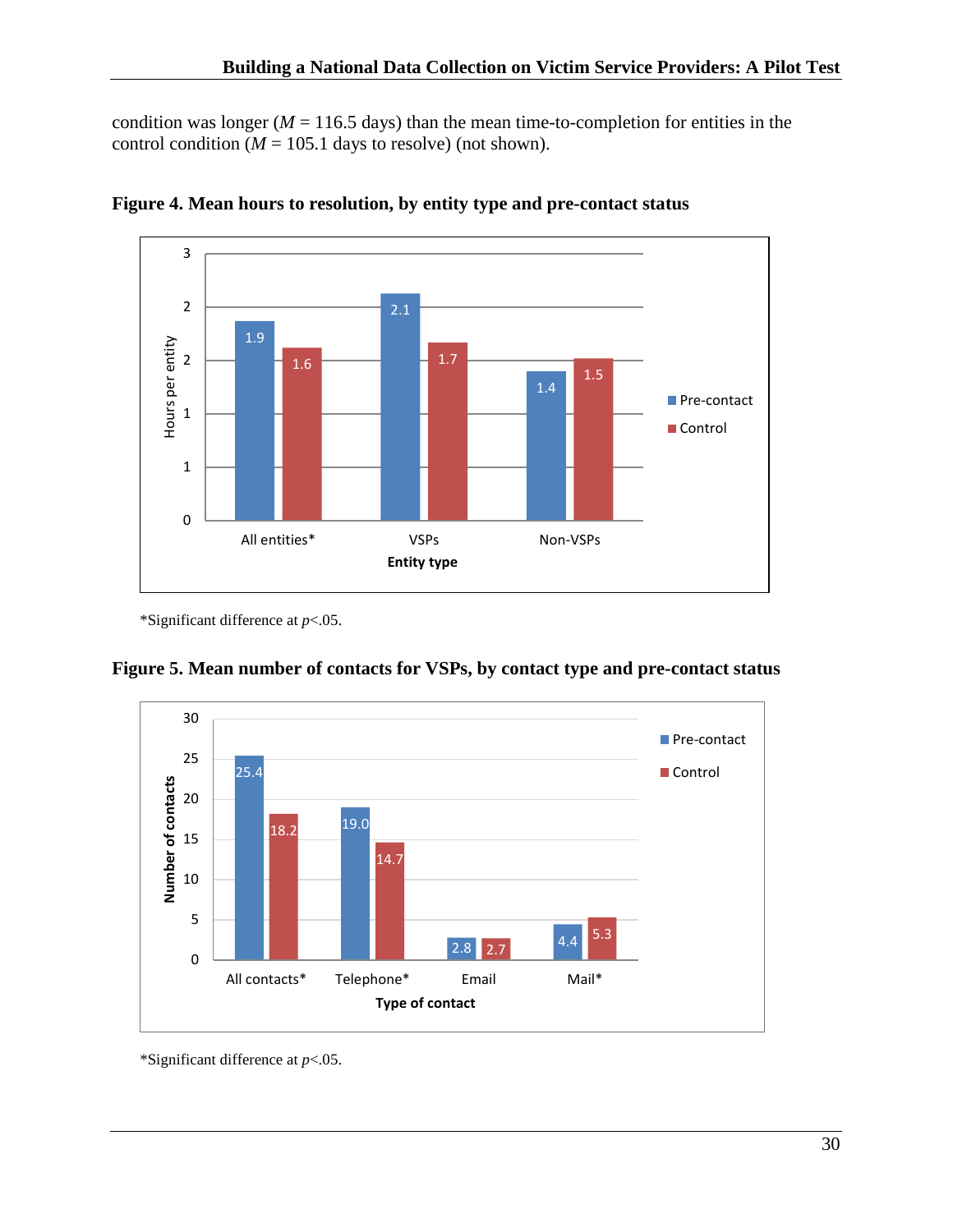condition was longer ($M$ = 116.5 days) than the mean time-to-completion for entities in the control condition ($M$ = 105.1 days to resolve) (not shown).

**Figure 4. Mean hours to resolution, by entity type and pre-contact status**

| Entity type | Pre-contact | Control |
|---|---|---|
| All entities* | 1.9 | 1.6 |
| VSPs | 2.1 | 1.7 |
| Non-VSPs | 1.4 | 1.5 |

*Significant difference at $p$<.05.

**Figure 5. Mean number of contacts for VSPs, by contact type and pre-contact status**

| Type of contact | Pre-contact | Control |
|---|---|---|
| All contacts* | 25.4 | 18.2 |
| Telephone* | 19.0 | 14.7 |
| Email | 2.8 | 2.7 |
| Mail* | 4.4 | 5.3 |

*Significant difference at $p$<.05.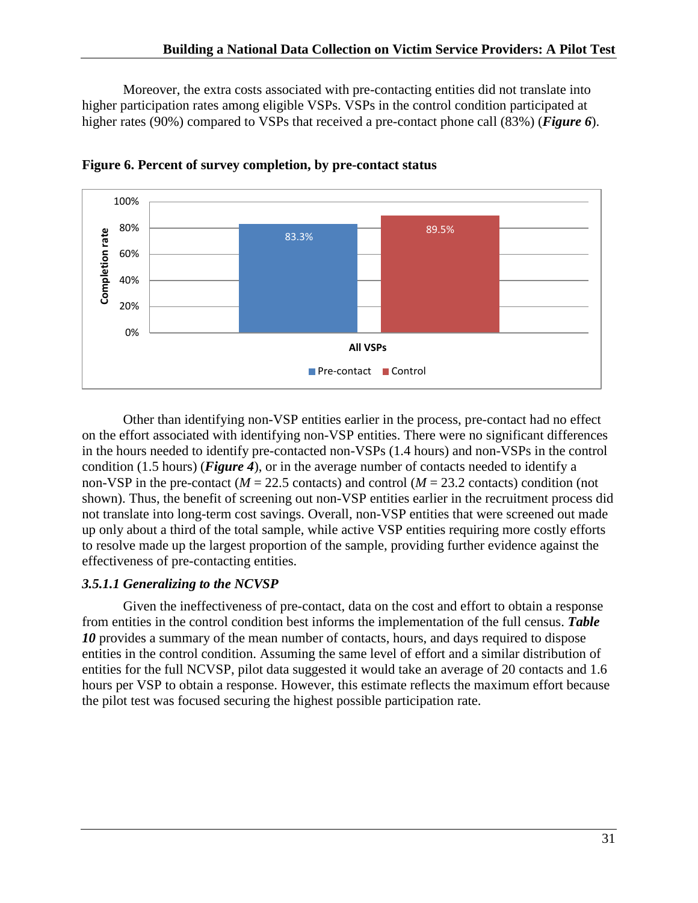Moreover, the extra costs associated with pre-contacting entities did not translate into higher participation rates among eligible VSPs. VSPs in the control condition participated at higher rates (90%) compared to VSPs that received a pre-contact phone call (83%) (***Figure 6***).

**Figure 6. Percent of survey completion, by pre-contact status**

| All VSPs | Completion rate |
| --- | --- |
| Pre-contact | 83.3% |
| Control | 89.5% |

Other than identifying non-VSP entities earlier in the process, pre-contact had no effect on the effort associated with identifying non-VSP entities. There were no significant differences in the hours needed to identify pre-contacted non-VSPs (1.4 hours) and non-VSPs in the control condition (1.5 hours) (***Figure 4***), or in the average number of contacts needed to identify a non-VSP in the pre-contact ($M$ = 22.5 contacts) and control ($M$ = 23.2 contacts) condition (not shown). Thus, the benefit of screening out non-VSP entities earlier in the recruitment process did not translate into long-term cost savings. Overall, non-VSP entities that were screened out made up only about a third of the total sample, while active VSP entities requiring more costly efforts to resolve made up the largest proportion of the sample, providing further evidence against the effectiveness of pre-contacting entities.

#### *3.5.1.1 Generalizing to the NCVSP*

Given the ineffectiveness of pre-contact, data on the cost and effort to obtain a response from entities in the control condition best informs the implementation of the full census. ***Table 10*** provides a summary of the mean number of contacts, hours, and days required to dispose entities in the control condition. Assuming the same level of effort and a similar distribution of entities for the full NCVSP, pilot data suggested it would take an average of 20 contacts and 1.6 hours per VSP to obtain a response. However, this estimate reflects the maximum effort because the pilot test was focused securing the highest possible participation rate.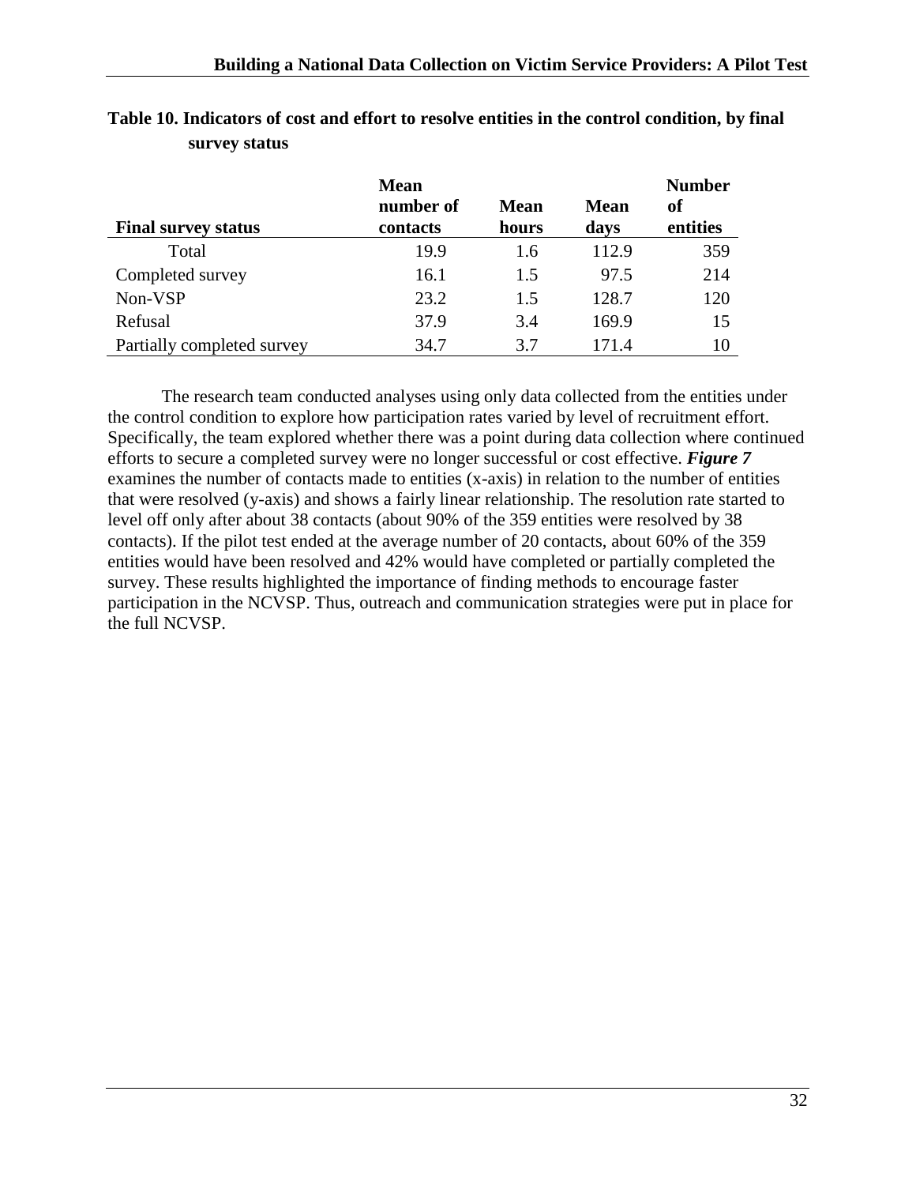**Table 10. Indicators of cost and effort to resolve entities in the control condition, by final survey status**

| Final survey status | Mean number of contacts | Mean hours | Mean days | Number of entities |
|---|---|---|---|---|
| Total | 19.9 | 1.6 | 112.9 | 359 |
| Completed survey | 16.1 | 1.5 | 97.5 | 214 |
| Non-VSP | 23.2 | 1.5 | 128.7 | 120 |
| Refusal | 37.9 | 3.4 | 169.9 | 15 |
| Partially completed survey | 34.7 | 3.7 | 171.4 | 10 |

The research team conducted analyses using only data collected from the entities under the control condition to explore how participation rates varied by level of recruitment effort. Specifically, the team explored whether there was a point during data collection where continued efforts to secure a completed survey were no longer successful or cost effective. ***Figure 7*** examines the number of contacts made to entities (x-axis) in relation to the number of entities that were resolved (y-axis) and shows a fairly linear relationship. The resolution rate started to level off only after about 38 contacts (about 90% of the 359 entities were resolved by 38 contacts). If the pilot test ended at the average number of 20 contacts, about 60% of the 359 entities would have been resolved and 42% would have completed or partially completed the survey. These results highlighted the importance of finding methods to encourage faster participation in the NCVSP. Thus, outreach and communication strategies were put in place for the full NCVSP.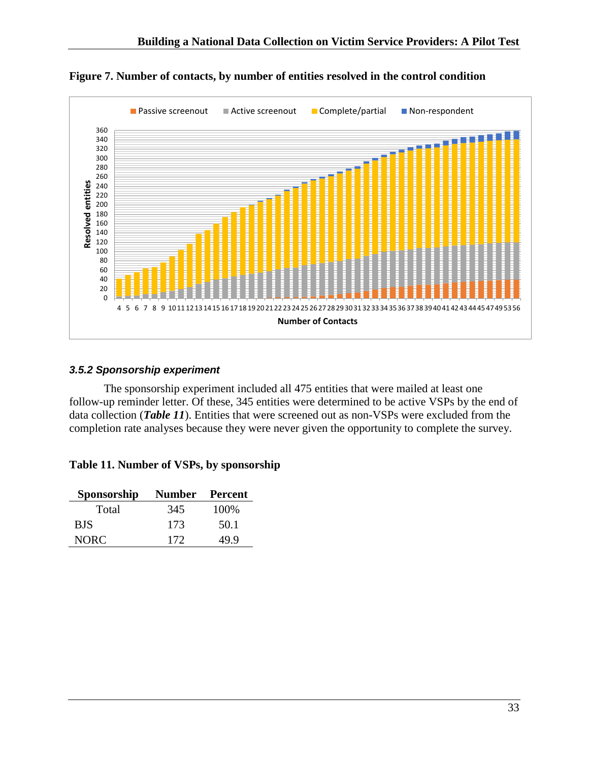**Figure 7. Number of contacts, by number of entities resolved in the control condition**

### *3.5.2 Sponsorship experiment*

The sponsorship experiment included all 475 entities that were mailed at least one follow-up reminder letter. Of these, 345 entities were determined to be active VSPs by the end of data collection (***Table 11***). Entities that were screened out as non-VSPs were excluded from the completion rate analyses because they were never given the opportunity to complete the survey.

**Table 11. Number of VSPs, by sponsorship**

| Sponsorship | Number | Percent |
|---|---|---|
| Total | 345 | 100% |
| BJS | 173 | 50.1 |
| NORC | 172 | 49.9 |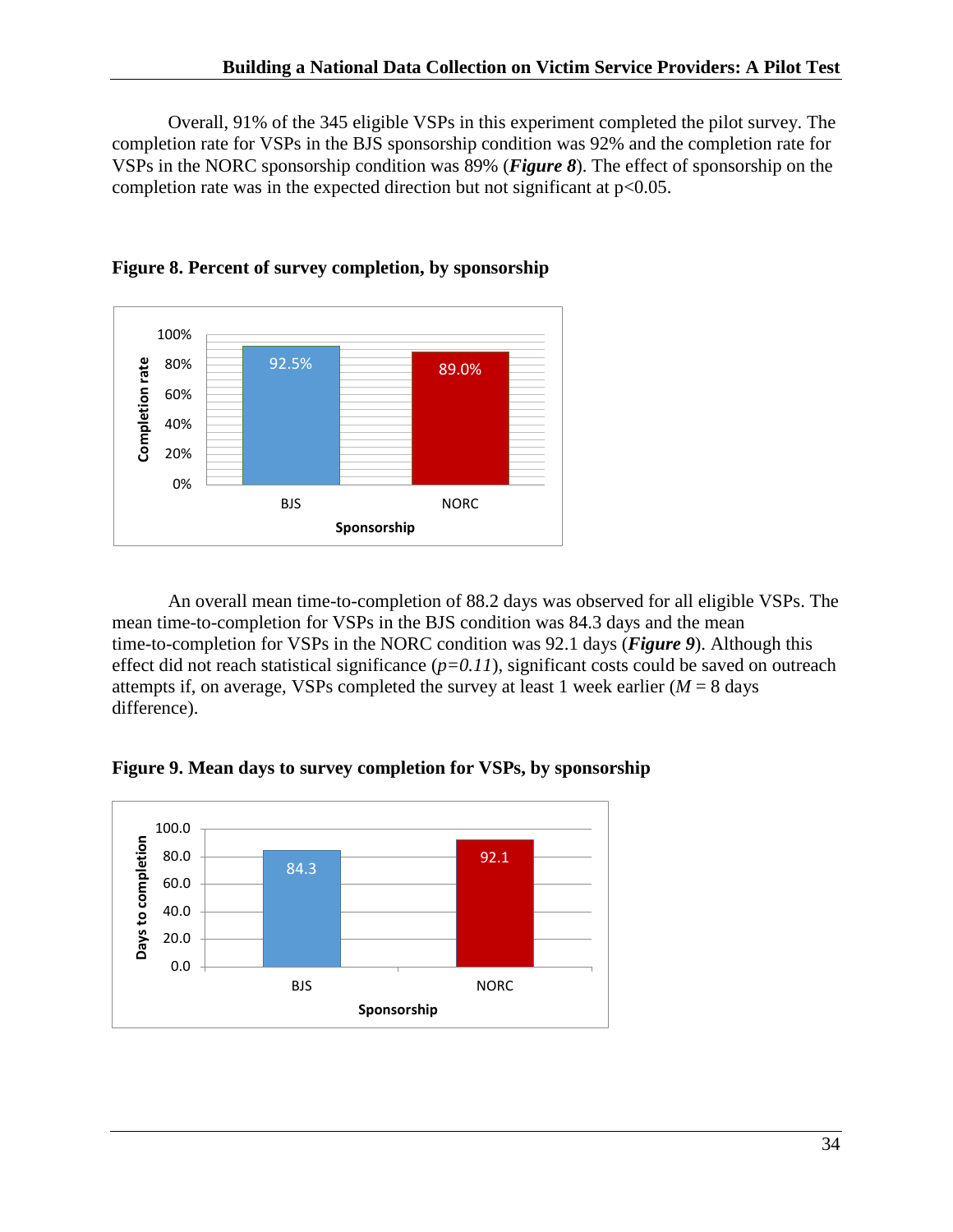Overall, 91% of the 345 eligible VSPs in this experiment completed the pilot survey. The completion rate for VSPs in the BJS sponsorship condition was 92% and the completion rate for VSPs in the NORC sponsorship condition was 89% (***Figure 8***). The effect of sponsorship on the completion rate was in the expected direction but not significant at $p<0.05$.

**Figure 8. Percent of survey completion, by sponsorship**

| Sponsorship | Completion rate |
|---|---|
| BJS | 92.5% |
| NORC | 89.0% |

An overall mean time-to-completion of 88.2 days was observed for all eligible VSPs. The mean time-to-completion for VSPs in the BJS condition was 84.3 days and the mean time-to-completion for VSPs in the NORC condition was 92.1 days (***Figure 9***). Although this effect did not reach statistical significance ($p=0.11$), significant costs could be saved on outreach attempts if, on average, VSPs completed the survey at least 1 week earlier ($M$ = 8 days difference).

**Figure 9. Mean days to survey completion for VSPs, by sponsorship**

| Sponsorship | Days to completion |
|---|---|
| BJS | 84.3 |
| NORC | 92.1 |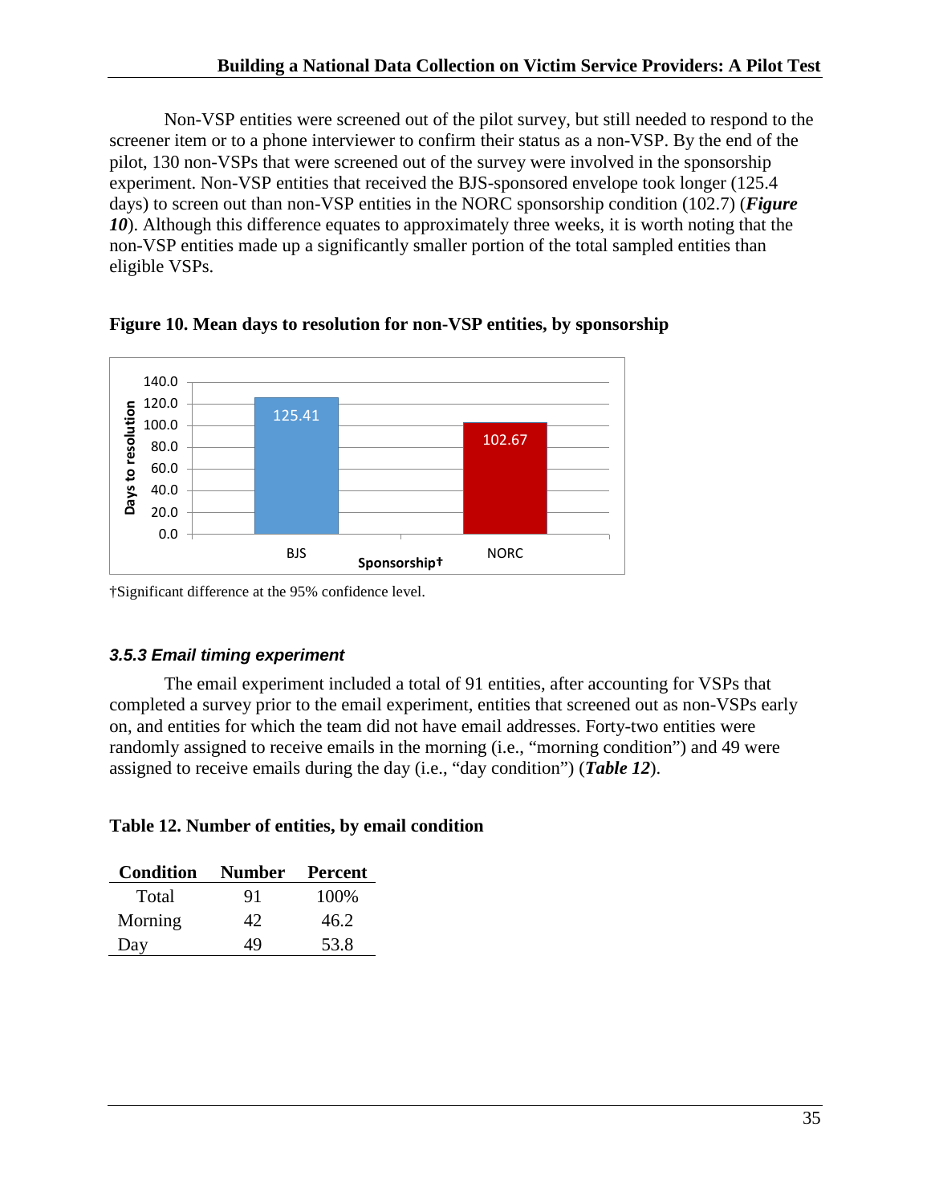Non-VSP entities were screened out of the pilot survey, but still needed to respond to the screener item or to a phone interviewer to confirm their status as a non-VSP. By the end of the pilot, 130 non-VSPs that were screened out of the survey were involved in the sponsorship experiment. Non-VSP entities that received the BJS-sponsored envelope took longer (125.4 days) to screen out than non-VSP entities in the NORC sponsorship condition (102.7) (***Figure 10***). Although this difference equates to approximately three weeks, it is worth noting that the non-VSP entities made up a significantly smaller portion of the total sampled entities than eligible VSPs.

**Figure 10. Mean days to resolution for non-VSP entities, by sponsorship**

| Sponsorship† | Days to resolution |
|---|---|
| BJS | 125.41 |
| NORC | 102.67 |

†Significant difference at the 95% confidence level.

### *3.5.3 Email timing experiment*

The email experiment included a total of 91 entities, after accounting for VSPs that completed a survey prior to the email experiment, entities that screened out as non-VSPs early on, and entities for which the team did not have email addresses. Forty-two entities were randomly assigned to receive emails in the morning (i.e., "morning condition") and 49 were assigned to receive emails during the day (i.e., "day condition") (***Table 12***).

**Table 12. Number of entities, by email condition**

| Condition | Number | Percent |
|---|---|---|
| Total | 91 | 100% |
| Morning | 42 | 46.2 |
| Day | 49 | 53.8 |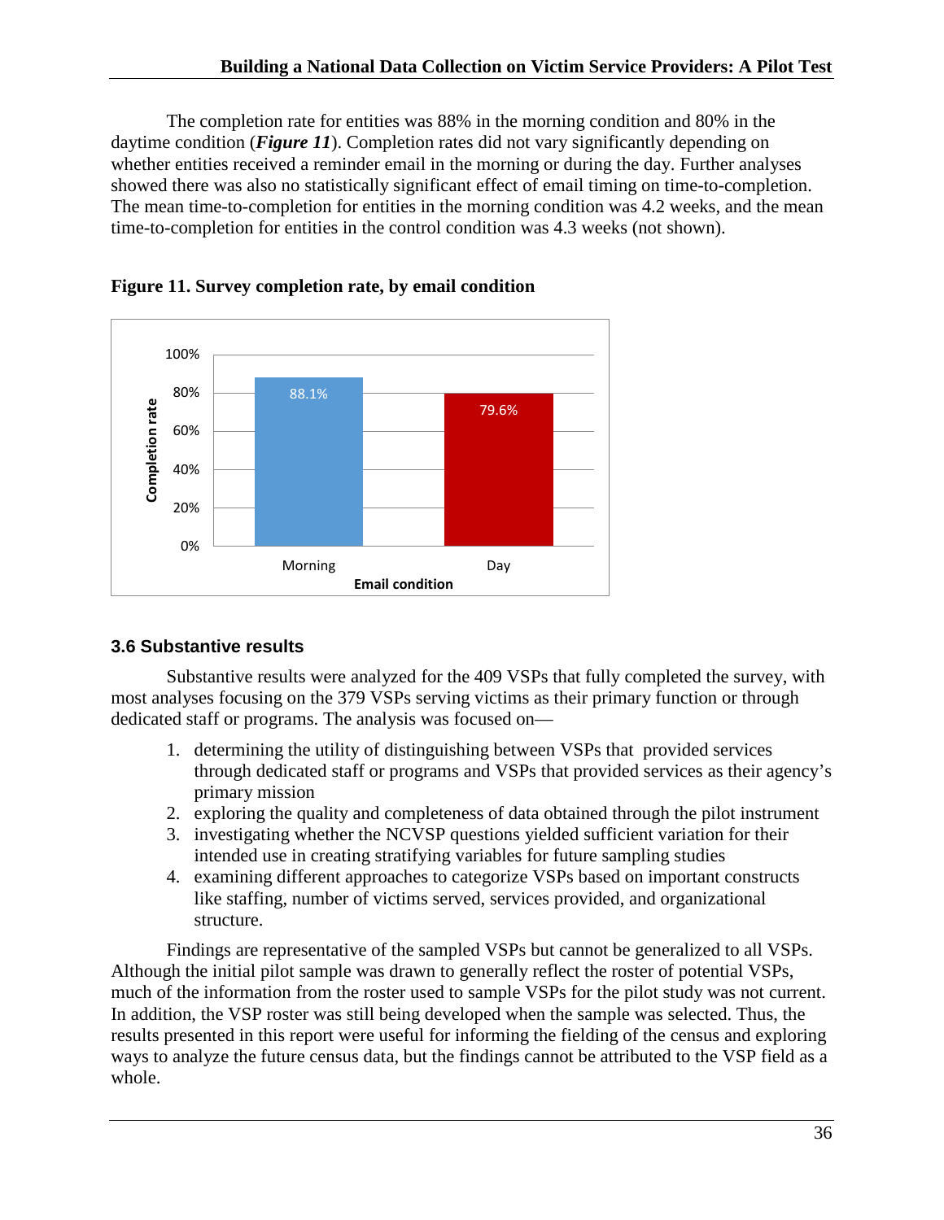The completion rate for entities was 88% in the morning condition and 80% in the daytime condition (***Figure 11***). Completion rates did not vary significantly depending on whether entities received a reminder email in the morning or during the day. Further analyses showed there was also no statistically significant effect of email timing on time-to-completion. The mean time-to-completion for entities in the morning condition was 4.2 weeks, and the mean time-to-completion for entities in the control condition was 4.3 weeks (not shown).

**Figure 11. Survey completion rate, by email condition**

| Email condition | Completion rate |
|---|---|
| Morning | 88.1% |
| Day | 79.6% |

### 3.6 Substantive results

Substantive results were analyzed for the 409 VSPs that fully completed the survey, with most analyses focusing on the 379 VSPs serving victims as their primary function or through dedicated staff or programs. The analysis was focused on—

1. determining the utility of distinguishing between VSPs that provided services through dedicated staff or programs and VSPs that provided services as their agency's primary mission
2. exploring the quality and completeness of data obtained through the pilot instrument
3. investigating whether the NCVSP questions yielded sufficient variation for their intended use in creating stratifying variables for future sampling studies
4. examining different approaches to categorize VSPs based on important constructs like staffing, number of victims served, services provided, and organizational structure.

Findings are representative of the sampled VSPs but cannot be generalized to all VSPs. Although the initial pilot sample was drawn to generally reflect the roster of potential VSPs, much of the information from the roster used to sample VSPs for the pilot study was not current. In addition, the VSP roster was still being developed when the sample was selected. Thus, the results presented in this report were useful for informing the fielding of the census and exploring ways to analyze the future census data, but the findings cannot be attributed to the VSP field as a whole.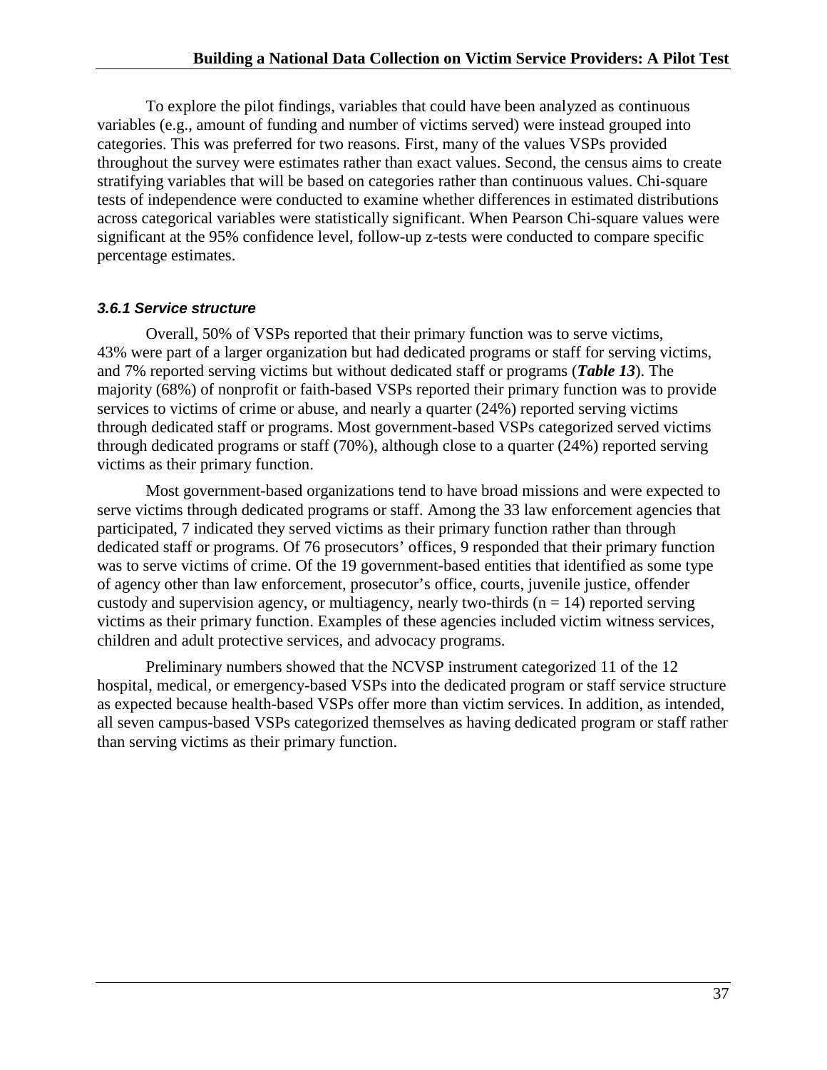To explore the pilot findings, variables that could have been analyzed as continuous variables (e.g., amount of funding and number of victims served) were instead grouped into categories. This was preferred for two reasons. First, many of the values VSPs provided throughout the survey were estimates rather than exact values. Second, the census aims to create stratifying variables that will be based on categories rather than continuous values. Chi-square tests of independence were conducted to examine whether differences in estimated distributions across categorical variables were statistically significant. When Pearson Chi-square values were significant at the 95% confidence level, follow-up z-tests were conducted to compare specific percentage estimates.

#### *3.6.1 Service structure*

Overall, 50% of VSPs reported that their primary function was to serve victims, 43% were part of a larger organization but had dedicated programs or staff for serving victims, and 7% reported serving victims but without dedicated staff or programs (***Table 13***). The majority (68%) of nonprofit or faith-based VSPs reported their primary function was to provide services to victims of crime or abuse, and nearly a quarter (24%) reported serving victims through dedicated staff or programs. Most government-based VSPs categorized served victims through dedicated programs or staff (70%), although close to a quarter (24%) reported serving victims as their primary function.

Most government-based organizations tend to have broad missions and were expected to serve victims through dedicated programs or staff. Among the 33 law enforcement agencies that participated, 7 indicated they served victims as their primary function rather than through dedicated staff or programs. Of 76 prosecutors' offices, 9 responded that their primary function was to serve victims of crime. Of the 19 government-based entities that identified as some type of agency other than law enforcement, prosecutor's office, courts, juvenile justice, offender custody and supervision agency, or multiagency, nearly two-thirds ($n = 14$) reported serving victims as their primary function. Examples of these agencies included victim witness services, children and adult protective services, and advocacy programs.

Preliminary numbers showed that the NCVSP instrument categorized 11 of the 12 hospital, medical, or emergency-based VSPs into the dedicated program or staff service structure as expected because health-based VSPs offer more than victim services. In addition, as intended, all seven campus-based VSPs categorized themselves as having dedicated program or staff rather than serving victims as their primary function.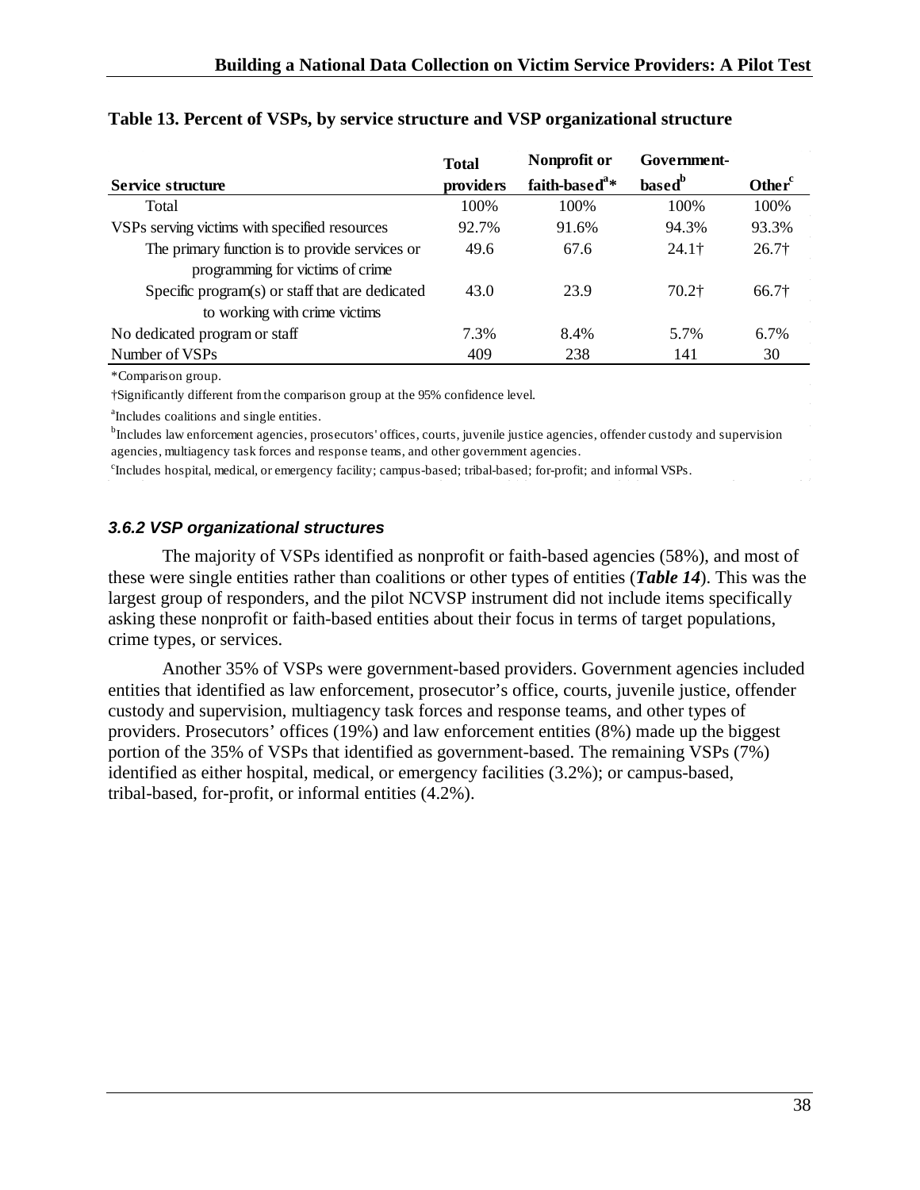**Table 13. Percent of VSPs, by service structure and VSP organizational structure**

| Service structure | Total providers | Nonprofit or faith-based[a]* | Government-based[b] | Other[c] |
|---|---|---|---|---|
| Total | 100% | 100% | 100% | 100% |
| VSPs serving victims with specified resources | 92.7% | 91.6% | 94.3% | 93.3% |
| The primary function is to provide services or programming for victims of crime | 49.6 | 67.6 | 24.1† | 26.7† |
| Specific program(s) or staff that are dedicated to working with crime victims | 43.0 | 23.9 | 70.2† | 66.7† |
| No dedicated program or staff | 7.3% | 8.4% | 5.7% | 6.7% |
| Number of VSPs | 409 | 238 | 141 | 30 |

*Comparison group.

†Significantly different from the comparison group at the 95% confidence level.

[a]Includes coalitions and single entities.

[b]Includes law enforcement agencies, prosecutors' offices, courts, juvenile justice agencies, offender custody and supervision agencies, multiagency task forces and response teams, and other government agencies.

[c]Includes hospital, medical, or emergency facility; campus-based; tribal-based; for-profit; and informal VSPs.

### *3.6.2 VSP organizational structures*

The majority of VSPs identified as nonprofit or faith-based agencies (58%), and most of these were single entities rather than coalitions or other types of entities (***Table 14***). This was the largest group of responders, and the pilot NCVSP instrument did not include items specifically asking these nonprofit or faith-based entities about their focus in terms of target populations, crime types, or services.

Another 35% of VSPs were government-based providers. Government agencies included entities that identified as law enforcement, prosecutor's office, courts, juvenile justice, offender custody and supervision, multiagency task forces and response teams, and other types of providers. Prosecutors' offices (19%) and law enforcement entities (8%) made up the biggest portion of the 35% of VSPs that identified as government-based. The remaining VSPs (7%) identified as either hospital, medical, or emergency facilities (3.2%); or campus-based, tribal-based, for-profit, or informal entities (4.2%).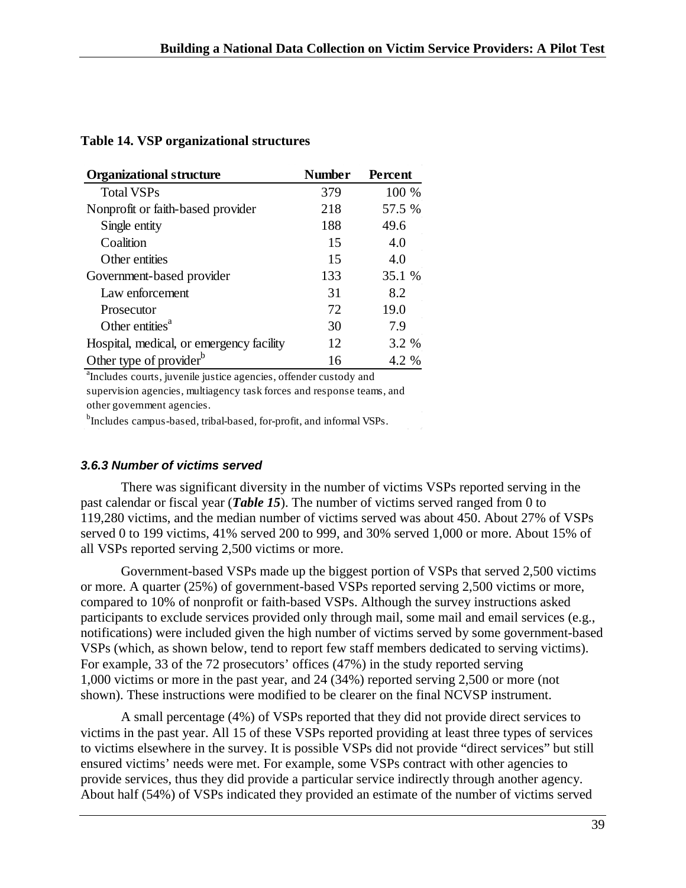**Table 14. VSP organizational structures**

| Organizational structure | Number | Percent |
|---|---|---|
| Total VSPs | 379 | 100 % |
| Nonprofit or faith-based provider | 218 | 57.5 % |
| Single entity | 188 | 49.6 |
| Coalition | 15 | 4.0 |
| Other entities | 15 | 4.0 |
| Government-based provider | 133 | 35.1 % |
| Law enforcement | 31 | 8.2 |
| Prosecutor | 72 | 19.0 |
| Other entities[a] | 30 | 7.9 |
| Hospital, medical, or emergency facility | 12 | 3.2 % |
| Other type of provider[b] | 16 | 4.2 % |

[a]Includes courts, juvenile justice agencies, offender custody and supervision agencies, multiagency task forces and response teams, and other government agencies.

[b]Includes campus-based, tribal-based, for-profit, and informal VSPs.

#### *3.6.3 Number of victims served*

There was significant diversity in the number of victims VSPs reported serving in the past calendar or fiscal year (***Table 15***). The number of victims served ranged from 0 to 119,280 victims, and the median number of victims served was about 450. About 27% of VSPs served 0 to 199 victims, 41% served 200 to 999, and 30% served 1,000 or more. About 15% of all VSPs reported serving 2,500 victims or more.

Government-based VSPs made up the biggest portion of VSPs that served 2,500 victims or more. A quarter (25%) of government-based VSPs reported serving 2,500 victims or more, compared to 10% of nonprofit or faith-based VSPs. Although the survey instructions asked participants to exclude services provided only through mail, some mail and email services (e.g., notifications) were included given the high number of victims served by some government-based VSPs (which, as shown below, tend to report few staff members dedicated to serving victims). For example, 33 of the 72 prosecutors' offices (47%) in the study reported serving 1,000 victims or more in the past year, and 24 (34%) reported serving 2,500 or more (not shown). These instructions were modified to be clearer on the final NCVSP instrument.

A small percentage (4%) of VSPs reported that they did not provide direct services to victims in the past year. All 15 of these VSPs reported providing at least three types of services to victims elsewhere in the survey. It is possible VSPs did not provide "direct services" but still ensured victims' needs were met. For example, some VSPs contract with other agencies to provide services, thus they did provide a particular service indirectly through another agency. About half (54%) of VSPs indicated they provided an estimate of the number of victims served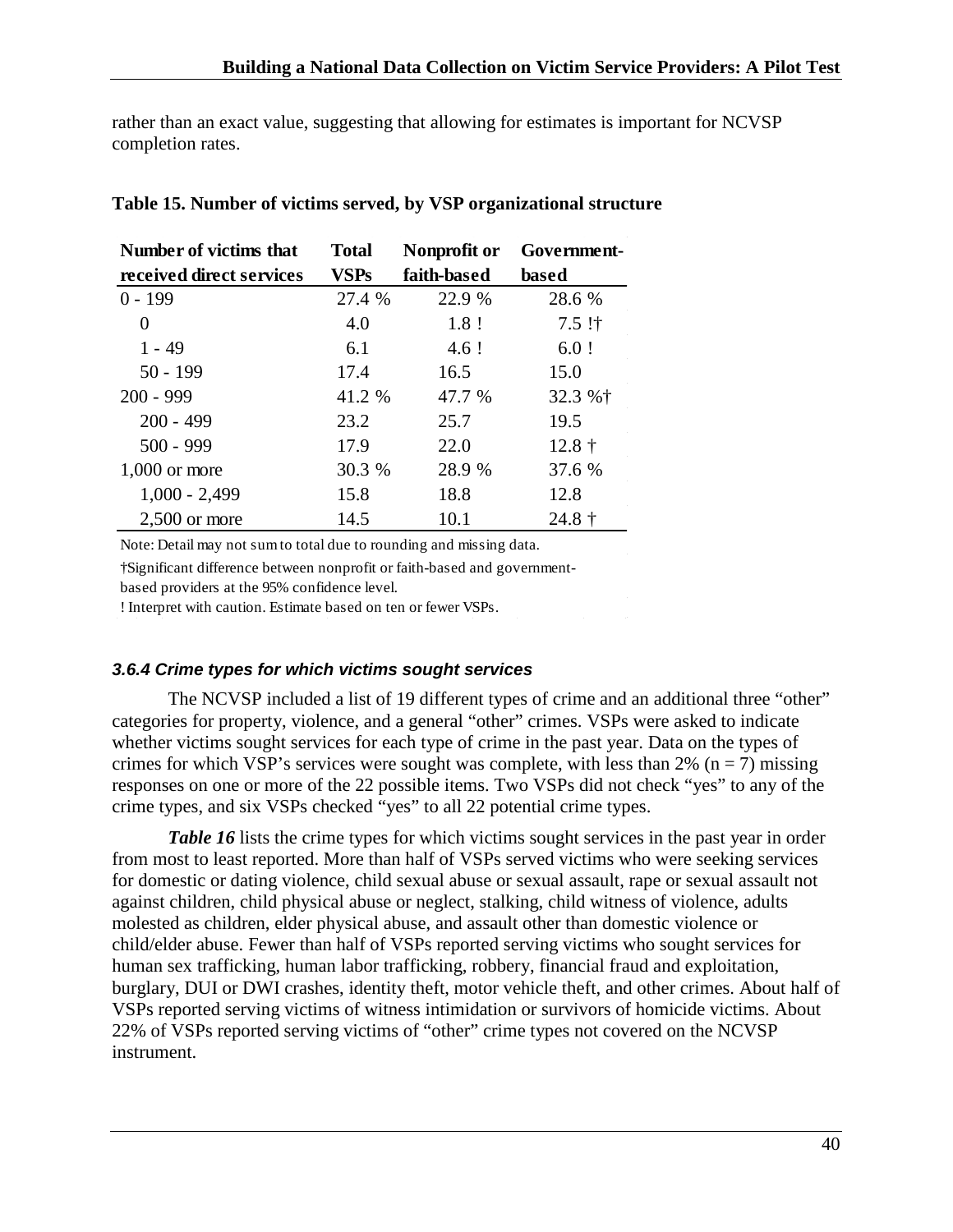rather than an exact value, suggesting that allowing for estimates is important for NCVSP completion rates.

**Table 15. Number of victims served, by VSP organizational structure**

| Number of victims that received direct services | Total VSPs | Nonprofit or faith-based | Government-based |
|---|---|---|---|
| 0 - 199 | 27.4 % | 22.9 % | 28.6 % |
| 0 | 4.0 | 1.8 ! | 7.5 !† |
| 1 - 49 | 6.1 | 4.6 ! | 6.0 ! |
| 50 - 199 | 17.4 | 16.5 | 15.0 |
| 200 - 999 | 41.2 % | 47.7 % | 32.3 %† |
| 200 - 499 | 23.2 | 25.7 | 19.5 |
| 500 - 999 | 17.9 | 22.0 | 12.8 † |
| 1,000 or more | 30.3 % | 28.9 % | 37.6 % |
| 1,000 - 2,499 | 15.8 | 18.8 | 12.8 |
| 2,500 or more | 14.5 | 10.1 | 24.8 † |

Note: Detail may not sum to total due to rounding and missing data.

†Significant difference between nonprofit or faith-based and government-based providers at the 95% confidence level.

! Interpret with caution. Estimate based on ten or fewer VSPs.

#### *3.6.4 Crime types for which victims sought services*

The NCVSP included a list of 19 different types of crime and an additional three "other" categories for property, violence, and a general "other" crimes. VSPs were asked to indicate whether victims sought services for each type of crime in the past year. Data on the types of crimes for which VSP's services were sought was complete, with less than 2% (n = 7) missing responses on one or more of the 22 possible items. Two VSPs did not check "yes" to any of the crime types, and six VSPs checked "yes" to all 22 potential crime types.

***Table 16*** lists the crime types for which victims sought services in the past year in order from most to least reported. More than half of VSPs served victims who were seeking services for domestic or dating violence, child sexual abuse or sexual assault, rape or sexual assault not against children, child physical abuse or neglect, stalking, child witness of violence, adults molested as children, elder physical abuse, and assault other than domestic violence or child/elder abuse. Fewer than half of VSPs reported serving victims who sought services for human sex trafficking, human labor trafficking, robbery, financial fraud and exploitation, burglary, DUI or DWI crashes, identity theft, motor vehicle theft, and other crimes. About half of VSPs reported serving victims of witness intimidation or survivors of homicide victims. About 22% of VSPs reported serving victims of "other" crime types not covered on the NCVSP instrument.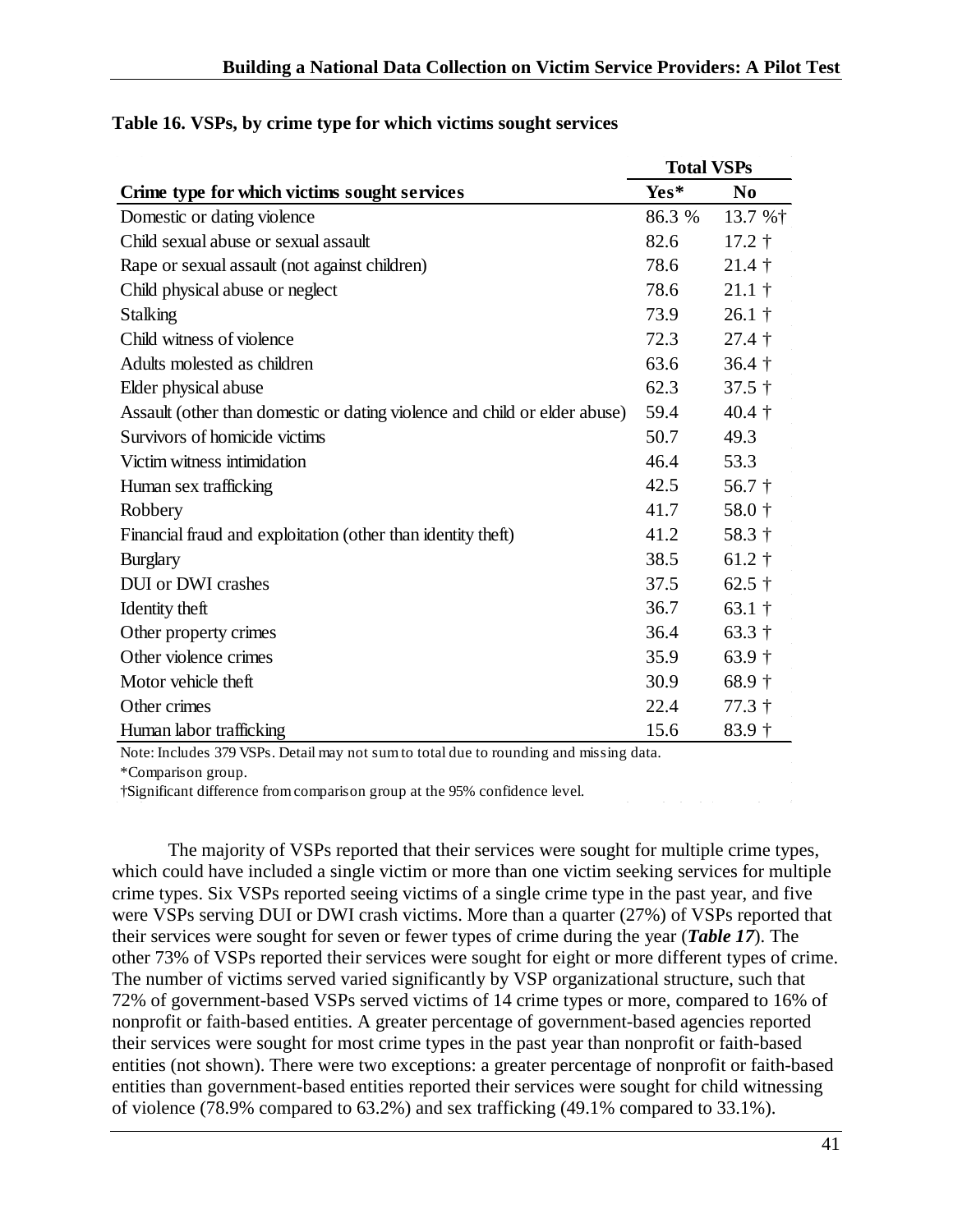**Table 16. VSPs, by crime type for which victims sought services**

| | Total VSPs | |
|---|---|---|
| **Crime type for which victims sought services** | **Yes*** | **No** |
| Domestic or dating violence | 86.3 % | 13.7 %† |
| Child sexual abuse or sexual assault | 82.6 | 17.2 † |
| Rape or sexual assault (not against children) | 78.6 | 21.4 † |
| Child physical abuse or neglect | 78.6 | 21.1 † |
| Stalking | 73.9 | 26.1 † |
| Child witness of violence | 72.3 | 27.4 † |
| Adults molested as children | 63.6 | 36.4 † |
| Elder physical abuse | 62.3 | 37.5 † |
| Assault (other than domestic or dating violence and child or elder abuse) | 59.4 | 40.4 † |
| Survivors of homicide victims | 50.7 | 49.3 |
| Victim witness intimidation | 46.4 | 53.3 |
| Human sex trafficking | 42.5 | 56.7 † |
| Robbery | 41.7 | 58.0 † |
| Financial fraud and exploitation (other than identity theft) | 41.2 | 58.3 † |
| Burglary | 38.5 | 61.2 † |
| DUI or DWI crashes | 37.5 | 62.5 † |
| Identity theft | 36.7 | 63.1 † |
| Other property crimes | 36.4 | 63.3 † |
| Other violence crimes | 35.9 | 63.9 † |
| Motor vehicle theft | 30.9 | 68.9 † |
| Other crimes | 22.4 | 77.3 † |
| Human labor trafficking | 15.6 | 83.9 † |

Note: Includes 379 VSPs. Detail may not sum to total due to rounding and missing data.

*Comparison group.

†Significant difference from comparison group at the 95% confidence level.

The majority of VSPs reported that their services were sought for multiple crime types, which could have included a single victim or more than one victim seeking services for multiple crime types. Six VSPs reported seeing victims of a single crime type in the past year, and five were VSPs serving DUI or DWI crash victims. More than a quarter (27%) of VSPs reported that their services were sought for seven or fewer types of crime during the year (***Table 17***). The other 73% of VSPs reported their services were sought for eight or more different types of crime. The number of victims served varied significantly by VSP organizational structure, such that 72% of government-based VSPs served victims of 14 crime types or more, compared to 16% of nonprofit or faith-based entities. A greater percentage of government-based agencies reported their services were sought for most crime types in the past year than nonprofit or faith-based entities (not shown). There were two exceptions: a greater percentage of nonprofit or faith-based entities than government-based entities reported their services were sought for child witnessing of violence (78.9% compared to 63.2%) and sex trafficking (49.1% compared to 33.1%).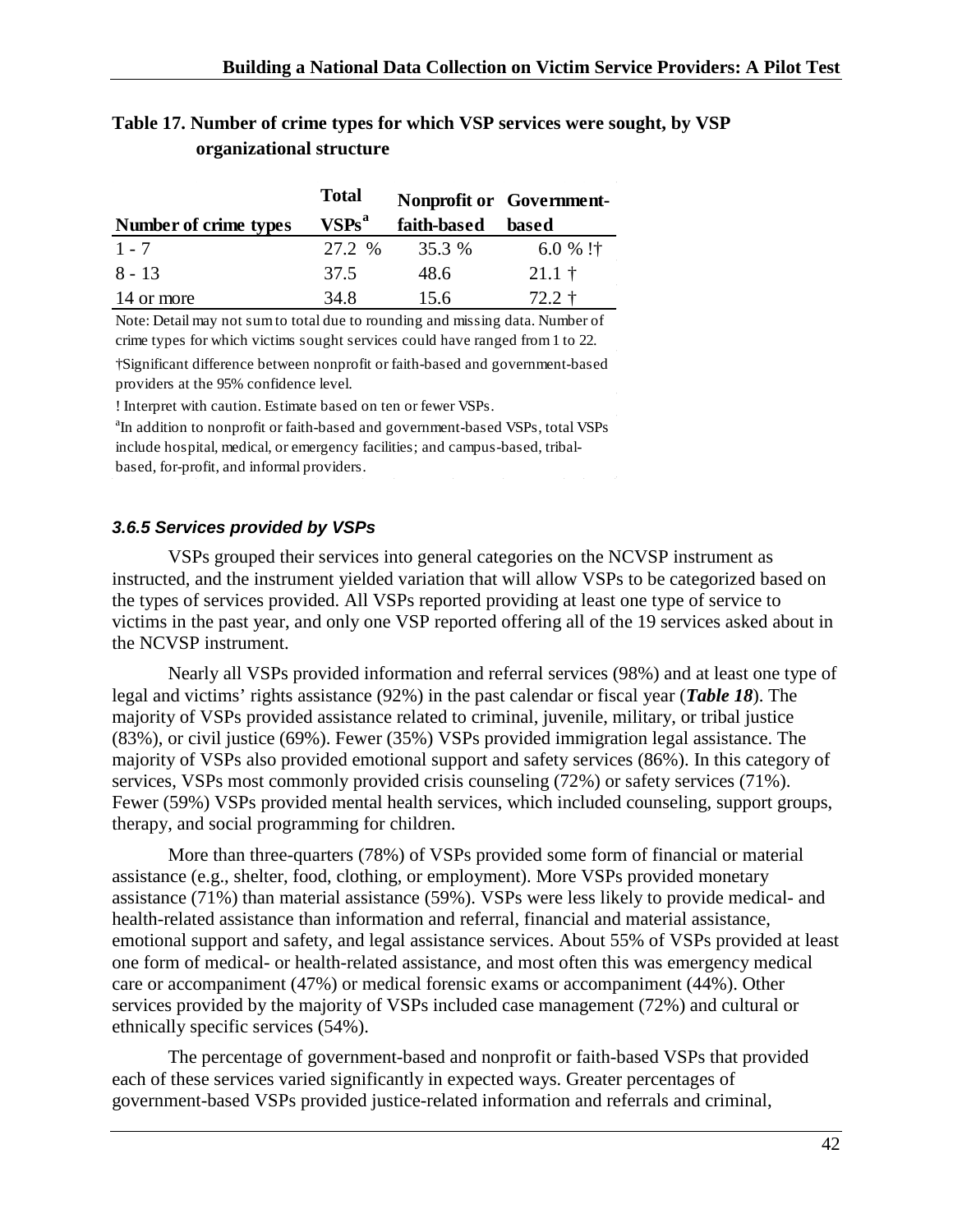**Table 17. Number of crime types for which VSP services were sought, by VSP organizational structure**

| Number of crime types | Total VSPs[a] | Nonprofit or faith-based | Government-based |
|---|---|---|---|
| 1 - 7 | 27.2 % | 35.3 % | 6.0 % !† |
| 8 - 13 | 37.5 | 48.6 | 21.1 † |
| 14 or more | 34.8 | 15.6 | 72.2 † |

Note: Detail may not sum to total due to rounding and missing data. Number of crime types for which victims sought services could have ranged from 1 to 22.

†Significant difference between nonprofit or faith-based and government-based providers at the 95% confidence level.

! Interpret with caution. Estimate based on ten or fewer VSPs.

[a]In addition to nonprofit or faith-based and government-based VSPs, total VSPs include hospital, medical, or emergency facilities; and campus-based, tribal-based, for-profit, and informal providers.

### *3.6.5 Services provided by VSPs*

VSPs grouped their services into general categories on the NCVSP instrument as instructed, and the instrument yielded variation that will allow VSPs to be categorized based on the types of services provided. All VSPs reported providing at least one type of service to victims in the past year, and only one VSP reported offering all of the 19 services asked about in the NCVSP instrument.

Nearly all VSPs provided information and referral services (98%) and at least one type of legal and victims' rights assistance (92%) in the past calendar or fiscal year (***Table 18***). The majority of VSPs provided assistance related to criminal, juvenile, military, or tribal justice (83%), or civil justice (69%). Fewer (35%) VSPs provided immigration legal assistance. The majority of VSPs also provided emotional support and safety services (86%). In this category of services, VSPs most commonly provided crisis counseling (72%) or safety services (71%). Fewer (59%) VSPs provided mental health services, which included counseling, support groups, therapy, and social programming for children.

More than three-quarters (78%) of VSPs provided some form of financial or material assistance (e.g., shelter, food, clothing, or employment). More VSPs provided monetary assistance (71%) than material assistance (59%). VSPs were less likely to provide medical- and health-related assistance than information and referral, financial and material assistance, emotional support and safety, and legal assistance services. About 55% of VSPs provided at least one form of medical- or health-related assistance, and most often this was emergency medical care or accompaniment (47%) or medical forensic exams or accompaniment (44%). Other services provided by the majority of VSPs included case management (72%) and cultural or ethnically specific services (54%).

The percentage of government-based and nonprofit or faith-based VSPs that provided each of these services varied significantly in expected ways. Greater percentages of government-based VSPs provided justice-related information and referrals and criminal,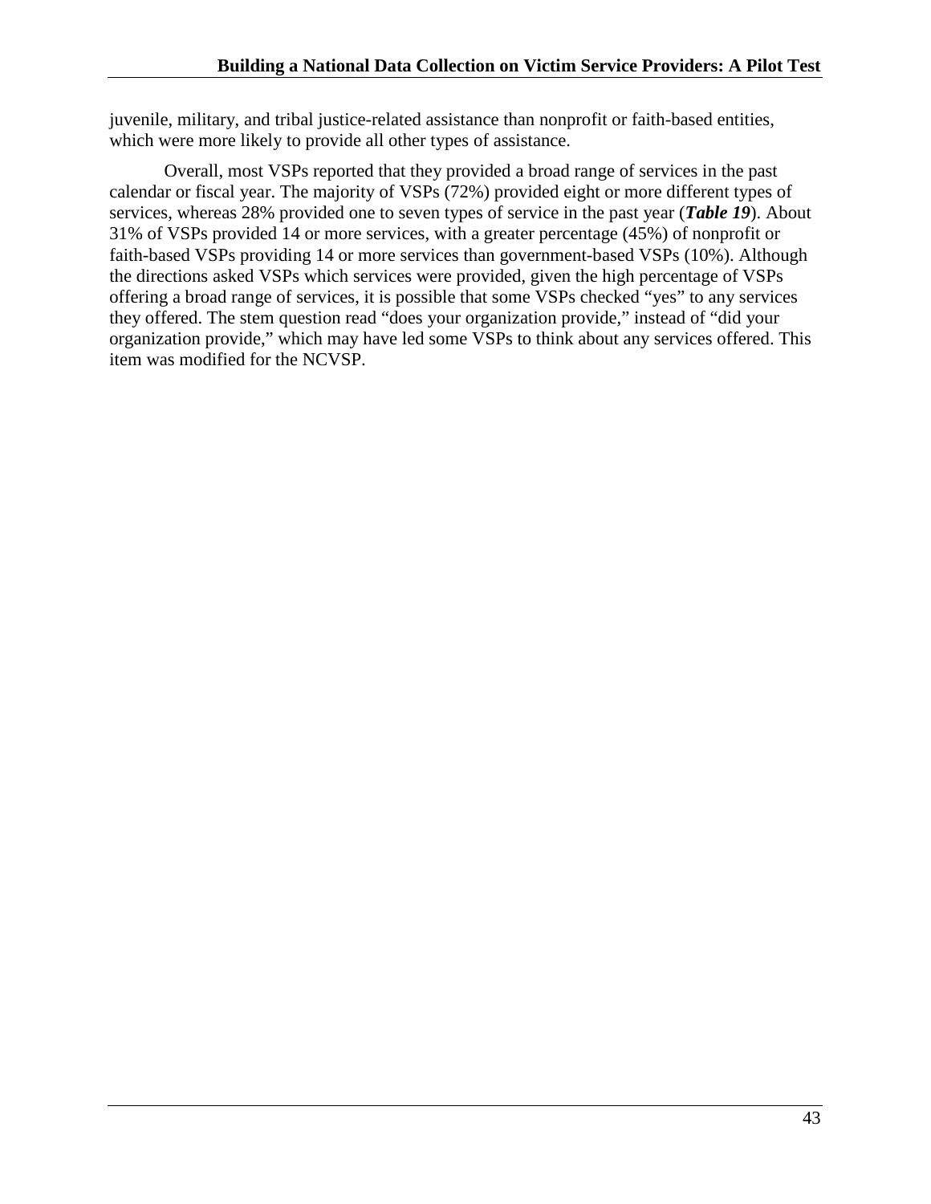juvenile, military, and tribal justice-related assistance than nonprofit or faith-based entities, which were more likely to provide all other types of assistance.

Overall, most VSPs reported that they provided a broad range of services in the past calendar or fiscal year. The majority of VSPs (72%) provided eight or more different types of services, whereas 28% provided one to seven types of service in the past year (***Table 19***). About 31% of VSPs provided 14 or more services, with a greater percentage (45%) of nonprofit or faith-based VSPs providing 14 or more services than government-based VSPs (10%). Although the directions asked VSPs which services were provided, given the high percentage of VSPs offering a broad range of services, it is possible that some VSPs checked "yes" to any services they offered. The stem question read "does your organization provide," instead of "did your organization provide," which may have led some VSPs to think about any services offered. This item was modified for the NCVSP.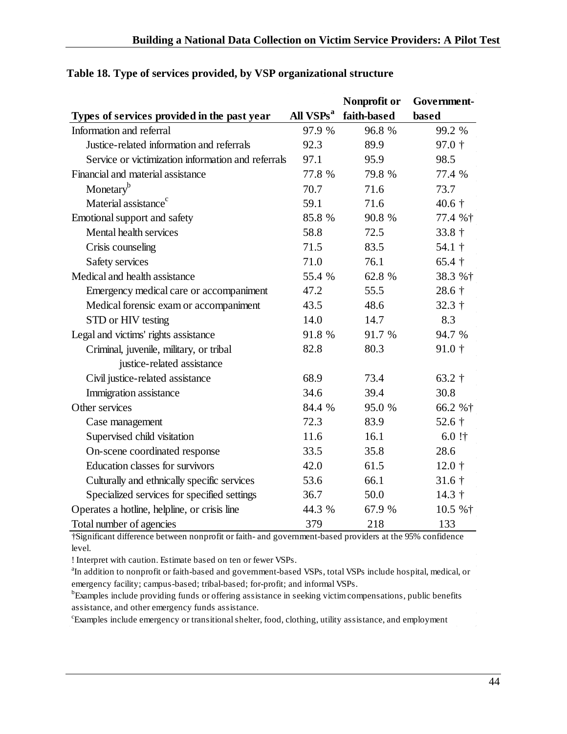**Table 18. Type of services provided, by VSP organizational structure**

| Types of services provided in the past year | All VSPs[a] | Nonprofit or faith-based | Government-based |
|---|---|---|---|
| Information and referral | 97.9 % | 96.8 % | 99.2 % |
| Justice-related information and referrals | 92.3 | 89.9 | 97.0 † |
| Service or victimization information and referrals | 97.1 | 95.9 | 98.5 |
| Financial and material assistance | 77.8 % | 79.8 % | 77.4 % |
| Monetary[b] | 70.7 | 71.6 | 73.7 |
| Material assistance[c] | 59.1 | 71.6 | 40.6 † |
| Emotional support and safety | 85.8 % | 90.8 % | 77.4 %† |
| Mental health services | 58.8 | 72.5 | 33.8 † |
| Crisis counseling | 71.5 | 83.5 | 54.1 † |
| Safety services | 71.0 | 76.1 | 65.4 † |
| Medical and health assistance | 55.4 % | 62.8 % | 38.3 %† |
| Emergency medical care or accompaniment | 47.2 | 55.5 | 28.6 † |
| Medical forensic exam or accompaniment | 43.5 | 48.6 | 32.3 † |
| STD or HIV testing | 14.0 | 14.7 | 8.3 |
| Legal and victims' rights assistance | 91.8 % | 91.7 % | 94.7 % |
| Criminal, juvenile, military, or tribal justice-related assistance | 82.8 | 80.3 | 91.0 † |
| Civil justice-related assistance | 68.9 | 73.4 | 63.2 † |
| Immigration assistance | 34.6 | 39.4 | 30.8 |
| Other services | 84.4 % | 95.0 % | 66.2 %† |
| Case management | 72.3 | 83.9 | 52.6 † |
| Supervised child visitation | 11.6 | 16.1 | 6.0 !† |
| On-scene coordinated response | 33.5 | 35.8 | 28.6 |
| Education classes for survivors | 42.0 | 61.5 | 12.0 † |
| Culturally and ethnically specific services | 53.6 | 66.1 | 31.6 † |
| Specialized services for specified settings | 36.7 | 50.0 | 14.3 † |
| Operates a hotline, helpline, or crisis line | 44.3 % | 67.9 % | 10.5 %† |
| Total number of agencies | 379 | 218 | 133 |

†Significant difference between nonprofit or faith- and government-based providers at the 95% confidence level.

! Interpret with caution. Estimate based on ten or fewer VSPs.

[a]In addition to nonprofit or faith-based and government-based VSPs, total VSPs include hospital, medical, or emergency facility; campus-based; tribal-based; for-profit; and informal VSPs.

[b]Examples include providing funds or offering assistance in seeking victim compensations, public benefits assistance, and other emergency funds assistance.

[c]Examples include emergency or transitional shelter, food, clothing, utility assistance, and employment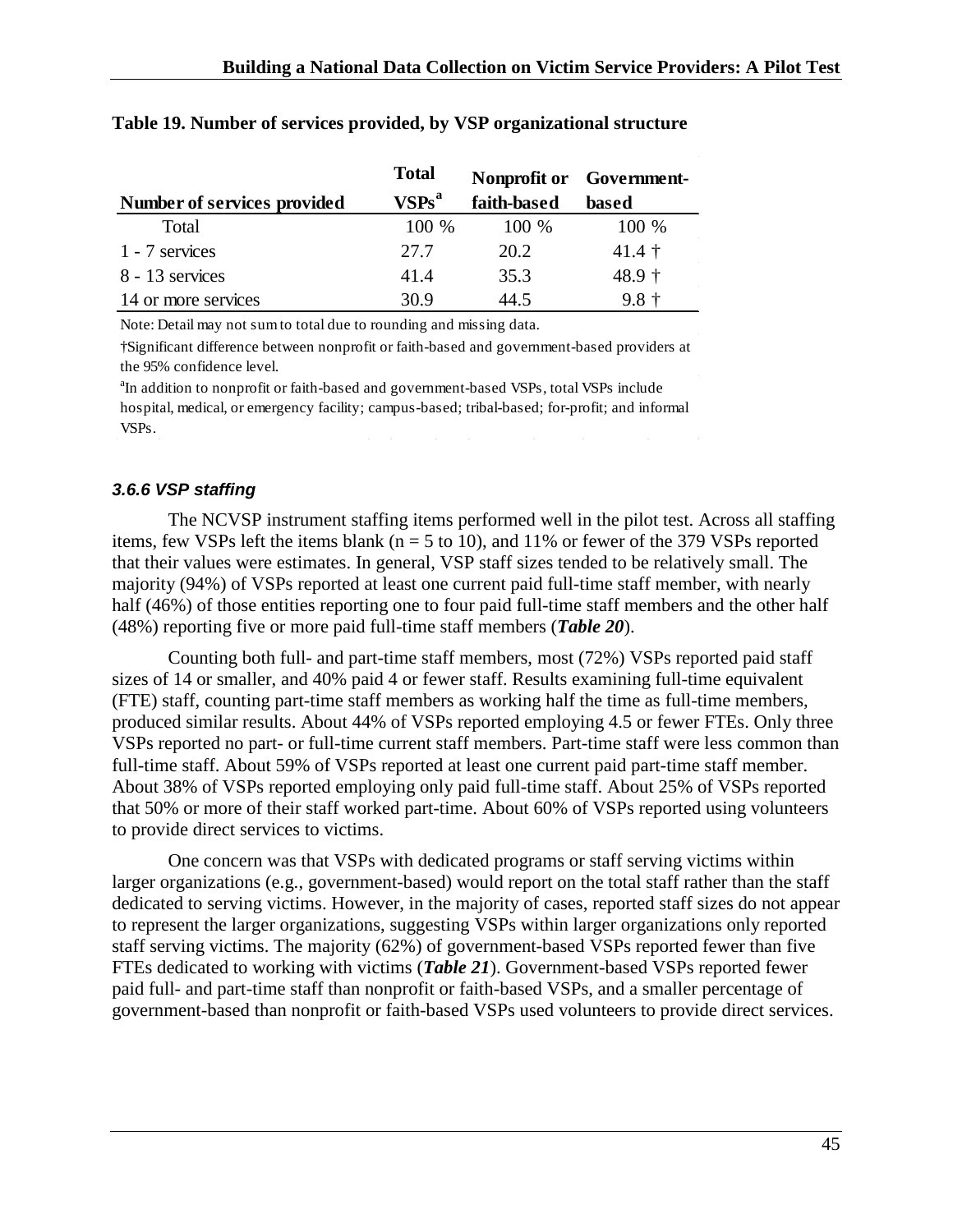**Table 19. Number of services provided, by VSP organizational structure**

| Number of services provided | Total VSPs[a] | Nonprofit or faith-based | Government-based |
|---|---|---|---|
| Total | 100 % | 100 % | 100 % |
| 1 - 7 services | 27.7 | 20.2 | 41.4 † |
| 8 - 13 services | 41.4 | 35.3 | 48.9 † |
| 14 or more services | 30.9 | 44.5 | 9.8 † |

Note: Detail may not sum to total due to rounding and missing data.

†Significant difference between nonprofit or faith-based and government-based providers at the 95% confidence level.

[a]In addition to nonprofit or faith-based and government-based VSPs, total VSPs include hospital, medical, or emergency facility; campus-based; tribal-based; for-profit; and informal VSPs.

### *3.6.6 VSP staffing*

The NCVSP instrument staffing items performed well in the pilot test. Across all staffing items, few VSPs left the items blank (n = 5 to 10), and 11% or fewer of the 379 VSPs reported that their values were estimates. In general, VSP staff sizes tended to be relatively small. The majority (94%) of VSPs reported at least one current paid full-time staff member, with nearly half (46%) of those entities reporting one to four paid full-time staff members and the other half (48%) reporting five or more paid full-time staff members (***Table 20***).

Counting both full- and part-time staff members, most (72%) VSPs reported paid staff sizes of 14 or smaller, and 40% paid 4 or fewer staff. Results examining full-time equivalent (FTE) staff, counting part-time staff members as working half the time as full-time members, produced similar results. About 44% of VSPs reported employing 4.5 or fewer FTEs. Only three VSPs reported no part- or full-time current staff members. Part-time staff were less common than full-time staff. About 59% of VSPs reported at least one current paid part-time staff member. About 38% of VSPs reported employing only paid full-time staff. About 25% of VSPs reported that 50% or more of their staff worked part-time. About 60% of VSPs reported using volunteers to provide direct services to victims.

One concern was that VSPs with dedicated programs or staff serving victims within larger organizations (e.g., government-based) would report on the total staff rather than the staff dedicated to serving victims. However, in the majority of cases, reported staff sizes do not appear to represent the larger organizations, suggesting VSPs within larger organizations only reported staff serving victims. The majority (62%) of government-based VSPs reported fewer than five FTEs dedicated to working with victims (***Table 21***). Government-based VSPs reported fewer paid full- and part-time staff than nonprofit or faith-based VSPs, and a smaller percentage of government-based than nonprofit or faith-based VSPs used volunteers to provide direct services.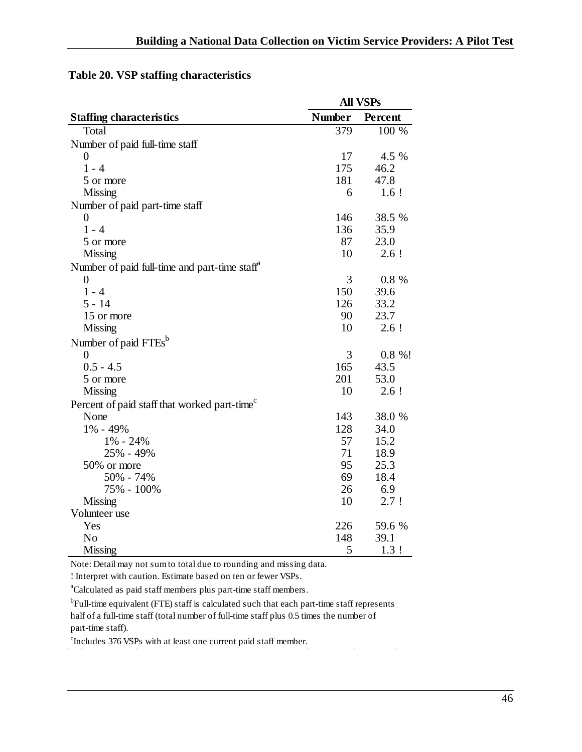**Table 20. VSP staffing characteristics**

| Staffing characteristics | All VSPs | |
|---|---|---|
| | Number | Percent |
| Total | 379 | 100 % |
| Number of paid full-time staff | | |
| 0 | 17 | 4.5 % |
| 1 - 4 | 175 | 46.2 |
| 5 or more | 181 | 47.8 |
| Missing | 6 | 1.6 ! |
| Number of paid part-time staff | | |
| 0 | 146 | 38.5 % |
| 1 - 4 | 136 | 35.9 |
| 5 or more | 87 | 23.0 |
| Missing | 10 | 2.6 ! |
| Number of paid full-time and part-time staff[a] | | |
| 0 | 3 | 0.8 % |
| 1 - 4 | 150 | 39.6 |
| 5 - 14 | 126 | 33.2 |
| 15 or more | 90 | 23.7 |
| Missing | 10 | 2.6 ! |
| Number of paid FTEs[b] | | |
| 0 | 3 | 0.8 %! |
| 0.5 - 4.5 | 165 | 43.5 |
| 5 or more | 201 | 53.0 |
| Missing | 10 | 2.6 ! |
| Percent of paid staff that worked part-time[c] | | |
| None | 143 | 38.0 % |
| 1% - 49% | 128 | 34.0 |
| 1% - 24% | 57 | 15.2 |
| 25% - 49% | 71 | 18.9 |
| 50% or more | 95 | 25.3 |
| 50% - 74% | 69 | 18.4 |
| 75% - 100% | 26 | 6.9 |
| Missing | 10 | 2.7 ! |
| Volunteer use | | |
| Yes | 226 | 59.6 % |
| No | 148 | 39.1 |
| Missing | 5 | 1.3 ! |

Note: Detail may not sum to total due to rounding and missing data.

! Interpret with caution. Estimate based on ten or fewer VSPs.

[a]Calculated as paid staff members plus part-time staff members.

[b]Full-time equivalent (FTE) staff is calculated such that each part-time staff represents half of a full-time staff (total number of full-time staff plus 0.5 times the number of part-time staff).

[c]Includes 376 VSPs with at least one current paid staff member.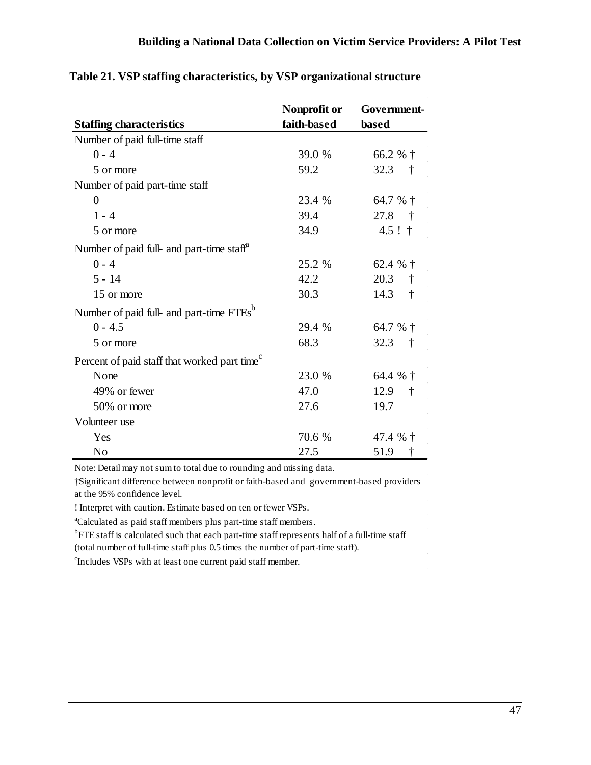**Table 21. VSP staffing characteristics, by VSP organizational structure**

| Staffing characteristics | Nonprofit or faith-based | Government-based |
|---|---|---|
| Number of paid full-time staff | | |
| 0 - 4 | 39.0 % | 66.2 % † |
| 5 or more | 59.2 | 32.3 † |
| Number of paid part-time staff | | |
| 0 | 23.4 % | 64.7 % † |
| 1 - 4 | 39.4 | 27.8 † |
| 5 or more | 34.9 | 4.5 ! † |
| Number of paid full- and part-time staff[a] | | |
| 0 - 4 | 25.2 % | 62.4 % † |
| 5 - 14 | 42.2 | 20.3 † |
| 15 or more | 30.3 | 14.3 † |
| Number of paid full- and part-time FTEs[b] | | |
| 0 - 4.5 | 29.4 % | 64.7 % † |
| 5 or more | 68.3 | 32.3 † |
| Percent of paid staff that worked part time[c] | | |
| None | 23.0 % | 64.4 % † |
| 49% or fewer | 47.0 | 12.9 † |
| 50% or more | 27.6 | 19.7 |
| Volunteer use | | |
| Yes | 70.6 % | 47.4 % † |
| No | 27.5 | 51.9 † |

Note: Detail may not sum to total due to rounding and missing data.

†Significant difference between nonprofit or faith-based and government-based providers at the 95% confidence level.

! Interpret with caution. Estimate based on ten or fewer VSPs.

[a]Calculated as paid staff members plus part-time staff members.

[b]FTE staff is calculated such that each part-time staff represents half of a full-time staff (total number of full-time staff plus 0.5 times the number of part-time staff).

[c]Includes VSPs with at least one current paid staff member.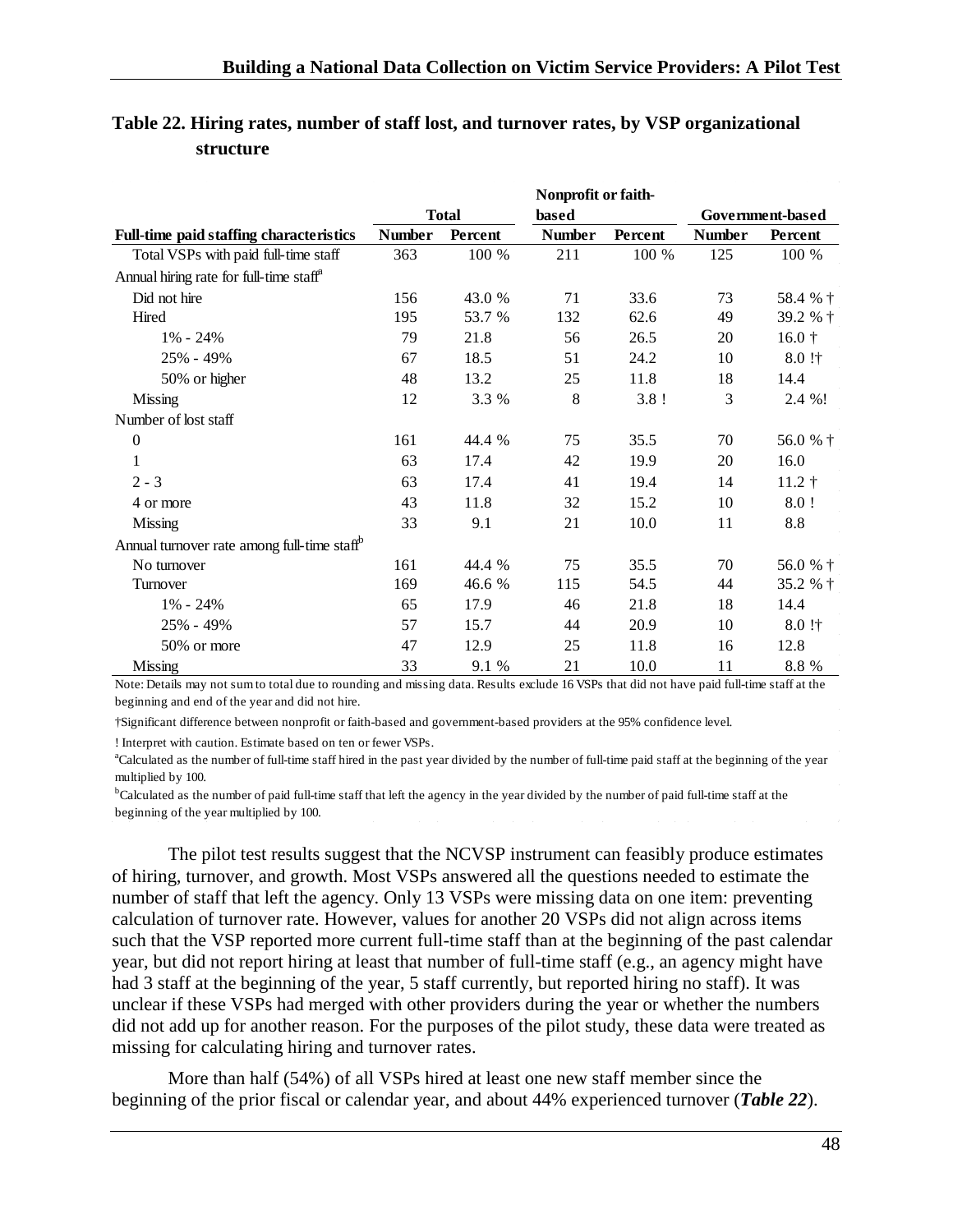**Table 22. Hiring rates, number of staff lost, and turnover rates, by VSP organizational structure**

| Full-time paid staffing characteristics | Total | | Nonprofit or faith-based | | Government-based | |
|---|---|---|---|---|---|---|
| | Number | Percent | Number | Percent | Number | Percent |
| Total VSPs with paid full-time staff | 363 | 100 % | 211 | 100 % | 125 | 100 % |
| Annual hiring rate for full-time staff[a] | | | | | | |
| Did not hire | 156 | 43.0 % | 71 | 33.6 | 73 | 58.4 % † |
| Hired | 195 | 53.7 % | 132 | 62.6 | 49 | 39.2 % † |
| 1% - 24% | 79 | 21.8 | 56 | 26.5 | 20 | 16.0 † |
| 25% - 49% | 67 | 18.5 | 51 | 24.2 | 10 | 8.0 !† |
| 50% or higher | 48 | 13.2 | 25 | 11.8 | 18 | 14.4 |
| Missing | 12 | 3.3 % | 8 | 3.8 ! | 3 | 2.4 %! |
| Number of lost staff | | | | | | |
| 0 | 161 | 44.4 % | 75 | 35.5 | 70 | 56.0 % † |
| 1 | 63 | 17.4 | 42 | 19.9 | 20 | 16.0 |
| 2 - 3 | 63 | 17.4 | 41 | 19.4 | 14 | 11.2 † |
| 4 or more | 43 | 11.8 | 32 | 15.2 | 10 | 8.0 ! |
| Missing | 33 | 9.1 | 21 | 10.0 | 11 | 8.8 |
| Annual turnover rate among full-time staff[b] | | | | | | |
| No turnover | 161 | 44.4 % | 75 | 35.5 | 70 | 56.0 % † |
| Turnover | 169 | 46.6 % | 115 | 54.5 | 44 | 35.2 % † |
| 1% - 24% | 65 | 17.9 | 46 | 21.8 | 18 | 14.4 |
| 25% - 49% | 57 | 15.7 | 44 | 20.9 | 10 | 8.0 !† |
| 50% or more | 47 | 12.9 | 25 | 11.8 | 16 | 12.8 |
| Missing | 33 | 9.1 % | 21 | 10.0 | 11 | 8.8 % |

Note: Details may not sum to total due to rounding and missing data. Results exclude 16 VSPs that did not have paid full-time staff at the beginning and end of the year and did not hire.

†Significant difference between nonprofit or faith-based and government-based providers at the 95% confidence level.

! Interpret with caution. Estimate based on ten or fewer VSPs.

[a]Calculated as the number of full-time staff hired in the past year divided by the number of full-time paid staff at the beginning of the year multiplied by 100.

[b]Calculated as the number of paid full-time staff that left the agency in the year divided by the number of paid full-time staff at the beginning of the year multiplied by 100.

The pilot test results suggest that the NCVSP instrument can feasibly produce estimates of hiring, turnover, and growth. Most VSPs answered all the questions needed to estimate the number of staff that left the agency. Only 13 VSPs were missing data on one item: preventing calculation of turnover rate. However, values for another 20 VSPs did not align across items such that the VSP reported more current full-time staff than at the beginning of the past calendar year, but did not report hiring at least that number of full-time staff (e.g., an agency might have had 3 staff at the beginning of the year, 5 staff currently, but reported hiring no staff). It was unclear if these VSPs had merged with other providers during the year or whether the numbers did not add up for another reason. For the purposes of the pilot study, these data were treated as missing for calculating hiring and turnover rates.

More than half (54%) of all VSPs hired at least one new staff member since the beginning of the prior fiscal or calendar year, and about 44% experienced turnover (***Table 22***).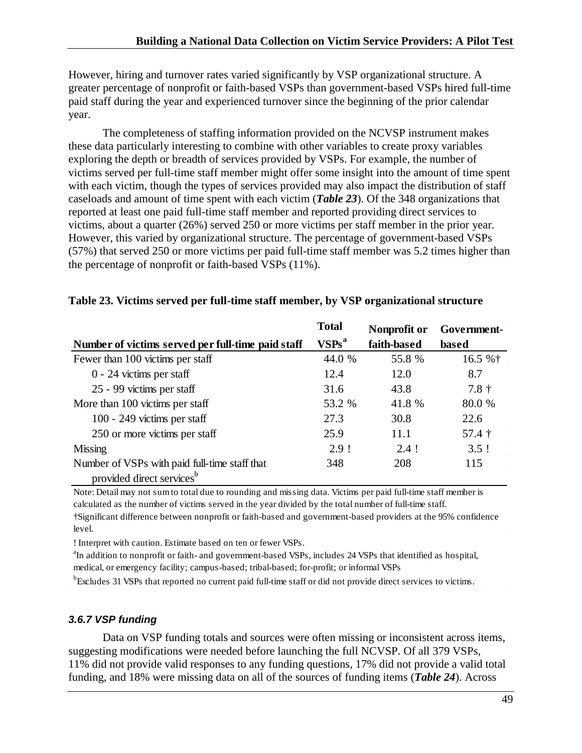However, hiring and turnover rates varied significantly by VSP organizational structure. A greater percentage of nonprofit or faith-based VSPs than government-based VSPs hired full-time paid staff during the year and experienced turnover since the beginning of the prior calendar year.

The completeness of staffing information provided on the NCVSP instrument makes these data particularly interesting to combine with other variables to create proxy variables exploring the depth or breadth of services provided by VSPs. For example, the number of victims served per full-time staff member might offer some insight into the amount of time spent with each victim, though the types of services provided may also impact the distribution of staff caseloads and amount of time spent with each victim (***Table 23***). Of the 348 organizations that reported at least one paid full-time staff member and reported providing direct services to victims, about a quarter (26%) served 250 or more victims per staff member in the prior year. However, this varied by organizational structure. The percentage of government-based VSPs (57%) that served 250 or more victims per paid full-time staff member was 5.2 times higher than the percentage of nonprofit or faith-based VSPs (11%).

**Table 23. Victims served per full-time staff member, by VSP organizational structure**

| Number of victims served per full-time paid staff | Total VSPs[a] | Nonprofit or faith-based | Government-based |
|---|---|---|---|
| Fewer than 100 victims per staff | 44.0 % | 55.8 % | 16.5 %† |
| 0 - 24 victims per staff | 12.4 | 12.0 | 8.7 |
| 25 - 99 victims per staff | 31.6 | 43.8 | 7.8 † |
| More than 100 victims per staff | 53.2 % | 41.8 % | 80.0 % |
| 100 - 249 victims per staff | 27.3 | 30.8 | 22.6 |
| 250 or more victims per staff | 25.9 | 11.1 | 57.4 † |
| Missing | 2.9 ! | 2.4 ! | 3.5 ! |
| Number of VSPs with paid full-time staff that provided direct services[b] | 348 | 208 | 115 |

Note: Detail may not sum to total due to rounding and missing data. Victims per paid full-time staff member is calculated as the number of victims served in the year divided by the total number of full-time staff.

†Significant difference between nonprofit or faith-based and government-based providers at the 95% confidence level.

! Interpret with caution. Estimate based on ten or fewer VSPs.

[a]In addition to nonprofit or faith- and government-based VSPs, includes 24 VSPs that identified as hospital, medical, or emergency facility; campus-based; tribal-based; for-profit; or informal VSPs

[b]Excludes 31 VSPs that reported no current paid full-time staff or did not provide direct services to victims.

#### *3.6.7 VSP funding*

Data on VSP funding totals and sources were often missing or inconsistent across items, suggesting modifications were needed before launching the full NCVSP. Of all 379 VSPs, 11% did not provide valid responses to any funding questions, 17% did not provide a valid total funding, and 18% were missing data on all of the sources of funding items (***Table 24***). Across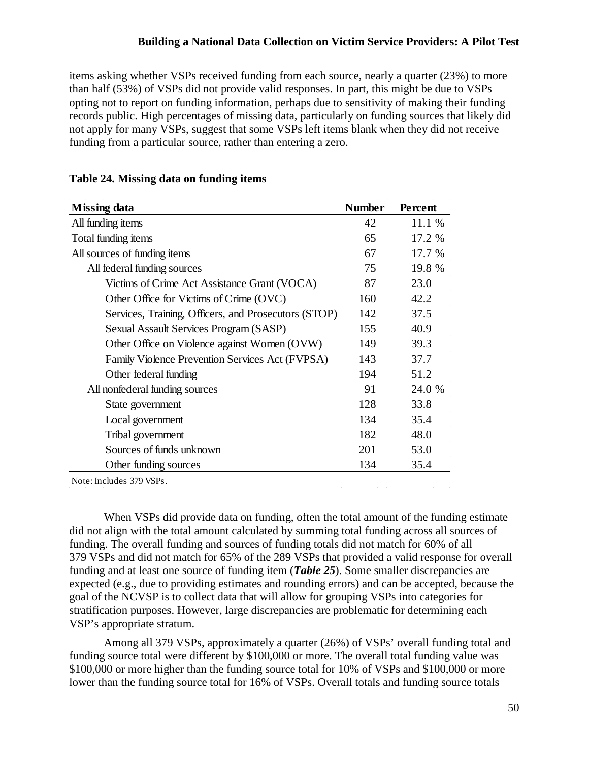items asking whether VSPs received funding from each source, nearly a quarter (23%) to more than half (53%) of VSPs did not provide valid responses. In part, this might be due to VSPs opting not to report on funding information, perhaps due to sensitivity of making their funding records public. High percentages of missing data, particularly on funding sources that likely did not apply for many VSPs, suggest that some VSPs left items blank when they did not receive funding from a particular source, rather than entering a zero.

**Table 24. Missing data on funding items**

| Missing data | Number | Percent |
|---|---|---|
| All funding items | 42 | 11.1 % |
| Total funding items | 65 | 17.2 % |
| All sources of funding items | 67 | 17.7 % |
| All federal funding sources | 75 | 19.8 % |
| Victims of Crime Act Assistance Grant (VOCA) | 87 | 23.0 |
| Other Office for Victims of Crime (OVC) | 160 | 42.2 |
| Services, Training, Officers, and Prosecutors (STOP) | 142 | 37.5 |
| Sexual Assault Services Program (SASP) | 155 | 40.9 |
| Other Office on Violence against Women (OVW) | 149 | 39.3 |
| Family Violence Prevention Services Act (FVPSA) | 143 | 37.7 |
| Other federal funding | 194 | 51.2 |
| All nonfederal funding sources | 91 | 24.0 % |
| State government | 128 | 33.8 |
| Local government | 134 | 35.4 |
| Tribal government | 182 | 48.0 |
| Sources of funds unknown | 201 | 53.0 |
| Other funding sources | 134 | 35.4 |

Note: Includes 379 VSPs.

When VSPs did provide data on funding, often the total amount of the funding estimate did not align with the total amount calculated by summing total funding across all sources of funding. The overall funding and sources of funding totals did not match for 60% of all 379 VSPs and did not match for 65% of the 289 VSPs that provided a valid response for overall funding and at least one source of funding item (***Table 25***). Some smaller discrepancies are expected (e.g., due to providing estimates and rounding errors) and can be accepted, because the goal of the NCVSP is to collect data that will allow for grouping VSPs into categories for stratification purposes. However, large discrepancies are problematic for determining each VSP's appropriate stratum.

Among all 379 VSPs, approximately a quarter (26%) of VSPs' overall funding total and funding source total were different by \$100,000 or more. The overall total funding value was \$100,000 or more higher than the funding source total for 10% of VSPs and \$100,000 or more lower than the funding source total for 16% of VSPs. Overall totals and funding source totals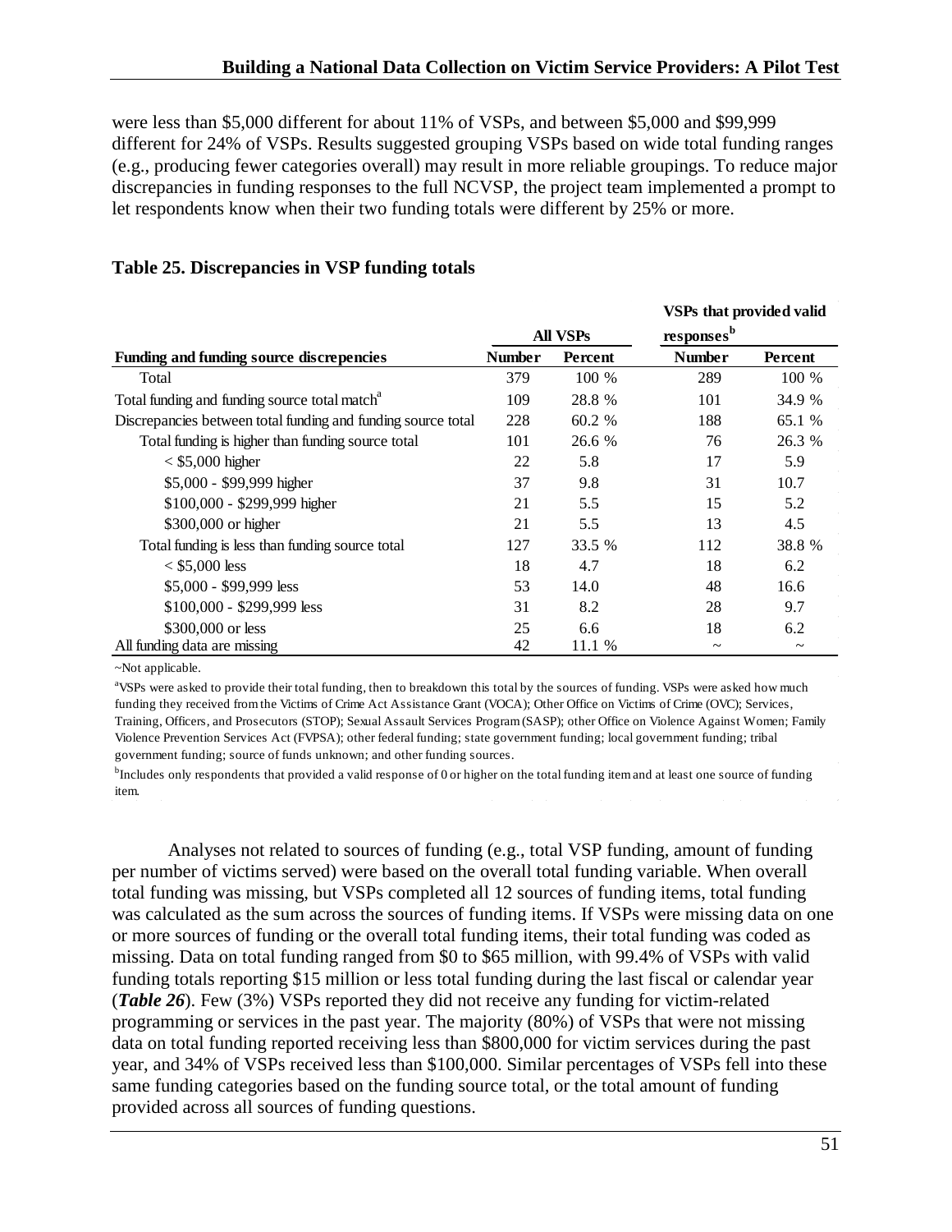were less than $5,000 different for about 11% of VSPs, and between $5,000 and $99,999 different for 24% of VSPs. Results suggested grouping VSPs based on wide total funding ranges (e.g., producing fewer categories overall) may result in more reliable groupings. To reduce major discrepancies in funding responses to the full NCVSP, the project team implemented a prompt to let respondents know when their two funding totals were different by 25% or more.

**Table 25. Discrepancies in VSP funding totals**

| | All VSPs | | VSPs that provided valid responses[b] | |
|---|---|---|---|---|
| **Funding and funding source discrepencies** | **Number** | **Percent** | **Number** | **Percent** |
| Total | 379 | 100 % | 289 | 100 % |
| Total funding and funding source total match[a] | 109 | 28.8 % | 101 | 34.9 % |
| Discrepancies between total funding and funding source total | 228 | 60.2 % | 188 | 65.1 % |
| Total funding is higher than funding source total | 101 | 26.6 % | 76 | 26.3 % |
| < $5,000 higher | 22 | 5.8 | 17 | 5.9 |
| $5,000 - $99,999 higher | 37 | 9.8 | 31 | 10.7 |
| $100,000 - $299,999 higher | 21 | 5.5 | 15 | 5.2 |
| $300,000 or higher | 21 | 5.5 | 13 | 4.5 |
| Total funding is less than funding source total | 127 | 33.5 % | 112 | 38.8 % |
| < $5,000 less | 18 | 4.7 | 18 | 6.2 |
| $5,000 - $99,999 less | 53 | 14.0 | 48 | 16.6 |
| $100,000 - $299,999 less | 31 | 8.2 | 28 | 9.7 |
| $300,000 or less | 25 | 6.6 | 18 | 6.2 |
| All funding data are missing | 42 | 11.1 % | ~ | ~ |

~Not applicable.

[a]VSPs were asked to provide their total funding, then to breakdown this total by the sources of funding. VSPs were asked how much funding they received from the Victims of Crime Act Assistance Grant (VOCA); Other Office on Victims of Crime (OVC); Services, Training, Officers, and Prosecutors (STOP); Sexual Assault Services Program (SASP); other Office on Violence Against Women; Family Violence Prevention Services Act (FVPSA); other federal funding; state government funding; local government funding; tribal government funding; source of funds unknown; and other funding sources.

[b]Includes only respondents that provided a valid response of 0 or higher on the total funding item and at least one source of funding item.

Analyses not related to sources of funding (e.g., total VSP funding, amount of funding per number of victims served) were based on the overall total funding variable. When overall total funding was missing, but VSPs completed all 12 sources of funding items, total funding was calculated as the sum across the sources of funding items. If VSPs were missing data on one or more sources of funding or the overall total funding items, their total funding was coded as missing. Data on total funding ranged from $0 to $65 million, with 99.4% of VSPs with valid funding totals reporting $15 million or less total funding during the last fiscal or calendar year (***Table 26***). Few (3%) VSPs reported they did not receive any funding for victim-related programming or services in the past year. The majority (80%) of VSPs that were not missing data on total funding reported receiving less than $800,000 for victim services during the past year, and 34% of VSPs received less than $100,000. Similar percentages of VSPs fell into these same funding categories based on the funding source total, or the total amount of funding provided across all sources of funding questions.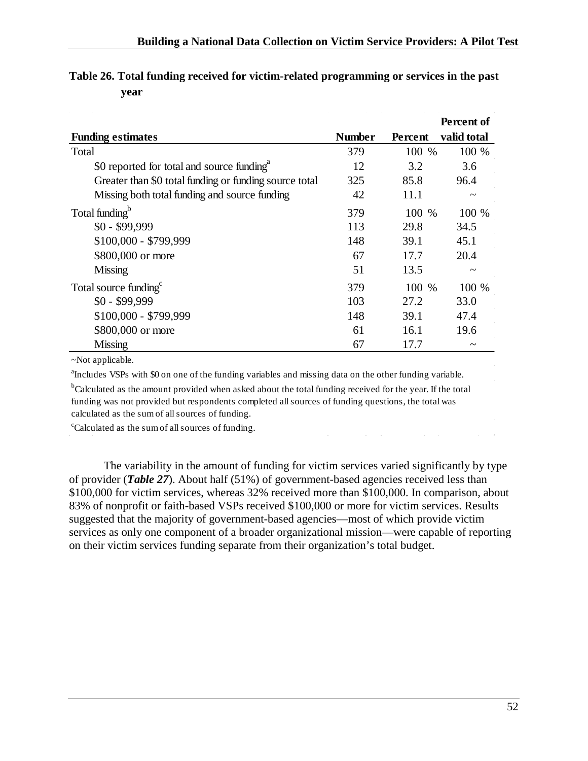**Table 26. Total funding received for victim-related programming or services in the past year**

| Funding estimates | Number | Percent | Percent of valid total |
|---|---|---|---|
| Total | 379 | 100 % | 100 % |
| $0 reported for total and source funding[a] | 12 | 3.2 | 3.6 |
| Greater than $0 total funding or funding source total | 325 | 85.8 | 96.4 |
| Missing both total funding and source funding | 42 | 11.1 | ~ |
| Total funding[b] | 379 | 100 % | 100 % |
| $0 - $99,999 | 113 | 29.8 | 34.5 |
| $100,000 - $799,999 | 148 | 39.1 | 45.1 |
| $800,000 or more | 67 | 17.7 | 20.4 |
| Missing | 51 | 13.5 | ~ |
| Total source funding[c] | 379 | 100 % | 100 % |
| $0 - $99,999 | 103 | 27.2 | 33.0 |
| $100,000 - $799,999 | 148 | 39.1 | 47.4 |
| $800,000 or more | 61 | 16.1 | 19.6 |
| Missing | 67 | 17.7 | ~ |

~Not applicable.

[a]Includes VSPs with $0 on one of the funding variables and missing data on the other funding variable.

[b]Calculated as the amount provided when asked about the total funding received for the year. If the total funding was not provided but respondents completed all sources of funding questions, the total was calculated as the sum of all sources of funding.

[c]Calculated as the sum of all sources of funding.

The variability in the amount of funding for victim services varied significantly by type of provider (***Table 27***). About half (51%) of government-based agencies received less than $100,000 for victim services, whereas 32% received more than $100,000. In comparison, about 83% of nonprofit or faith-based VSPs received $100,000 or more for victim services. Results suggested that the majority of government-based agencies—most of which provide victim services as only one component of a broader organizational mission—were capable of reporting on their victim services funding separate from their organization's total budget.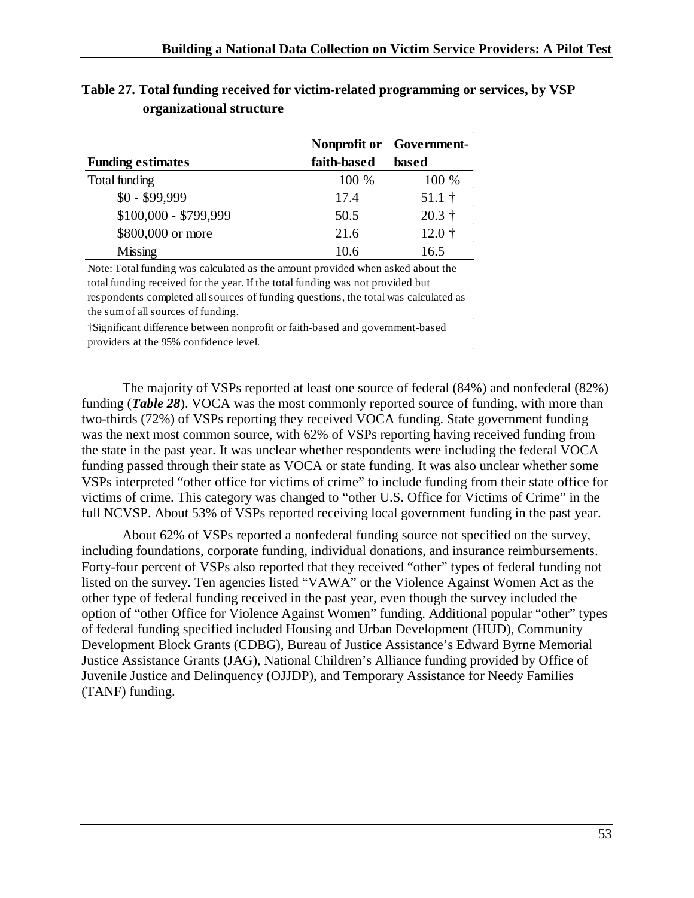**Table 27. Total funding received for victim-related programming or services, by VSP organizational structure**

| Funding estimates | Nonprofit or faith-based | Government-based |
|---|---|---|
| Total funding | 100 % | 100 % |
| $0 - $99,999 | 17.4 | 51.1 † |
| $100,000 - $799,999 | 50.5 | 20.3 † |
| $800,000 or more | 21.6 | 12.0 † |
| Missing | 10.6 | 16.5 |

Note: Total funding was calculated as the amount provided when asked about the total funding received for the year. If the total funding was not provided but respondents completed all sources of funding questions, the total was calculated as the sum of all sources of funding.

†Significant difference between nonprofit or faith-based and government-based providers at the 95% confidence level.

The majority of VSPs reported at least one source of federal (84%) and nonfederal (82%) funding (***Table 28***). VOCA was the most commonly reported source of funding, with more than two-thirds (72%) of VSPs reporting they received VOCA funding. State government funding was the next most common source, with 62% of VSPs reporting having received funding from the state in the past year. It was unclear whether respondents were including the federal VOCA funding passed through their state as VOCA or state funding. It was also unclear whether some VSPs interpreted "other office for victims of crime" to include funding from their state office for victims of crime. This category was changed to "other U.S. Office for Victims of Crime" in the full NCVSP. About 53% of VSPs reported receiving local government funding in the past year.

About 62% of VSPs reported a nonfederal funding source not specified on the survey, including foundations, corporate funding, individual donations, and insurance reimbursements. Forty-four percent of VSPs also reported that they received "other" types of federal funding not listed on the survey. Ten agencies listed "VAWA" or the Violence Against Women Act as the other type of federal funding received in the past year, even though the survey included the option of "other Office for Violence Against Women" funding. Additional popular "other" types of federal funding specified included Housing and Urban Development (HUD), Community Development Block Grants (CDBG), Bureau of Justice Assistance's Edward Byrne Memorial Justice Assistance Grants (JAG), National Children's Alliance funding provided by Office of Juvenile Justice and Delinquency (OJJDP), and Temporary Assistance for Needy Families (TANF) funding.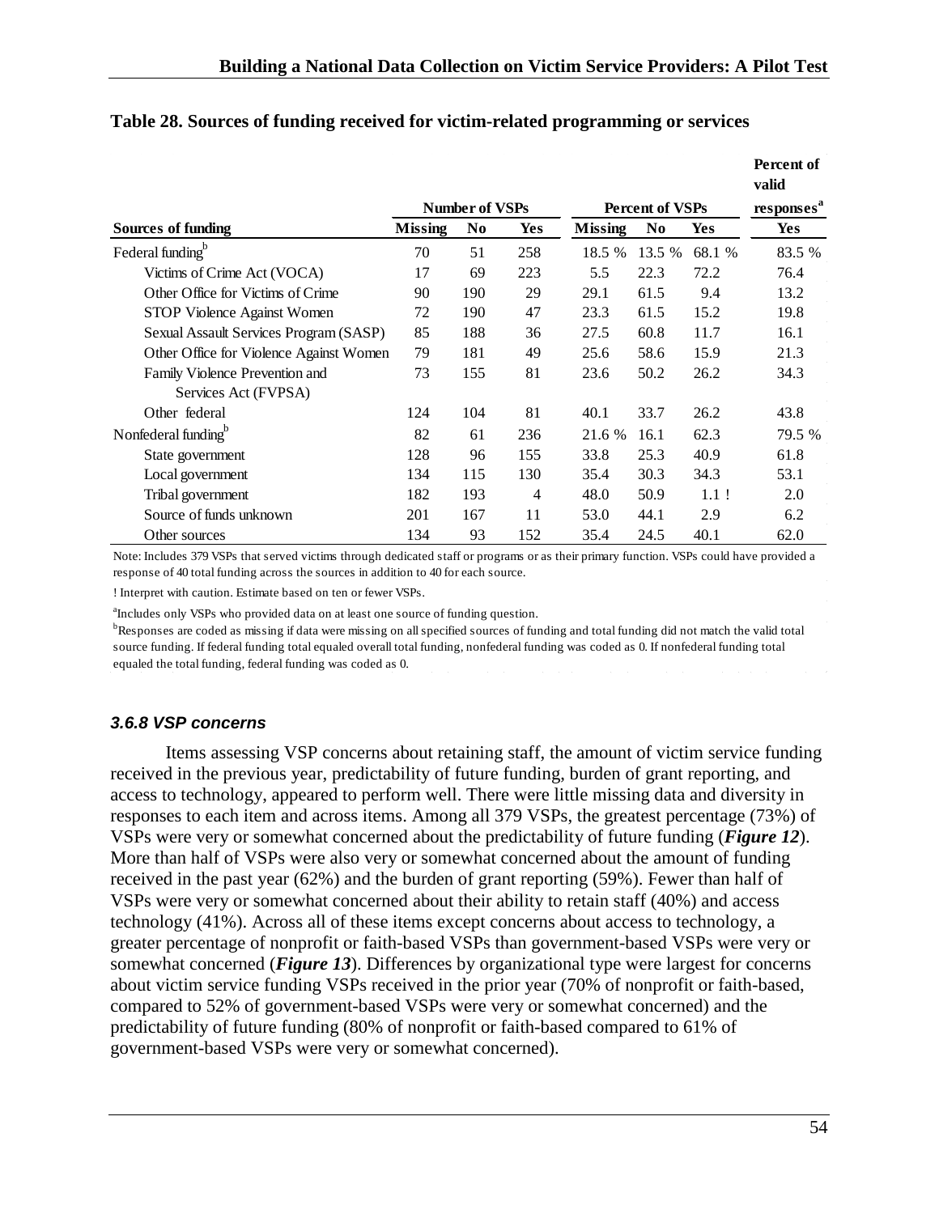**Table 28. Sources of funding received for victim-related programming or services**

| Sources of funding | Number of VSPs | | | Percent of VSPs | | | Percent of valid responses[a] |
|---|---|---|---|---|---|---|---|
| | Missing | No | Yes | Missing | No | Yes | Yes |
| Federal funding[b] | 70 | 51 | 258 | 18.5 % | 13.5 % | 68.1 % | 83.5 % |
| Victims of Crime Act (VOCA) | 17 | 69 | 223 | 5.5 | 22.3 | 72.2 | 76.4 |
| Other Office for Victims of Crime | 90 | 190 | 29 | 29.1 | 61.5 | 9.4 | 13.2 |
| STOP Violence Against Women | 72 | 190 | 47 | 23.3 | 61.5 | 15.2 | 19.8 |
| Sexual Assault Services Program (SASP) | 85 | 188 | 36 | 27.5 | 60.8 | 11.7 | 16.1 |
| Other Office for Violence Against Women | 79 | 181 | 49 | 25.6 | 58.6 | 15.9 | 21.3 |
| Family Violence Prevention and Services Act (FVPSA) | 73 | 155 | 81 | 23.6 | 50.2 | 26.2 | 34.3 |
| Other federal | 124 | 104 | 81 | 40.1 | 33.7 | 26.2 | 43.8 |
| Nonfederal funding[b] | 82 | 61 | 236 | 21.6 % | 16.1 | 62.3 | 79.5 % |
| State government | 128 | 96 | 155 | 33.8 | 25.3 | 40.9 | 61.8 |
| Local government | 134 | 115 | 130 | 35.4 | 30.3 | 34.3 | 53.1 |
| Tribal government | 182 | 193 | 4 | 48.0 | 50.9 | 1.1 ! | 2.0 |
| Source of funds unknown | 201 | 167 | 11 | 53.0 | 44.1 | 2.9 | 6.2 |
| Other sources | 134 | 93 | 152 | 35.4 | 24.5 | 40.1 | 62.0 |

Note: Includes 379 VSPs that served victims through dedicated staff or programs or as their primary function. VSPs could have provided a response of 40 total funding across the sources in addition to 40 for each source.

! Interpret with caution. Estimate based on ten or fewer VSPs.

[a]Includes only VSPs who provided data on at least one source of funding question.

[b]Responses are coded as missing if data were missing on all specified sources of funding and total funding did not match the valid total source funding. If federal funding total equaled overall total funding, nonfederal funding was coded as 0. If nonfederal funding total equaled the total funding, federal funding was coded as 0.

### *3.6.8 VSP concerns*

Items assessing VSP concerns about retaining staff, the amount of victim service funding received in the previous year, predictability of future funding, burden of grant reporting, and access to technology, appeared to perform well. There were little missing data and diversity in responses to each item and across items. Among all 379 VSPs, the greatest percentage (73%) of VSPs were very or somewhat concerned about the predictability of future funding (***Figure 12***). More than half of VSPs were also very or somewhat concerned about the amount of funding received in the past year (62%) and the burden of grant reporting (59%). Fewer than half of VSPs were very or somewhat concerned about their ability to retain staff (40%) and access technology (41%). Across all of these items except concerns about access to technology, a greater percentage of nonprofit or faith-based VSPs than government-based VSPs were very or somewhat concerned (***Figure 13***). Differences by organizational type were largest for concerns about victim service funding VSPs received in the prior year (70% of nonprofit or faith-based, compared to 52% of government-based VSPs were very or somewhat concerned) and the predictability of future funding (80% of nonprofit or faith-based compared to 61% of government-based VSPs were very or somewhat concerned).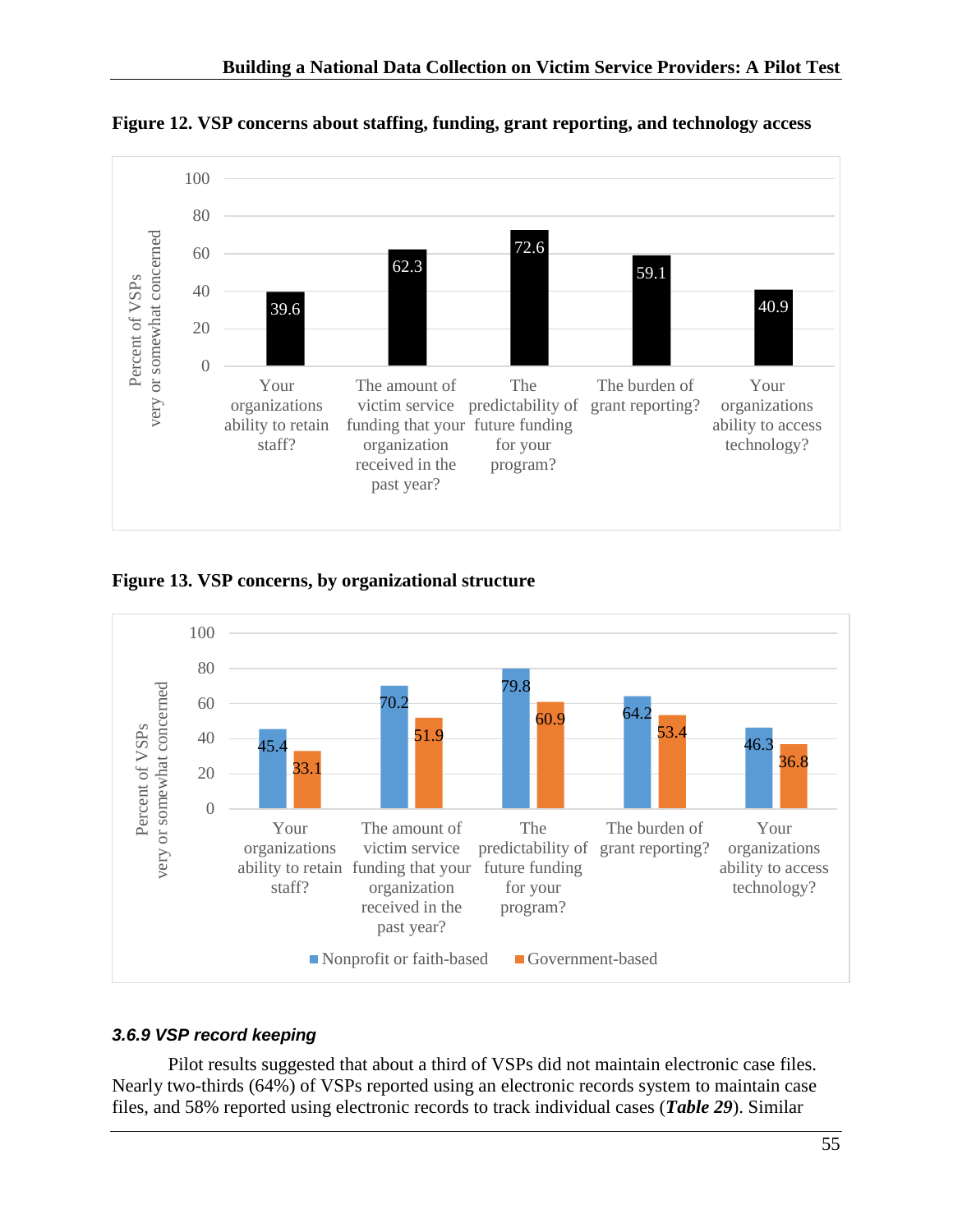**Figure 12. VSP concerns about staffing, funding, grant reporting, and technology access**

| | Percent of VSPs very or somewhat concerned |
|---|---|
| Your organizations ability to retain staff? | 39.6 |
| The amount of victim service funding that your organization received in the past year? | 62.3 |
| The predictability of future funding for your program? | 72.6 |
| The burden of grant reporting? | 59.1 |
| Your organizations ability to access technology? | 40.9 |

**Figure 13. VSP concerns, by organizational structure**

| | Nonprofit or faith-based | Government-based |
|---|---|---|
| Your organizations ability to retain staff? | 45.4 | 33.1 |
| The amount of victim service funding that your organization received in the past year? | 70.2 | 51.9 |
| The predictability of future funding for your program? | 79.8 | 60.9 |
| The burden of grant reporting? | 64.2 | 53.4 |
| Your organizations ability to access technology? | 46.3 | 36.8 |

*Percent of VSPs very or somewhat concerned*

### *3.6.9 VSP record keeping*

Pilot results suggested that about a third of VSPs did not maintain electronic case files. Nearly two-thirds (64%) of VSPs reported using an electronic records system to maintain case files, and 58% reported using electronic records to track individual cases (***Table 29***). Similar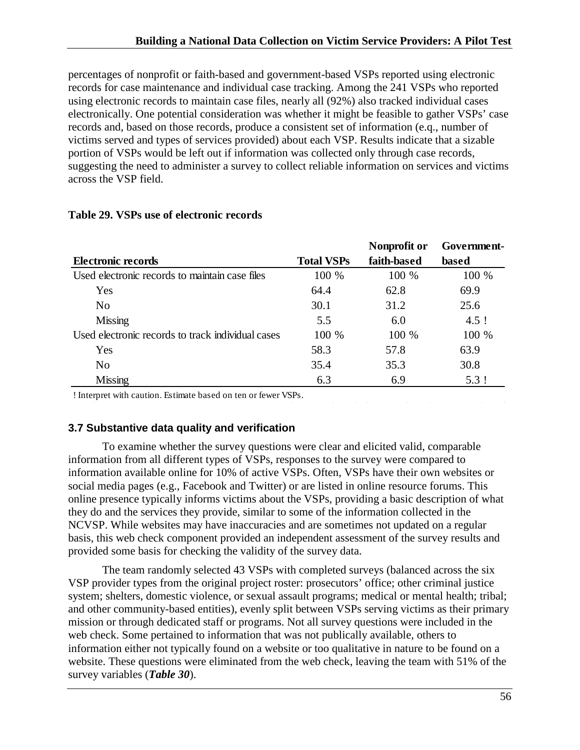percentages of nonprofit or faith-based and government-based VSPs reported using electronic records for case maintenance and individual case tracking. Among the 241 VSPs who reported using electronic records to maintain case files, nearly all (92%) also tracked individual cases electronically. One potential consideration was whether it might be feasible to gather VSPs' case records and, based on those records, produce a consistent set of information (e.g., number of victims served and types of services provided) about each VSP. Results indicate that a sizable portion of VSPs would be left out if information was collected only through case records, suggesting the need to administer a survey to collect reliable information on services and victims across the VSP field.

**Table 29. VSPs use of electronic records**

| Electronic records | Total VSPs | Nonprofit or faith-based | Government-based |
|---|---|---|---|
| Used electronic records to maintain case files | 100 % | 100 % | 100 % |
| Yes | 64.4 | 62.8 | 69.9 |
| No | 30.1 | 31.2 | 25.6 |
| Missing | 5.5 | 6.0 | 4.5 ! |
| Used electronic records to track individual cases | 100 % | 100 % | 100 % |
| Yes | 58.3 | 57.8 | 63.9 |
| No | 35.4 | 35.3 | 30.8 |
| Missing | 6.3 | 6.9 | 5.3 ! |

! Interpret with caution. Estimate based on ten or fewer VSPs.

### 3.7 Substantive data quality and verification

To examine whether the survey questions were clear and elicited valid, comparable information from all different types of VSPs, responses to the survey were compared to information available online for 10% of active VSPs. Often, VSPs have their own websites or social media pages (e.g., Facebook and Twitter) or are listed in online resource forums. This online presence typically informs victims about the VSPs, providing a basic description of what they do and the services they provide, similar to some of the information collected in the NCVSP. While websites may have inaccuracies and are sometimes not updated on a regular basis, this web check component provided an independent assessment of the survey results and provided some basis for checking the validity of the survey data.

The team randomly selected 43 VSPs with completed surveys (balanced across the six VSP provider types from the original project roster: prosecutors' office; other criminal justice system; shelters, domestic violence, or sexual assault programs; medical or mental health; tribal; and other community-based entities), evenly split between VSPs serving victims as their primary mission or through dedicated staff or programs. Not all survey questions were included in the web check. Some pertained to information that was not publically available, others to information either not typically found on a website or too qualitative in nature to be found on a website. These questions were eliminated from the web check, leaving the team with 51% of the survey variables (***Table 30***).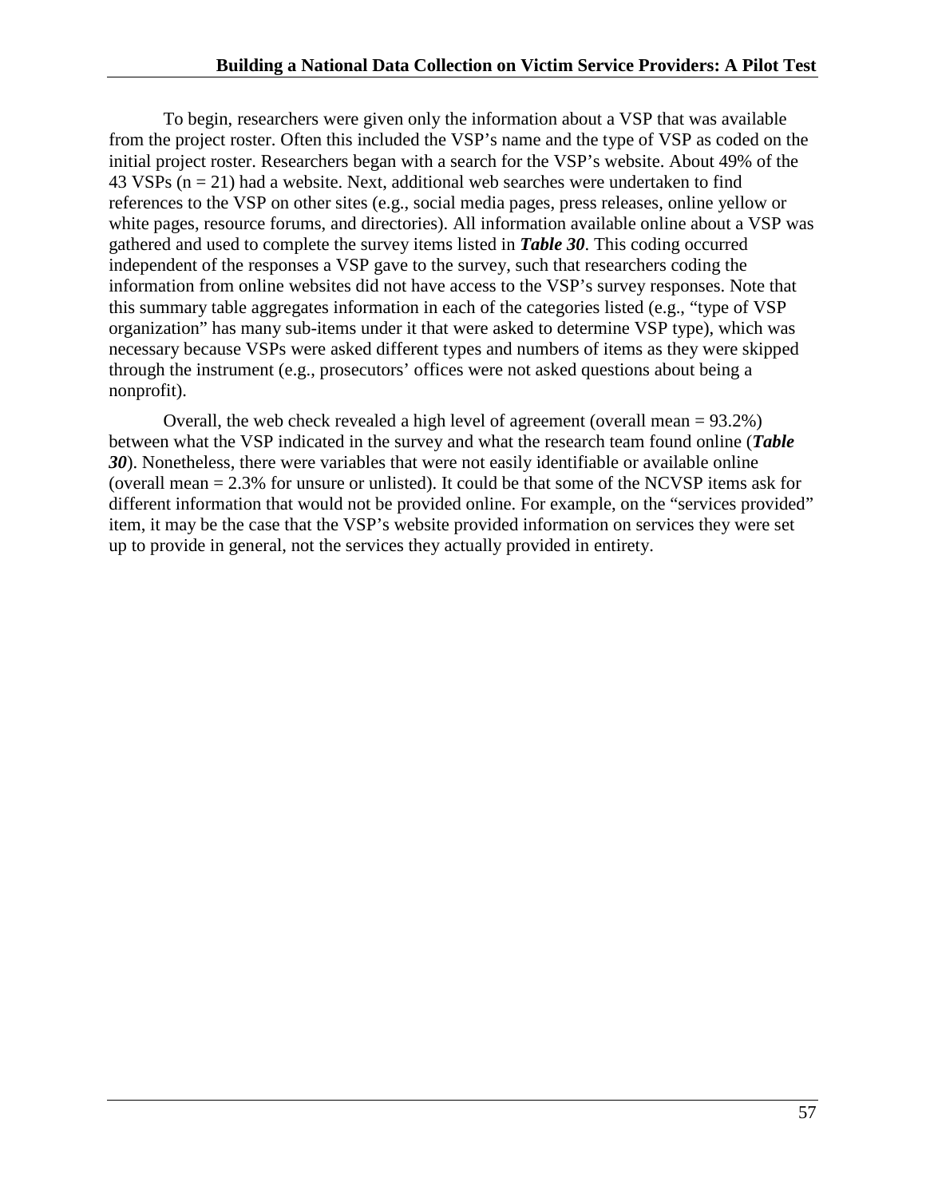To begin, researchers were given only the information about a VSP that was available from the project roster. Often this included the VSP's name and the type of VSP as coded on the initial project roster. Researchers began with a search for the VSP's website. About 49% of the 43 VSPs (n = 21) had a website. Next, additional web searches were undertaken to find references to the VSP on other sites (e.g., social media pages, press releases, online yellow or white pages, resource forums, and directories). All information available online about a VSP was gathered and used to complete the survey items listed in ***Table 30***. This coding occurred independent of the responses a VSP gave to the survey, such that researchers coding the information from online websites did not have access to the VSP's survey responses. Note that this summary table aggregates information in each of the categories listed (e.g., "type of VSP organization" has many sub-items under it that were asked to determine VSP type), which was necessary because VSPs were asked different types and numbers of items as they were skipped through the instrument (e.g., prosecutors' offices were not asked questions about being a nonprofit).

Overall, the web check revealed a high level of agreement (overall mean = 93.2%) between what the VSP indicated in the survey and what the research team found online (***Table 30***). Nonetheless, there were variables that were not easily identifiable or available online (overall mean = 2.3% for unsure or unlisted). It could be that some of the NCVSP items ask for different information that would not be provided online. For example, on the "services provided" item, it may be the case that the VSP's website provided information on services they were set up to provide in general, not the services they actually provided in entirety.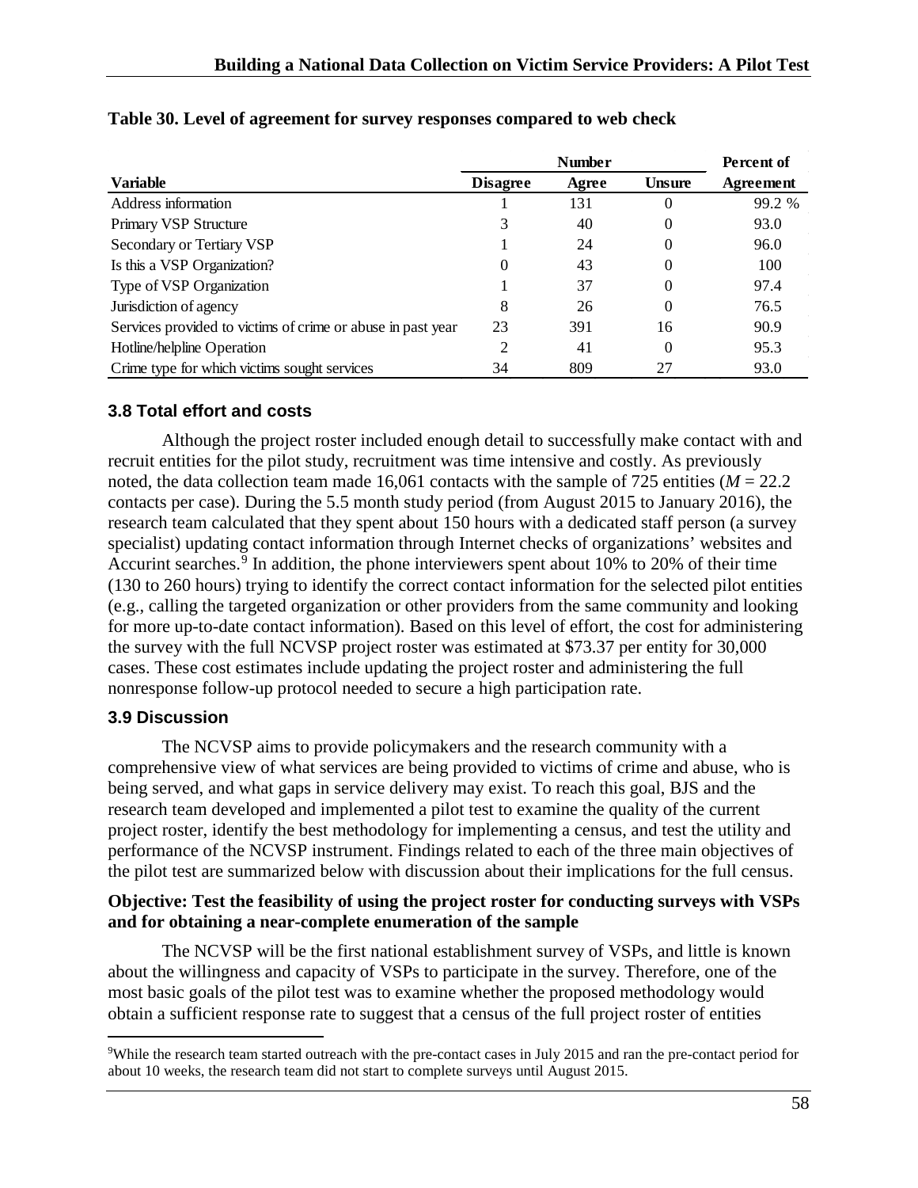**Table 30. Level of agreement for survey responses compared to web check**

| Variable | Number | | | Percent of |
|---|---|---|---|---|
| | Disagree | Agree | Unsure | Agreement |
| Address information | 1 | 131 | 0 | 99.2 % |
| Primary VSP Structure | 3 | 40 | 0 | 93.0 |
| Secondary or Tertiary VSP | 1 | 24 | 0 | 96.0 |
| Is this a VSP Organization? | 0 | 43 | 0 | 100 |
| Type of VSP Organization | 1 | 37 | 0 | 97.4 |
| Jurisdiction of agency | 8 | 26 | 0 | 76.5 |
| Services provided to victims of crime or abuse in past year | 23 | 391 | 16 | 90.9 |
| Hotline/helpline Operation | 2 | 41 | 0 | 95.3 |
| Crime type for which victims sought services | 34 | 809 | 27 | 93.0 |

### 3.8 Total effort and costs

Although the project roster included enough detail to successfully make contact with and recruit entities for the pilot study, recruitment was time intensive and costly. As previously noted, the data collection team made 16,061 contacts with the sample of 725 entities ($M = 22.2$ contacts per case). During the 5.5 month study period (from August 2015 to January 2016), the research team calculated that they spent about 150 hours with a dedicated staff person (a survey specialist) updating contact information through Internet checks of organizations' websites and Accurint searches.[9] In addition, the phone interviewers spent about 10% to 20% of their time (130 to 260 hours) trying to identify the correct contact information for the selected pilot entities (e.g., calling the targeted organization or other providers from the same community and looking for more up-to-date contact information). Based on this level of effort, the cost for administering the survey with the full NCVSP project roster was estimated at $73.37 per entity for 30,000 cases. These cost estimates include updating the project roster and administering the full nonresponse follow-up protocol needed to secure a high participation rate.

### 3.9 Discussion

The NCVSP aims to provide policymakers and the research community with a comprehensive view of what services are being provided to victims of crime and abuse, who is being served, and what gaps in service delivery may exist. To reach this goal, BJS and the research team developed and implemented a pilot test to examine the quality of the current project roster, identify the best methodology for implementing a census, and test the utility and performance of the NCVSP instrument. Findings related to each of the three main objectives of the pilot test are summarized below with discussion about their implications for the full census.

**Objective: Test the feasibility of using the project roster for conducting surveys with VSPs and for obtaining a near-complete enumeration of the sample**

The NCVSP will be the first national establishment survey of VSPs, and little is known about the willingness and capacity of VSPs to participate in the survey. Therefore, one of the most basic goals of the pilot test was to examine whether the proposed methodology would obtain a sufficient response rate to suggest that a census of the full project roster of entities

[9] While the research team started outreach with the pre-contact cases in July 2015 and ran the pre-contact period for about 10 weeks, the research team did not start to complete surveys until August 2015.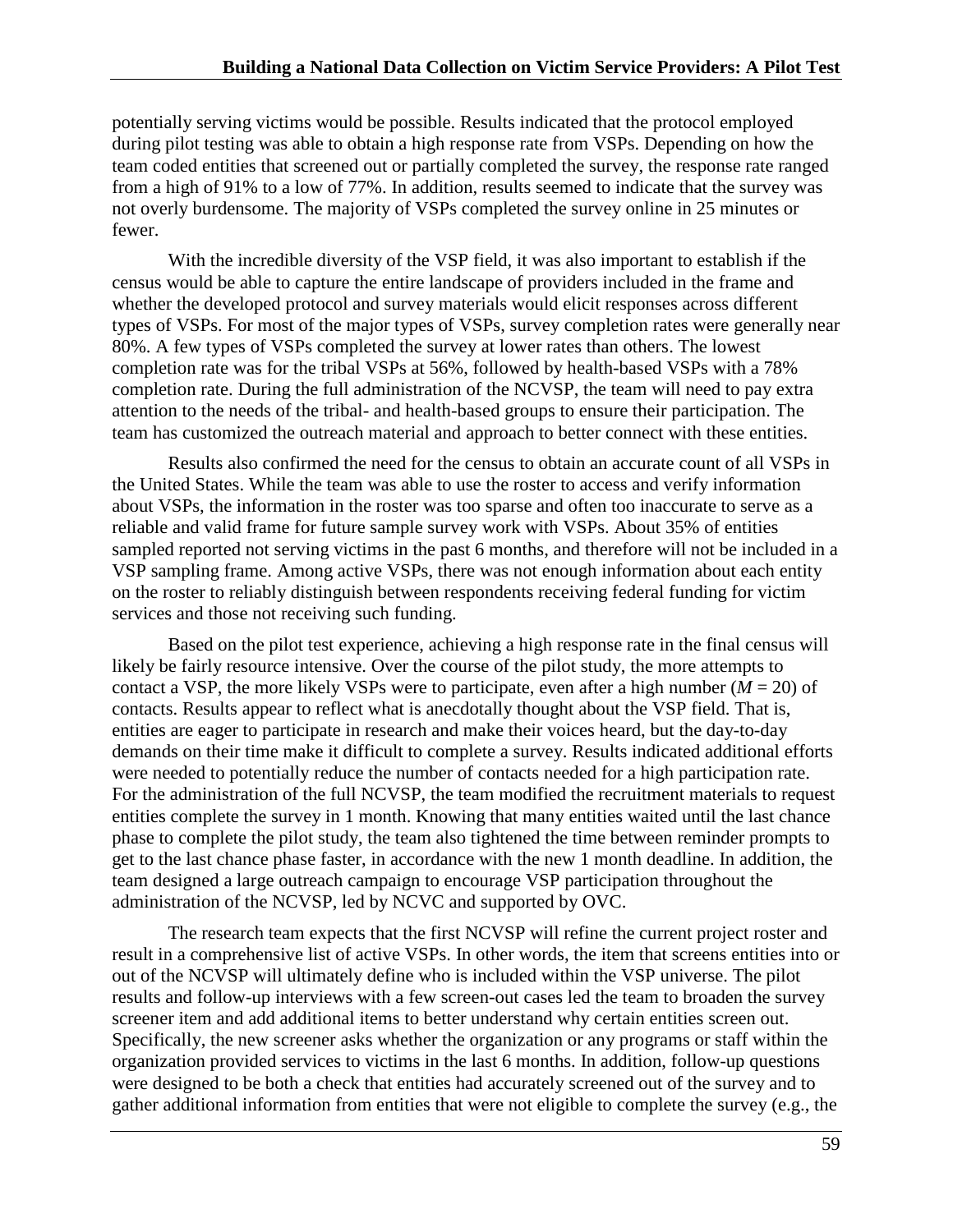potentially serving victims would be possible. Results indicated that the protocol employed during pilot testing was able to obtain a high response rate from VSPs. Depending on how the team coded entities that screened out or partially completed the survey, the response rate ranged from a high of 91% to a low of 77%. In addition, results seemed to indicate that the survey was not overly burdensome. The majority of VSPs completed the survey online in 25 minutes or fewer.

With the incredible diversity of the VSP field, it was also important to establish if the census would be able to capture the entire landscape of providers included in the frame and whether the developed protocol and survey materials would elicit responses across different types of VSPs. For most of the major types of VSPs, survey completion rates were generally near 80%. A few types of VSPs completed the survey at lower rates than others. The lowest completion rate was for the tribal VSPs at 56%, followed by health-based VSPs with a 78% completion rate. During the full administration of the NCVSP, the team will need to pay extra attention to the needs of the tribal- and health-based groups to ensure their participation. The team has customized the outreach material and approach to better connect with these entities.

Results also confirmed the need for the census to obtain an accurate count of all VSPs in the United States. While the team was able to use the roster to access and verify information about VSPs, the information in the roster was too sparse and often too inaccurate to serve as a reliable and valid frame for future sample survey work with VSPs. About 35% of entities sampled reported not serving victims in the past 6 months, and therefore will not be included in a VSP sampling frame. Among active VSPs, there was not enough information about each entity on the roster to reliably distinguish between respondents receiving federal funding for victim services and those not receiving such funding.

Based on the pilot test experience, achieving a high response rate in the final census will likely be fairly resource intensive. Over the course of the pilot study, the more attempts to contact a VSP, the more likely VSPs were to participate, even after a high number ($M = 20$) of contacts. Results appear to reflect what is anecdotally thought about the VSP field. That is, entities are eager to participate in research and make their voices heard, but the day-to-day demands on their time make it difficult to complete a survey. Results indicated additional efforts were needed to potentially reduce the number of contacts needed for a high participation rate. For the administration of the full NCVSP, the team modified the recruitment materials to request entities complete the survey in 1 month. Knowing that many entities waited until the last chance phase to complete the pilot study, the team also tightened the time between reminder prompts to get to the last chance phase faster, in accordance with the new 1 month deadline. In addition, the team designed a large outreach campaign to encourage VSP participation throughout the administration of the NCVSP, led by NCVC and supported by OVC.

The research team expects that the first NCVSP will refine the current project roster and result in a comprehensive list of active VSPs. In other words, the item that screens entities into or out of the NCVSP will ultimately define who is included within the VSP universe. The pilot results and follow-up interviews with a few screen-out cases led the team to broaden the survey screener item and add additional items to better understand why certain entities screen out. Specifically, the new screener asks whether the organization or any programs or staff within the organization provided services to victims in the last 6 months. In addition, follow-up questions were designed to be both a check that entities had accurately screened out of the survey and to gather additional information from entities that were not eligible to complete the survey (e.g., the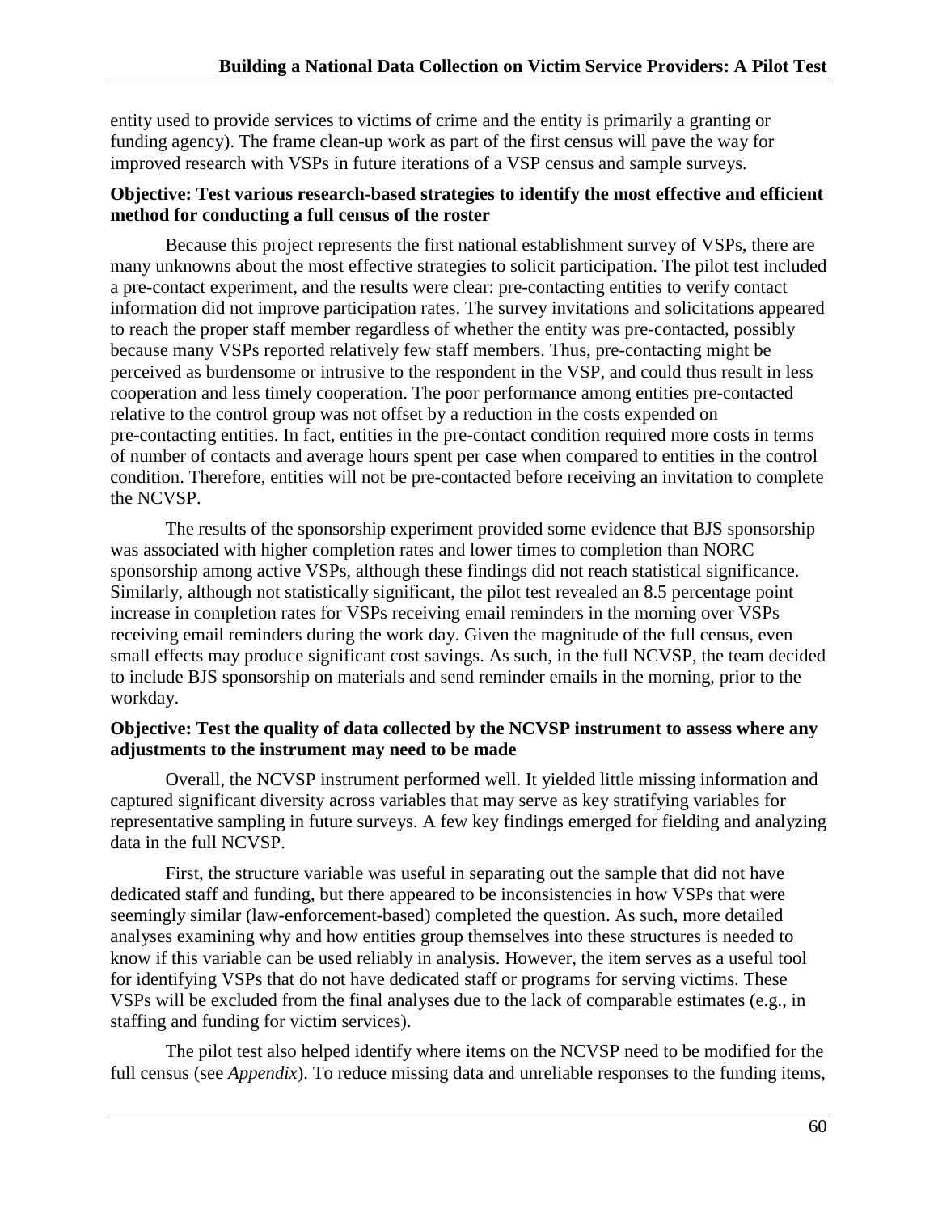entity used to provide services to victims of crime and the entity is primarily a granting or funding agency). The frame clean-up work as part of the first census will pave the way for improved research with VSPs in future iterations of a VSP census and sample surveys.

**Objective: Test various research-based strategies to identify the most effective and efficient method for conducting a full census of the roster**

Because this project represents the first national establishment survey of VSPs, there are many unknowns about the most effective strategies to solicit participation. The pilot test included a pre-contact experiment, and the results were clear: pre-contacting entities to verify contact information did not improve participation rates. The survey invitations and solicitations appeared to reach the proper staff member regardless of whether the entity was pre-contacted, possibly because many VSPs reported relatively few staff members. Thus, pre-contacting might be perceived as burdensome or intrusive to the respondent in the VSP, and could thus result in less cooperation and less timely cooperation. The poor performance among entities pre-contacted relative to the control group was not offset by a reduction in the costs expended on pre-contacting entities. In fact, entities in the pre-contact condition required more costs in terms of number of contacts and average hours spent per case when compared to entities in the control condition. Therefore, entities will not be pre-contacted before receiving an invitation to complete the NCVSP.

The results of the sponsorship experiment provided some evidence that BJS sponsorship was associated with higher completion rates and lower times to completion than NORC sponsorship among active VSPs, although these findings did not reach statistical significance. Similarly, although not statistically significant, the pilot test revealed an 8.5 percentage point increase in completion rates for VSPs receiving email reminders in the morning over VSPs receiving email reminders during the work day. Given the magnitude of the full census, even small effects may produce significant cost savings. As such, in the full NCVSP, the team decided to include BJS sponsorship on materials and send reminder emails in the morning, prior to the workday.

**Objective: Test the quality of data collected by the NCVSP instrument to assess where any adjustments to the instrument may need to be made**

Overall, the NCVSP instrument performed well. It yielded little missing information and captured significant diversity across variables that may serve as key stratifying variables for representative sampling in future surveys. A few key findings emerged for fielding and analyzing data in the full NCVSP.

First, the structure variable was useful in separating out the sample that did not have dedicated staff and funding, but there appeared to be inconsistencies in how VSPs that were seemingly similar (law-enforcement-based) completed the question. As such, more detailed analyses examining why and how entities group themselves into these structures is needed to know if this variable can be used reliably in analysis. However, the item serves as a useful tool for identifying VSPs that do not have dedicated staff or programs for serving victims. These VSPs will be excluded from the final analyses due to the lack of comparable estimates (e.g., in staffing and funding for victim services).

The pilot test also helped identify where items on the NCVSP need to be modified for the full census (see *Appendix*). To reduce missing data and unreliable responses to the funding items,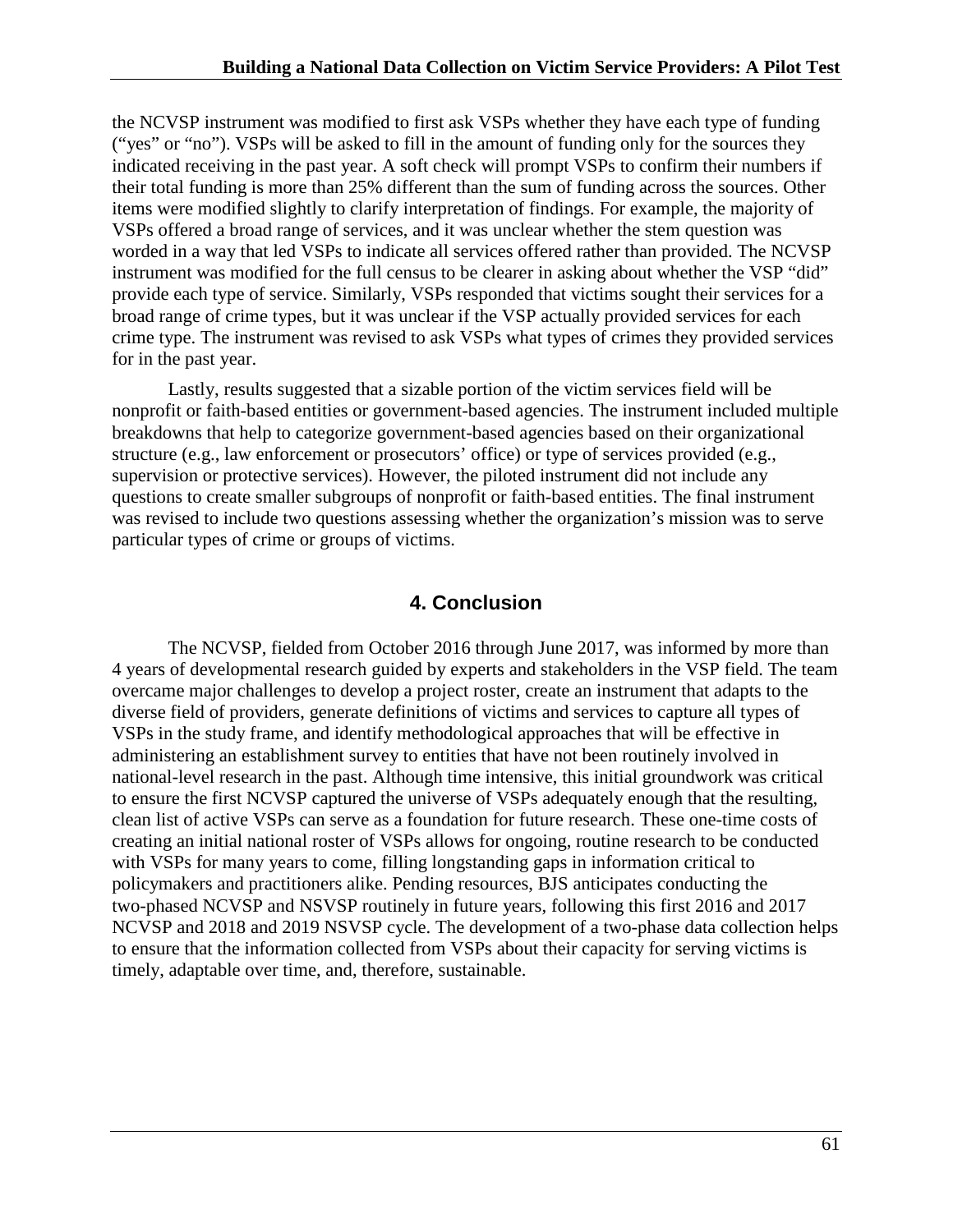the NCVSP instrument was modified to first ask VSPs whether they have each type of funding ("yes" or "no"). VSPs will be asked to fill in the amount of funding only for the sources they indicated receiving in the past year. A soft check will prompt VSPs to confirm their numbers if their total funding is more than 25% different than the sum of funding across the sources. Other items were modified slightly to clarify interpretation of findings. For example, the majority of VSPs offered a broad range of services, and it was unclear whether the stem question was worded in a way that led VSPs to indicate all services offered rather than provided. The NCVSP instrument was modified for the full census to be clearer in asking about whether the VSP "did" provide each type of service. Similarly, VSPs responded that victims sought their services for a broad range of crime types, but it was unclear if the VSP actually provided services for each crime type. The instrument was revised to ask VSPs what types of crimes they provided services for in the past year.

Lastly, results suggested that a sizable portion of the victim services field will be nonprofit or faith-based entities or government-based agencies. The instrument included multiple breakdowns that help to categorize government-based agencies based on their organizational structure (e.g., law enforcement or prosecutors' office) or type of services provided (e.g., supervision or protective services). However, the piloted instrument did not include any questions to create smaller subgroups of nonprofit or faith-based entities. The final instrument was revised to include two questions assessing whether the organization's mission was to serve particular types of crime or groups of victims.

## 4. Conclusion

The NCVSP, fielded from October 2016 through June 2017, was informed by more than 4 years of developmental research guided by experts and stakeholders in the VSP field. The team overcame major challenges to develop a project roster, create an instrument that adapts to the diverse field of providers, generate definitions of victims and services to capture all types of VSPs in the study frame, and identify methodological approaches that will be effective in administering an establishment survey to entities that have not been routinely involved in national-level research in the past. Although time intensive, this initial groundwork was critical to ensure the first NCVSP captured the universe of VSPs adequately enough that the resulting, clean list of active VSPs can serve as a foundation for future research. These one-time costs of creating an initial national roster of VSPs allows for ongoing, routine research to be conducted with VSPs for many years to come, filling longstanding gaps in information critical to policymakers and practitioners alike. Pending resources, BJS anticipates conducting the two-phased NCVSP and NSVSP routinely in future years, following this first 2016 and 2017 NCVSP and 2018 and 2019 NSVSP cycle. The development of a two-phase data collection helps to ensure that the information collected from VSPs about their capacity for serving victims is timely, adaptable over time, and, therefore, sustainable.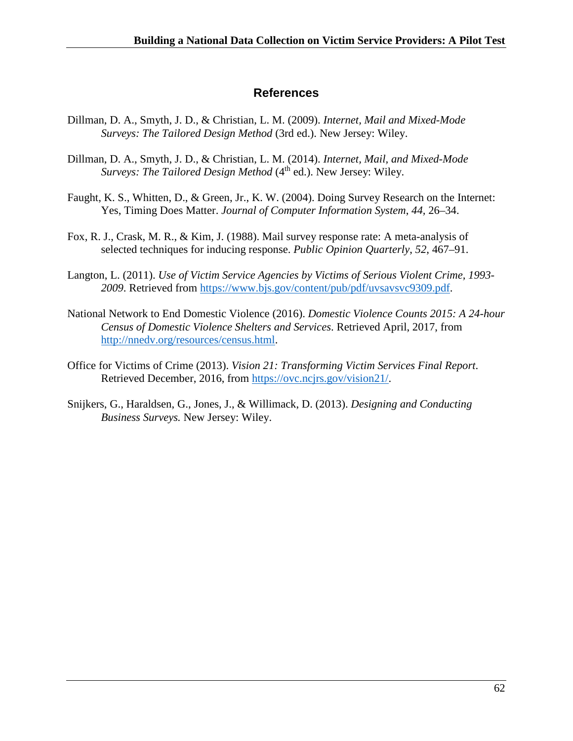# References

Dillman, D. A., Smyth, J. D., & Christian, L. M. (2009). *Internet, Mail and Mixed-Mode Surveys: The Tailored Design Method* (3rd ed.). New Jersey: Wiley.

Dillman, D. A., Smyth, J. D., & Christian, L. M. (2014). *Internet, Mail, and Mixed-Mode Surveys: The Tailored Design Method* (4th ed.). New Jersey: Wiley.

Faught, K. S., Whitten, D., & Green, Jr., K. W. (2004). Doing Survey Research on the Internet: Yes, Timing Does Matter. *Journal of Computer Information System*, *44*, 26–34.

Fox, R. J., Crask, M. R., & Kim, J. (1988). Mail survey response rate: A meta-analysis of selected techniques for inducing response. *Public Opinion Quarterly*, *52*, 467–91.

Langton, L. (2011). *Use of Victim Service Agencies by Victims of Serious Violent Crime, 1993-2009*. Retrieved from https://www.bjs.gov/content/pub/pdf/uvsavsvc9309.pdf.

National Network to End Domestic Violence (2016). *Domestic Violence Counts 2015: A 24-hour Census of Domestic Violence Shelters and Services*. Retrieved April, 2017, from http://nnedv.org/resources/census.html.

Office for Victims of Crime (2013). *Vision 21: Transforming Victim Services Final Report*. Retrieved December, 2016, from https://ovc.ncjrs.gov/vision21/.

Snijkers, G., Haraldsen, G., Jones, J., & Willimack, D. (2013). *Designing and Conducting Business Surveys.* New Jersey: Wiley.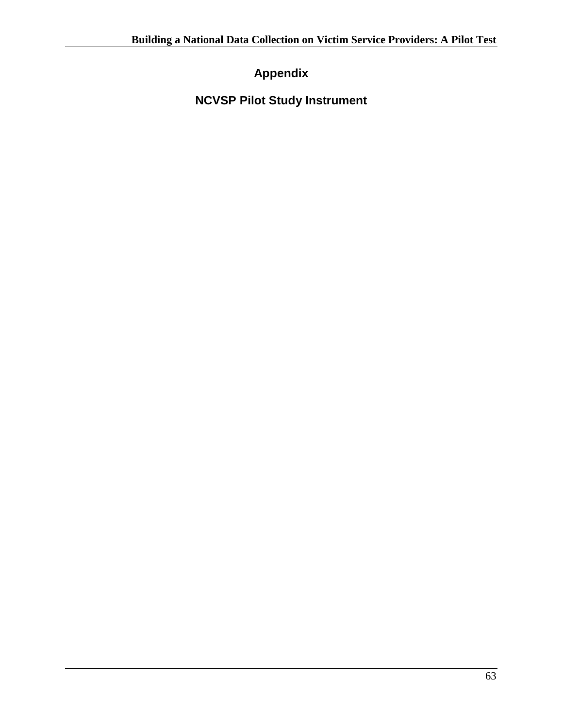# Appendix

## NCVSP Pilot Study Instrument